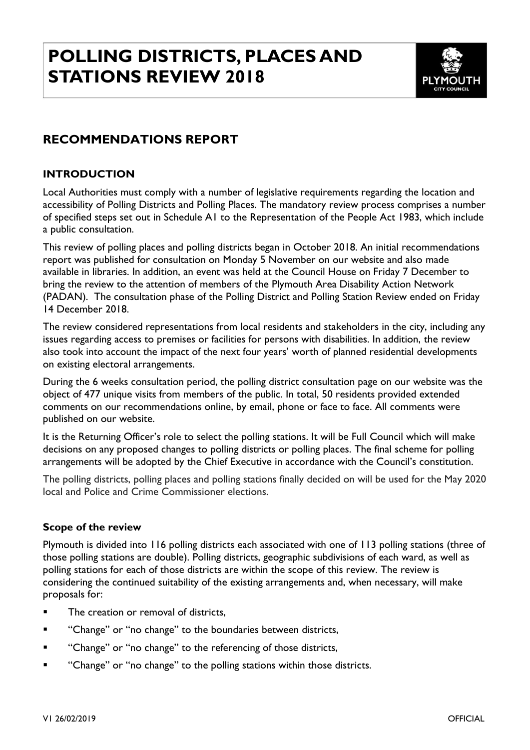# POLLING DISTRICTS, PLACES AND STATIONS REVIEW 2018

## RECOMMENDATIONS REPORT

### INTRODUCTION

Local Authorities must comply with a number of legislative requirements regarding the location and accessibility of Polling Districts and Polling Places. The mandatory review process comprises a number of specified steps set out in Schedule A1 to the Representation of the People Act 1983, which include a public consultation.

This review of polling places and polling districts began in October 2018. An initial recommendations report was published for consultation on Monday 5 November on our website and also made available in libraries. In addition, an event was held at the Council House on Friday 7 December to bring the review to the attention of members of the Plymouth Area Disability Action Network (PADAN). The consultation phase of the Polling District and Polling Station Review ended on Friday 14 December 2018.

The review considered representations from local residents and stakeholders in the city, including any issues regarding access to premises or facilities for persons with disabilities. In addition, the review also took into account the impact of the next four years' worth of planned residential developments on existing electoral arrangements.

During the 6 weeks consultation period, the polling district consultation page on our website was the object of 477 unique visits from members of the public. In total, 50 residents provided extended comments on our recommendations online, by email, phone or face to face. All comments were published on our website.

It is the Returning Officer's role to select the polling stations. It will be Full Council which will make decisions on any proposed changes to polling districts or polling places. The final scheme for polling arrangements will be adopted by the Chief Executive in accordance with the Council's constitution.

The polling districts, polling places and polling stations finally decided on will be used for the May 2020 local and Police and Crime Commissioner elections.

#### Scope of the review

Plymouth is divided into 116 polling districts each associated with one of 113 polling stations (three of those polling stations are double). Polling districts, geographic subdivisions of each ward, as well as polling stations for each of those districts are within the scope of this review. The review is considering the continued suitability of the existing arrangements and, when necessary, will make proposals for:

- The creation or removal of districts,
- "Change" or "no change" to the boundaries between districts,
- "Change" or "no change" to the referencing of those districts,
- "Change" or "no change" to the polling stations within those districts.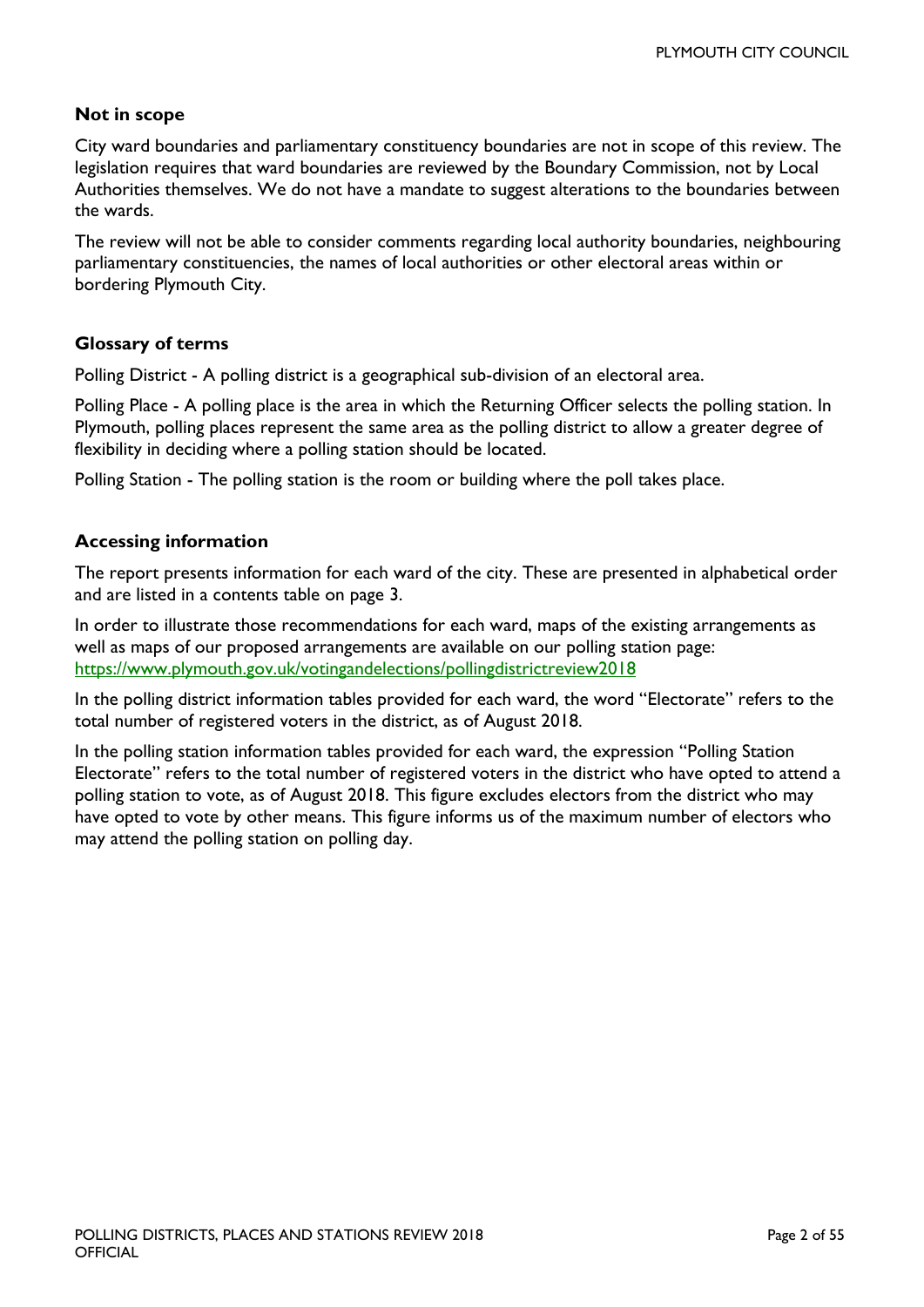### Not in scope

City ward boundaries and parliamentary constituency boundaries are not in scope of this review. The legislation requires that ward boundaries are reviewed by the Boundary Commission, not by Local Authorities themselves. We do not have a mandate to suggest alterations to the boundaries between the wards.

The review will not be able to consider comments regarding local authority boundaries, neighbouring parliamentary constituencies, the names of local authorities or other electoral areas within or bordering Plymouth City.

### Glossary of terms

Polling District - A polling district is a geographical sub-division of an electoral area.

Polling Place - A polling place is the area in which the Returning Officer selects the polling station. In Plymouth, polling places represent the same area as the polling district to allow a greater degree of flexibility in deciding where a polling station should be located.

Polling Station - The polling station is the room or building where the poll takes place.

### Accessing information

The report presents information for each ward of the city. These are presented in alphabetical order and are listed in a contents table on page 3.

In order to illustrate those recommendations for each ward, maps of the existing arrangements as well as maps of our proposed arrangements are available on our polling station page: https://www.plymouth.gov.uk/votingandelections/pollingdistrictreview2018

In the polling district information tables provided for each ward, the word "Electorate" refers to the total number of registered voters in the district, as of August 2018.

In the polling station information tables provided for each ward, the expression "Polling Station Electorate" refers to the total number of registered voters in the district who have opted to attend a polling station to vote, as of August 2018. This figure excludes electors from the district who may have opted to vote by other means. This figure informs us of the maximum number of electors who may attend the polling station on polling day.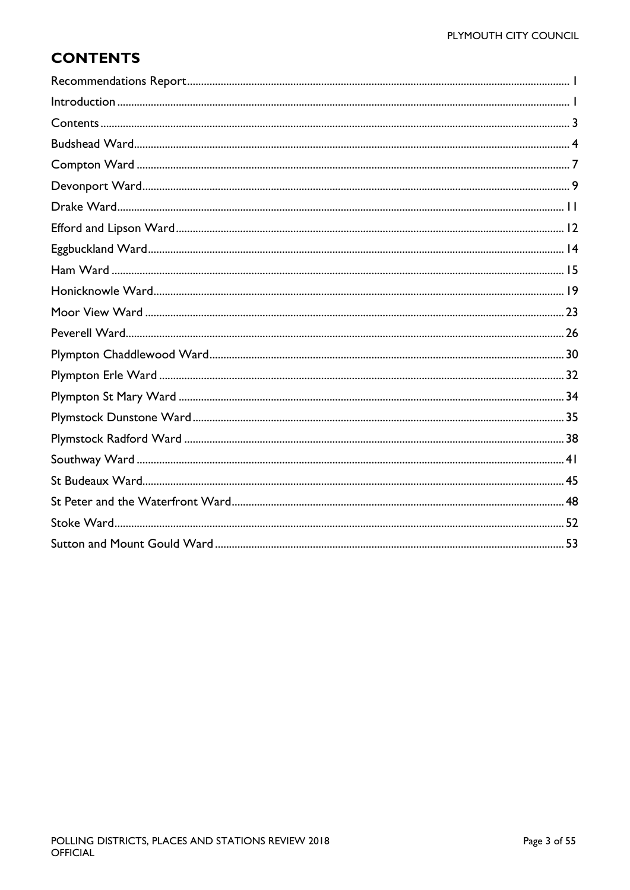## CONTENTS

Recommendations Report ..... 1
Introduction ..... 1
Contents ..... 3
Budshead Ward ..... 4
Compton Ward ..... 7
Devonport Ward ..... 9
Drake Ward ..... 11
Efford and Lipson Ward ..... 12
Eggbuckland Ward ..... 14
Ham Ward ..... 15
Honicknowle Ward ..... 19
Moor View Ward ..... 23
Peverell Ward ..... 26
Plympton Chaddlewood Ward ..... 30
Plympton Erle Ward ..... 32
Plympton St Mary Ward ..... 34
Plymstock Dunstone Ward ..... 35
Plymstock Radford Ward ..... 38
Southway Ward ..... 41
St Budeaux Ward ..... 45
St Peter and the Waterfront Ward ..... 48
Stoke Ward ..... 52
Sutton and Mount Gould Ward ..... 53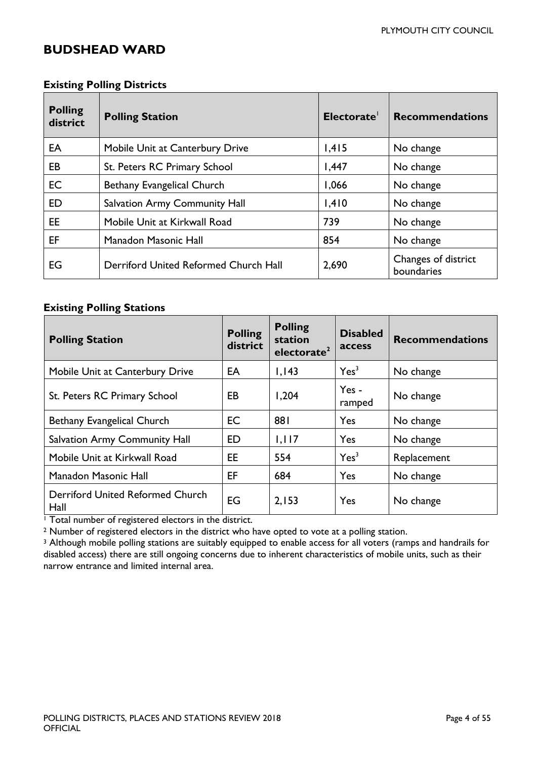## BUDSHEAD WARD

### Existing Polling Districts

| Polling district | Polling Station | Electorate[1] | Recommendations |
|---|---|---|---|
| EA | Mobile Unit at Canterbury Drive | 1,415 | No change |
| EB | St. Peters RC Primary School | 1,447 | No change |
| EC | Bethany Evangelical Church | 1,066 | No change |
| ED | Salvation Army Community Hall | 1,410 | No change |
| EE | Mobile Unit at Kirkwall Road | 739 | No change |
| EF | Manadon Masonic Hall | 854 | No change |
| EG | Derriford United Reformed Church Hall | 2,690 | Changes of district boundaries |

### Existing Polling Stations

| Polling Station | Polling district | Polling station electorate[2] | Disabled access | Recommendations |
|---|---|---|---|---|
| Mobile Unit at Canterbury Drive | EA | 1,143 | Yes[3] | No change |
| St. Peters RC Primary School | EB | 1,204 | Yes - ramped | No change |
| Bethany Evangelical Church | EC | 881 | Yes | No change |
| Salvation Army Community Hall | ED | 1,117 | Yes | No change |
| Mobile Unit at Kirkwall Road | EE | 554 | Yes[3] | Replacement |
| Manadon Masonic Hall | EF | 684 | Yes | No change |
| Derriford United Reformed Church Hall | EG | 2,153 | Yes | No change |

[1] Total number of registered electors in the district.

[2] Number of registered electors in the district who have opted to vote at a polling station.

[3] Although mobile polling stations are suitably equipped to enable access for all voters (ramps and handrails for disabled access) there are still ongoing concerns due to inherent characteristics of mobile units, such as their narrow entrance and limited internal area.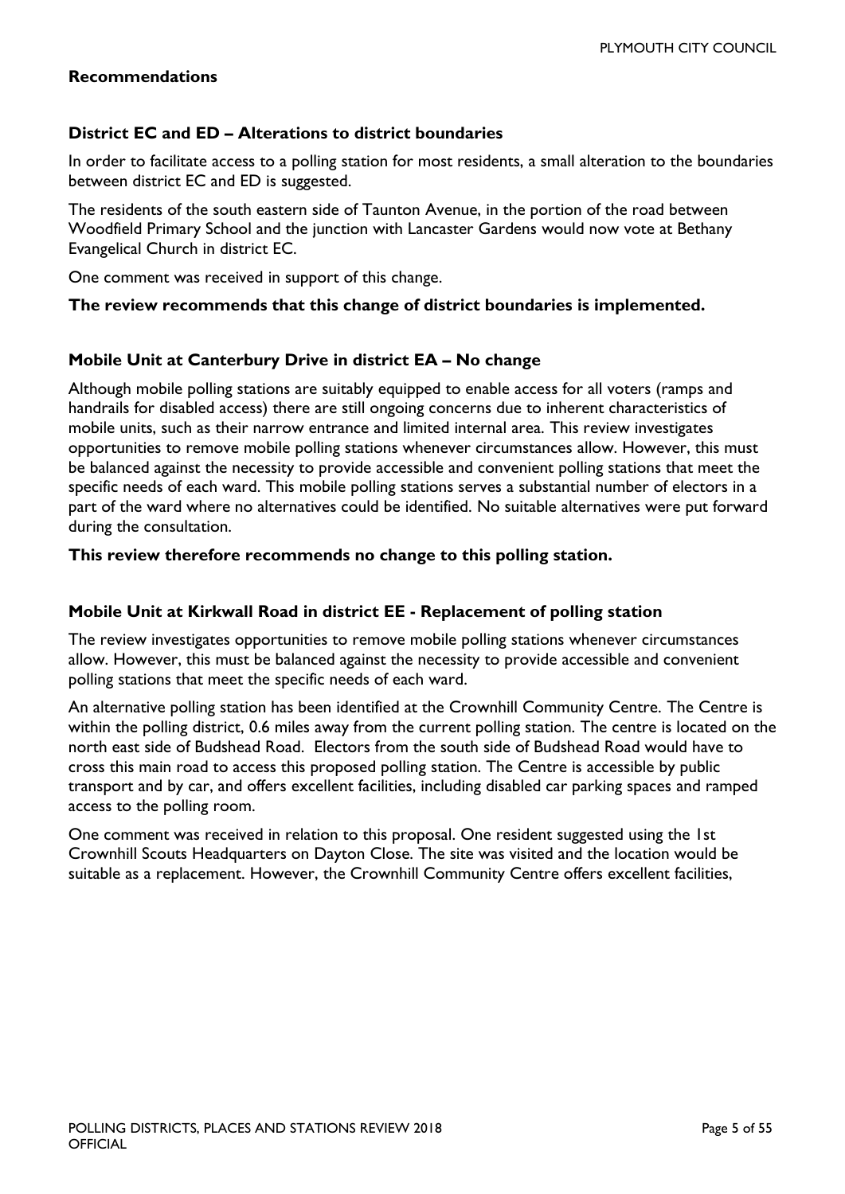## Recommendations

### District EC and ED – Alterations to district boundaries

In order to facilitate access to a polling station for most residents, a small alteration to the boundaries between district EC and ED is suggested.

The residents of the south eastern side of Taunton Avenue, in the portion of the road between Woodfield Primary School and the junction with Lancaster Gardens would now vote at Bethany Evangelical Church in district EC.

One comment was received in support of this change.

**The review recommends that this change of district boundaries is implemented.**

### Mobile Unit at Canterbury Drive in district EA – No change

Although mobile polling stations are suitably equipped to enable access for all voters (ramps and handrails for disabled access) there are still ongoing concerns due to inherent characteristics of mobile units, such as their narrow entrance and limited internal area. This review investigates opportunities to remove mobile polling stations whenever circumstances allow. However, this must be balanced against the necessity to provide accessible and convenient polling stations that meet the specific needs of each ward. This mobile polling stations serves a substantial number of electors in a part of the ward where no alternatives could be identified. No suitable alternatives were put forward during the consultation.

**This review therefore recommends no change to this polling station.**

### Mobile Unit at Kirkwall Road in district EE - Replacement of polling station

The review investigates opportunities to remove mobile polling stations whenever circumstances allow. However, this must be balanced against the necessity to provide accessible and convenient polling stations that meet the specific needs of each ward.

An alternative polling station has been identified at the Crownhill Community Centre. The Centre is within the polling district, 0.6 miles away from the current polling station. The centre is located on the north east side of Budshead Road. Electors from the south side of Budshead Road would have to cross this main road to access this proposed polling station. The Centre is accessible by public transport and by car, and offers excellent facilities, including disabled car parking spaces and ramped access to the polling room.

One comment was received in relation to this proposal. One resident suggested using the 1st Crownhill Scouts Headquarters on Dayton Close. The site was visited and the location would be suitable as a replacement. However, the Crownhill Community Centre offers excellent facilities,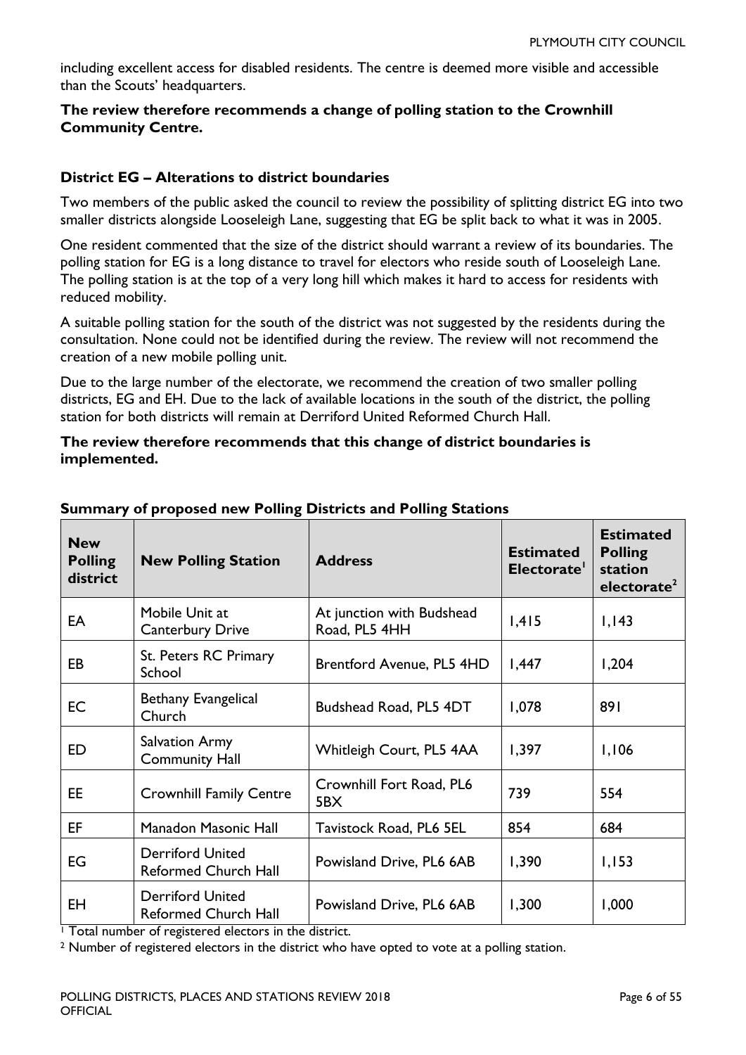including excellent access for disabled residents. The centre is deemed more visible and accessible than the Scouts' headquarters.

**The review therefore recommends a change of polling station to the Crownhill Community Centre.**

### District EG – Alterations to district boundaries

Two members of the public asked the council to review the possibility of splitting district EG into two smaller districts alongside Looseleigh Lane, suggesting that EG be split back to what it was in 2005.

One resident commented that the size of the district should warrant a review of its boundaries. The polling station for EG is a long distance to travel for electors who reside south of Looseleigh Lane. The polling station is at the top of a very long hill which makes it hard to access for residents with reduced mobility.

A suitable polling station for the south of the district was not suggested by the residents during the consultation. None could not be identified during the review. The review will not recommend the creation of a new mobile polling unit.

Due to the large number of the electorate, we recommend the creation of two smaller polling districts, EG and EH. Due to the lack of available locations in the south of the district, the polling station for both districts will remain at Derriford United Reformed Church Hall.

**The review therefore recommends that this change of district boundaries is implemented.**

### Summary of proposed new Polling Districts and Polling Stations

| New Polling district | New Polling Station | Address | Estimated Electorate[1] | Estimated Polling station electorate[2] |
|---|---|---|---|---|
| EA | Mobile Unit at Canterbury Drive | At junction with Budshead Road, PL5 4HH | 1,415 | 1,143 |
| EB | St. Peters RC Primary School | Brentford Avenue, PL5 4HD | 1,447 | 1,204 |
| EC | Bethany Evangelical Church | Budshead Road, PL5 4DT | 1,078 | 891 |
| ED | Salvation Army Community Hall | Whitleigh Court, PL5 4AA | 1,397 | 1,106 |
| EE | Crownhill Family Centre | Crownhill Fort Road, PL6 5BX | 739 | 554 |
| EF | Manadon Masonic Hall | Tavistock Road, PL6 5EL | 854 | 684 |
| EG | Derriford United Reformed Church Hall | Powisland Drive, PL6 6AB | 1,390 | 1,153 |
| EH | Derriford United Reformed Church Hall | Powisland Drive, PL6 6AB | 1,300 | 1,000 |

[1] Total number of registered electors in the district.

[2] Number of registered electors in the district who have opted to vote at a polling station.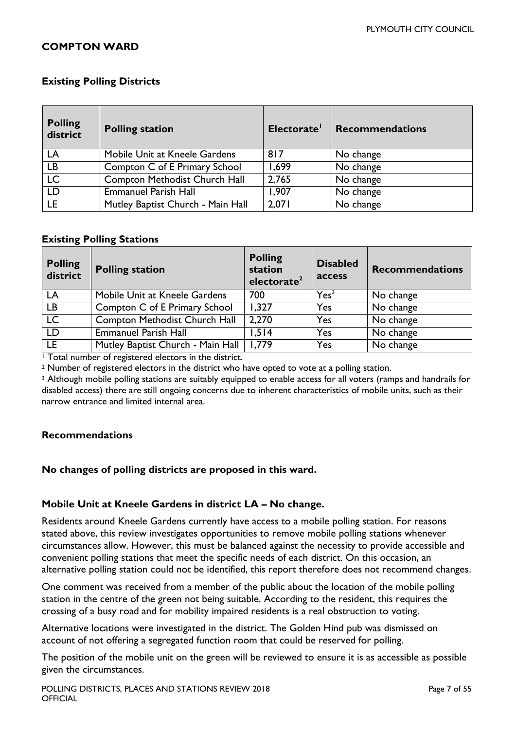## COMPTON WARD

### Existing Polling Districts

| Polling district | Polling station | Electorate[1] | Recommendations |
|---|---|---|---|
| LA | Mobile Unit at Kneele Gardens | 817 | No change |
| LB | Compton C of E Primary School | 1,699 | No change |
| LC | Compton Methodist Church Hall | 2,765 | No change |
| LD | Emmanuel Parish Hall | 1,907 | No change |
| LE | Mutley Baptist Church - Main Hall | 2,071 | No change |

### Existing Polling Stations

| Polling district | Polling station | Polling station electorate[2] | Disabled access | Recommendations |
|---|---|---|---|---|
| LA | Mobile Unit at Kneele Gardens | 700 | Yes[3] | No change |
| LB | Compton C of E Primary School | 1,327 | Yes | No change |
| LC | Compton Methodist Church Hall | 2,270 | Yes | No change |
| LD | Emmanuel Parish Hall | 1,514 | Yes | No change |
| LE | Mutley Baptist Church - Main Hall | 1,779 | Yes | No change |

[1] Total number of registered electors in the district.

[2] Number of registered electors in the district who have opted to vote at a polling station.

[3] Although mobile polling stations are suitably equipped to enable access for all voters (ramps and handrails for disabled access) there are still ongoing concerns due to inherent characteristics of mobile units, such as their narrow entrance and limited internal area.

### Recommendations

**No changes of polling districts are proposed in this ward.**

**Mobile Unit at Kneele Gardens in district LA – No change.**

Residents around Kneele Gardens currently have access to a mobile polling station. For reasons stated above, this review investigates opportunities to remove mobile polling stations whenever circumstances allow. However, this must be balanced against the necessity to provide accessible and convenient polling stations that meet the specific needs of each district. On this occasion, an alternative polling station could not be identified, this report therefore does not recommend changes.

One comment was received from a member of the public about the location of the mobile polling station in the centre of the green not being suitable. According to the resident, this requires the crossing of a busy road and for mobility impaired residents is a real obstruction to voting.

Alternative locations were investigated in the district. The Golden Hind pub was dismissed on account of not offering a segregated function room that could be reserved for polling.

The position of the mobile unit on the green will be reviewed to ensure it is as accessible as possible given the circumstances.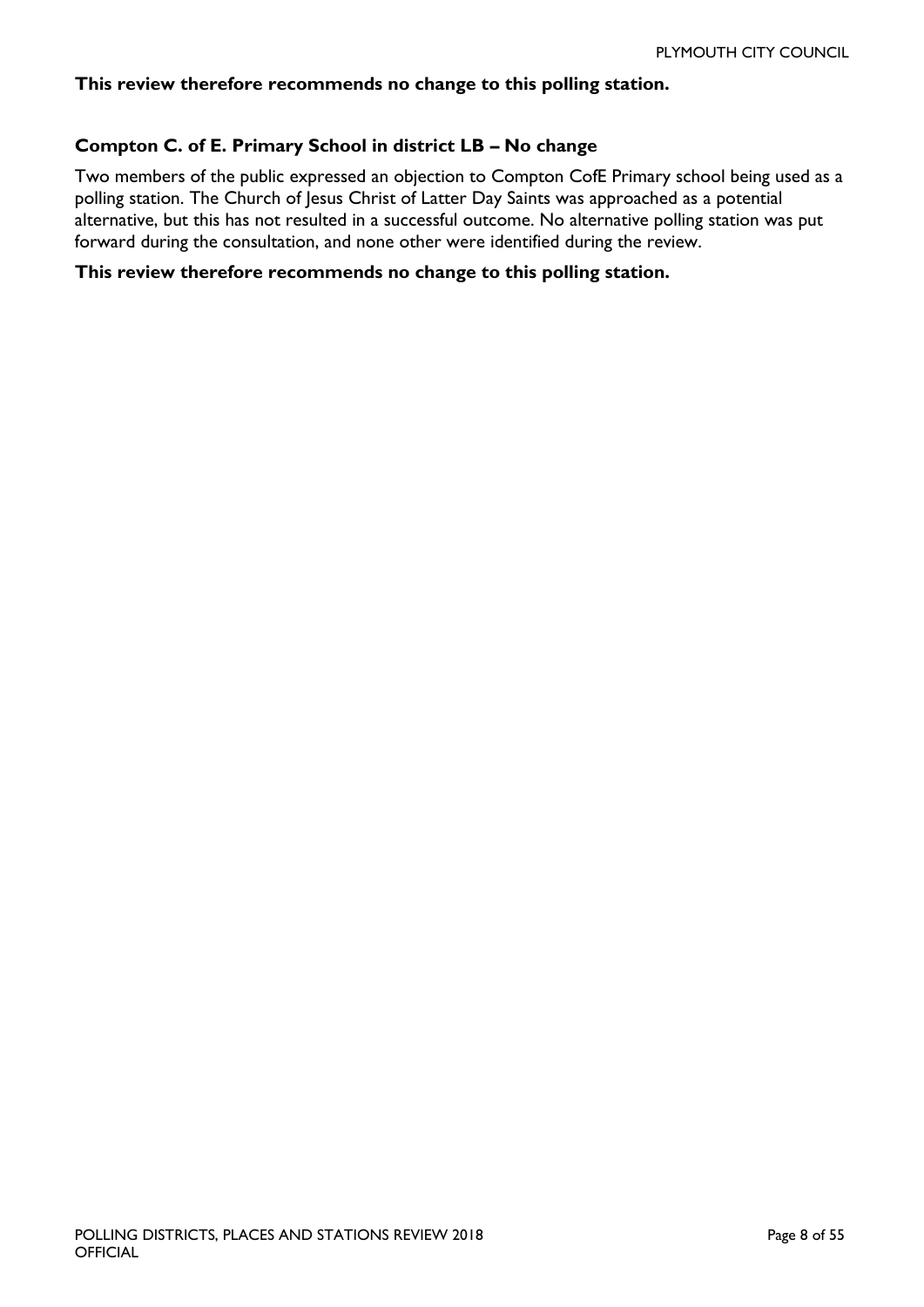**This review therefore recommends no change to this polling station.**

### Compton C. of E. Primary School in district LB – No change

Two members of the public expressed an objection to Compton CofE Primary school being used as a polling station. The Church of Jesus Christ of Latter Day Saints was approached as a potential alternative, but this has not resulted in a successful outcome. No alternative polling station was put forward during the consultation, and none other were identified during the review.

**This review therefore recommends no change to this polling station.**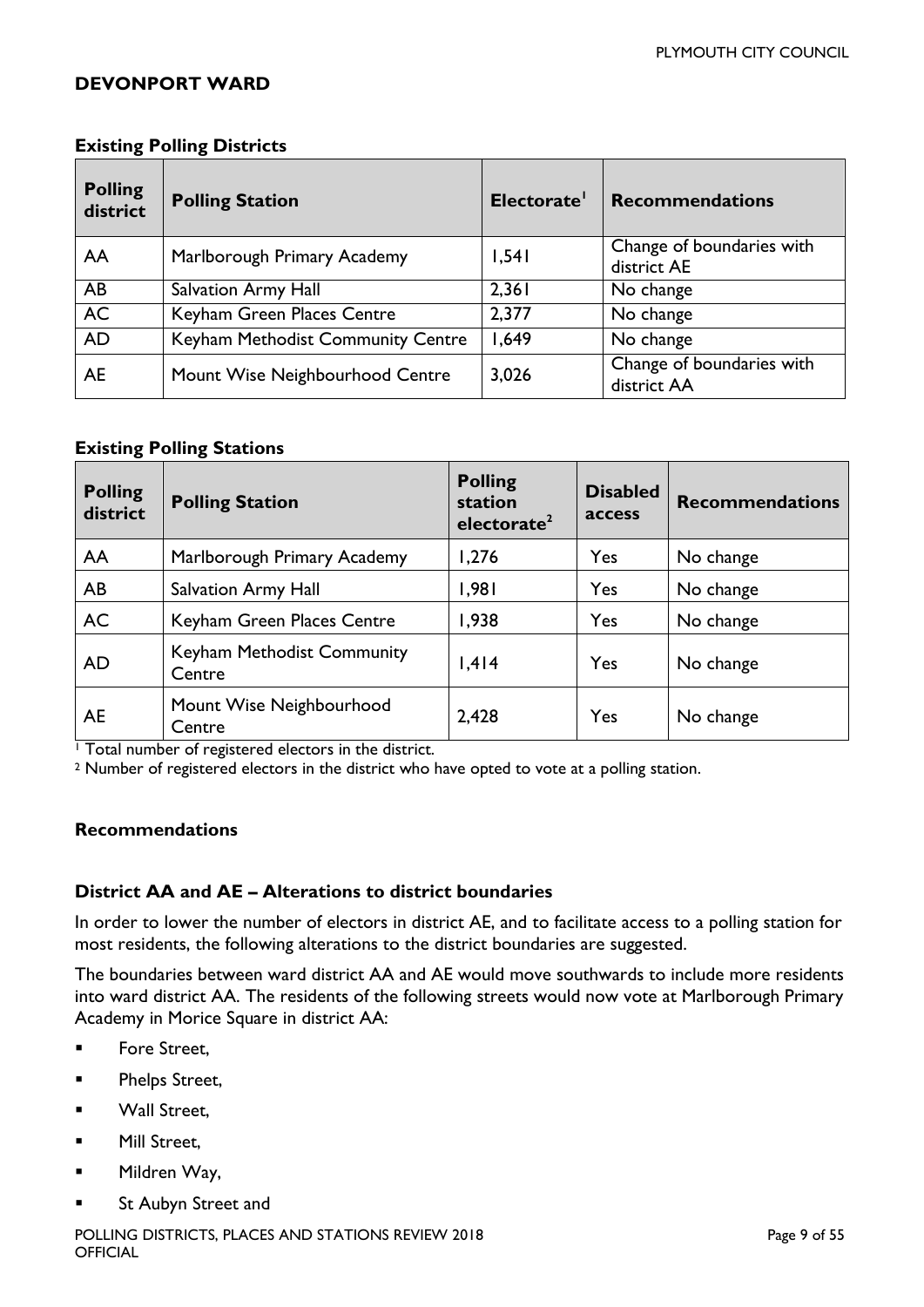## DEVONPORT WARD

### Existing Polling Districts

| Polling district | Polling Station | Electorate[1] | Recommendations |
|---|---|---|---|
| AA | Marlborough Primary Academy | 1,541 | Change of boundaries with district AE |
| AB | Salvation Army Hall | 2,361 | No change |
| AC | Keyham Green Places Centre | 2,377 | No change |
| AD | Keyham Methodist Community Centre | 1,649 | No change |
| AE | Mount Wise Neighbourhood Centre | 3,026 | Change of boundaries with district AA |

### Existing Polling Stations

| Polling district | Polling Station | Polling station electorate[2] | Disabled access | Recommendations |
|---|---|---|---|---|
| AA | Marlborough Primary Academy | 1,276 | Yes | No change |
| AB | Salvation Army Hall | 1,981 | Yes | No change |
| AC | Keyham Green Places Centre | 1,938 | Yes | No change |
| AD | Keyham Methodist Community Centre | 1,414 | Yes | No change |
| AE | Mount Wise Neighbourhood Centre | 2,428 | Yes | No change |

[1] Total number of registered electors in the district.

[2] Number of registered electors in the district who have opted to vote at a polling station.

### Recommendations

### District AA and AE – Alterations to district boundaries

In order to lower the number of electors in district AE, and to facilitate access to a polling station for most residents, the following alterations to the district boundaries are suggested.

The boundaries between ward district AA and AE would move southwards to include more residents into ward district AA. The residents of the following streets would now vote at Marlborough Primary Academy in Morice Square in district AA:

- Fore Street,
- Phelps Street,
- Wall Street,
- Mill Street,
- Mildren Way,
- St Aubyn Street and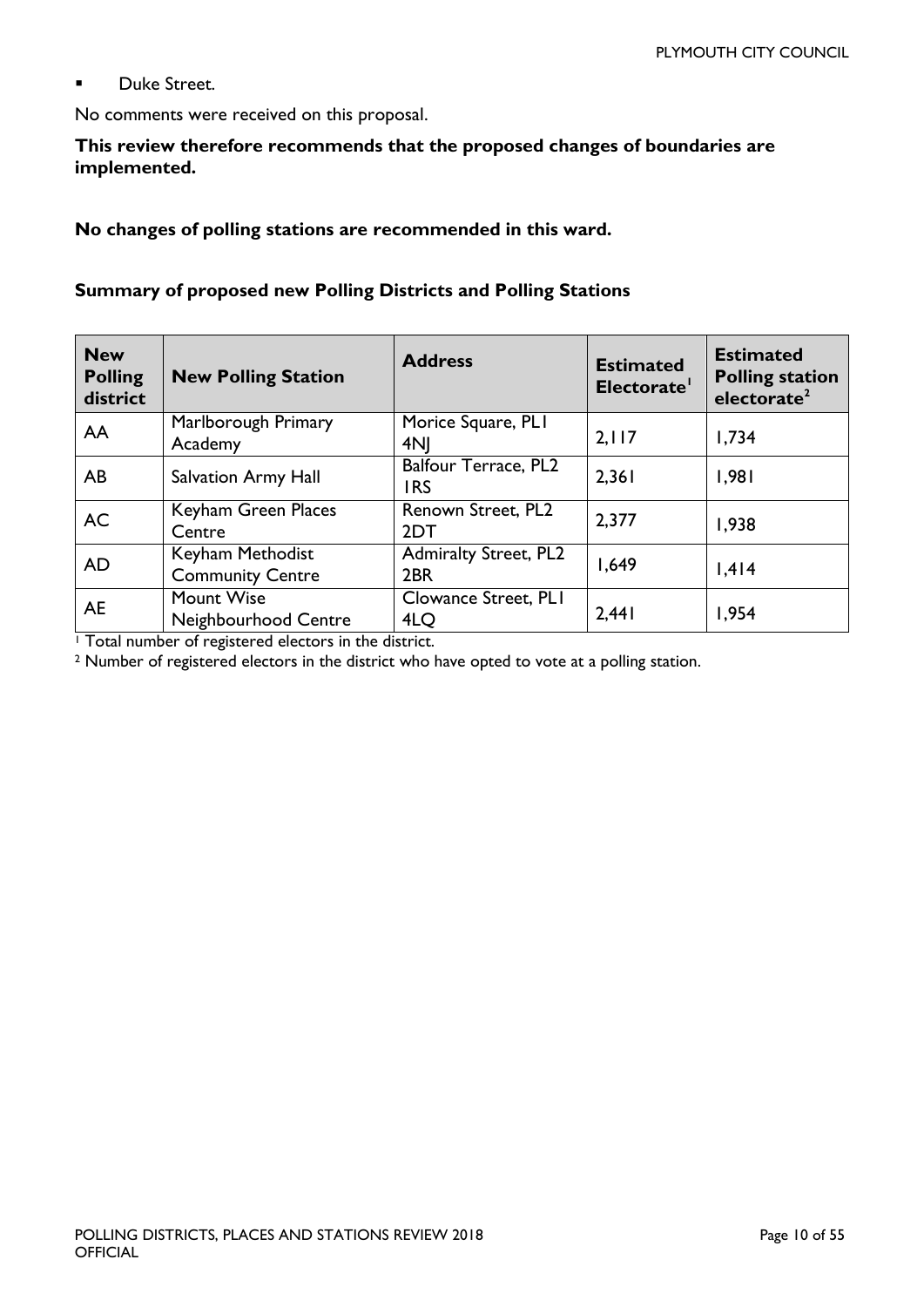- Duke Street.

No comments were received on this proposal.

**This review therefore recommends that the proposed changes of boundaries are implemented.**

**No changes of polling stations are recommended in this ward.**

**Summary of proposed new Polling Districts and Polling Stations**

| New Polling district | New Polling Station | Address | Estimated Electorate[1] | Estimated Polling station electorate[2] |
|---|---|---|---|---|
| AA | Marlborough Primary Academy | Morice Square, PL1 4NJ | 2,117 | 1,734 |
| AB | Salvation Army Hall | Balfour Terrace, PL2 1RS | 2,361 | 1,981 |
| AC | Keyham Green Places Centre | Renown Street, PL2 2DT | 2,377 | 1,938 |
| AD | Keyham Methodist Community Centre | Admiralty Street, PL2 2BR | 1,649 | 1,414 |
| AE | Mount Wise Neighbourhood Centre | Clowance Street, PL1 4LQ | 2,441 | 1,954 |

[1] Total number of registered electors in the district.

[2] Number of registered electors in the district who have opted to vote at a polling station.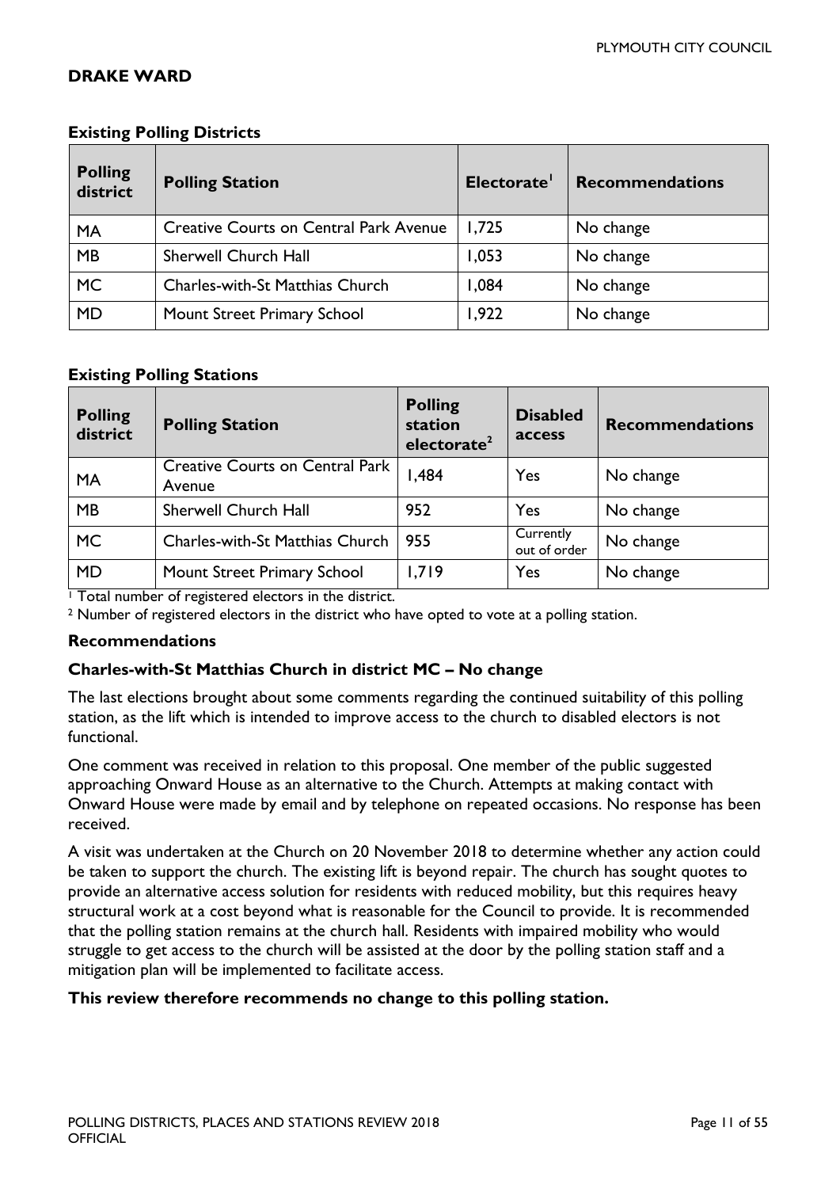## DRAKE WARD

### Existing Polling Districts

| Polling district | Polling Station | Electorate[1] | Recommendations |
|---|---|---|---|
| MA | Creative Courts on Central Park Avenue | 1,725 | No change |
| MB | Sherwell Church Hall | 1,053 | No change |
| MC | Charles-with-St Matthias Church | 1,084 | No change |
| MD | Mount Street Primary School | 1,922 | No change |

### Existing Polling Stations

| Polling district | Polling Station | Polling station electorate[2] | Disabled access | Recommendations |
|---|---|---|---|---|
| MA | Creative Courts on Central Park Avenue | 1,484 | Yes | No change |
| MB | Sherwell Church Hall | 952 | Yes | No change |
| MC | Charles-with-St Matthias Church | 955 | Currently out of order | No change |
| MD | Mount Street Primary School | 1,719 | Yes | No change |

[1] Total number of registered electors in the district.

[2] Number of registered electors in the district who have opted to vote at a polling station.

### Recommendations

**Charles-with-St Matthias Church in district MC – No change**

The last elections brought about some comments regarding the continued suitability of this polling station, as the lift which is intended to improve access to the church to disabled electors is not functional.

One comment was received in relation to this proposal. One member of the public suggested approaching Onward House as an alternative to the Church. Attempts at making contact with Onward House were made by email and by telephone on repeated occasions. No response has been received.

A visit was undertaken at the Church on 20 November 2018 to determine whether any action could be taken to support the church. The existing lift is beyond repair. The church has sought quotes to provide an alternative access solution for residents with reduced mobility, but this requires heavy structural work at a cost beyond what is reasonable for the Council to provide. It is recommended that the polling station remains at the church hall. Residents with impaired mobility who would struggle to get access to the church will be assisted at the door by the polling station staff and a mitigation plan will be implemented to facilitate access.

**This review therefore recommends no change to this polling station.**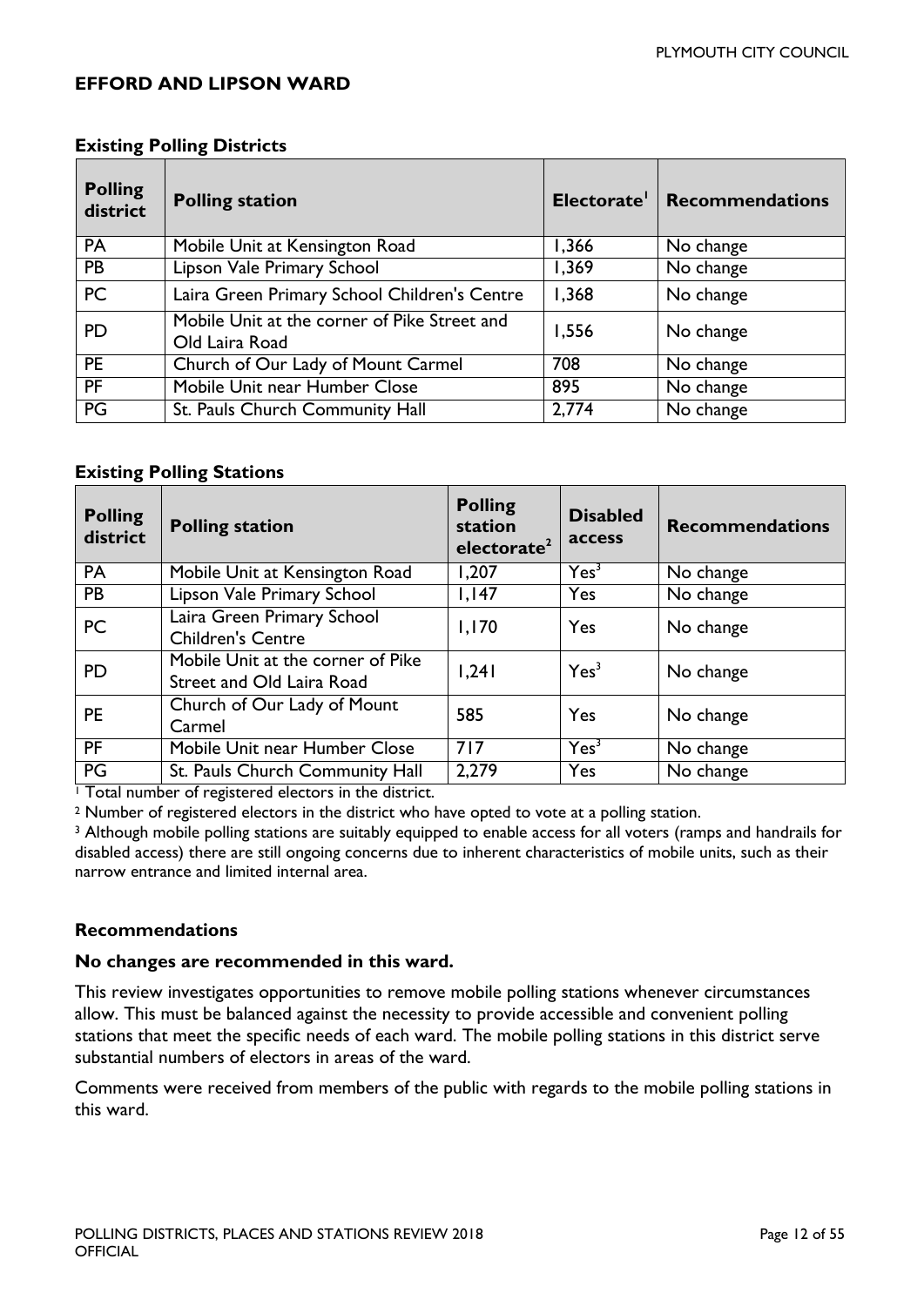## EFFORD AND LIPSON WARD

### Existing Polling Districts

| Polling district | Polling station | Electorate[1] | Recommendations |
|---|---|---|---|
| PA | Mobile Unit at Kensington Road | 1,366 | No change |
| PB | Lipson Vale Primary School | 1,369 | No change |
| PC | Laira Green Primary School Children's Centre | 1,368 | No change |
| PD | Mobile Unit at the corner of Pike Street and Old Laira Road | 1,556 | No change |
| PE | Church of Our Lady of Mount Carmel | 708 | No change |
| PF | Mobile Unit near Humber Close | 895 | No change |
| PG | St. Pauls Church Community Hall | 2,774 | No change |

### Existing Polling Stations

| Polling district | Polling station | Polling station electorate[2] | Disabled access | Recommendations |
|---|---|---|---|---|
| PA | Mobile Unit at Kensington Road | 1,207 | Yes[3] | No change |
| PB | Lipson Vale Primary School | 1,147 | Yes | No change |
| PC | Laira Green Primary School Children's Centre | 1,170 | Yes | No change |
| PD | Mobile Unit at the corner of Pike Street and Old Laira Road | 1,241 | Yes[3] | No change |
| PE | Church of Our Lady of Mount Carmel | 585 | Yes | No change |
| PF | Mobile Unit near Humber Close | 717 | Yes[3] | No change |
| PG | St. Pauls Church Community Hall | 2,279 | Yes | No change |

[1] Total number of registered electors in the district.

[2] Number of registered electors in the district who have opted to vote at a polling station.

[3] Although mobile polling stations are suitably equipped to enable access for all voters (ramps and handrails for disabled access) there are still ongoing concerns due to inherent characteristics of mobile units, such as their narrow entrance and limited internal area.

### Recommendations

**No changes are recommended in this ward.**

This review investigates opportunities to remove mobile polling stations whenever circumstances allow. This must be balanced against the necessity to provide accessible and convenient polling stations that meet the specific needs of each ward. The mobile polling stations in this district serve substantial numbers of electors in areas of the ward.

Comments were received from members of the public with regards to the mobile polling stations in this ward.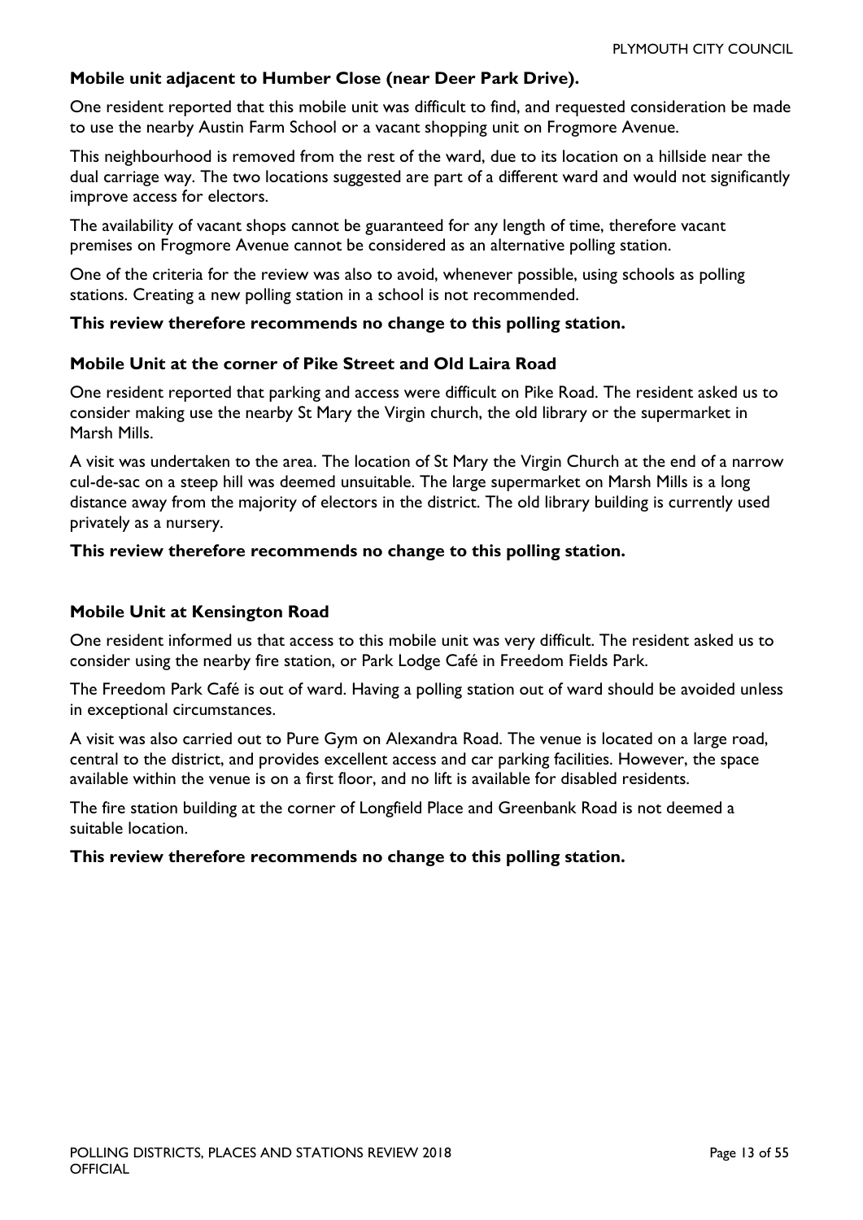**Mobile unit adjacent to Humber Close (near Deer Park Drive).**

One resident reported that this mobile unit was difficult to find, and requested consideration be made to use the nearby Austin Farm School or a vacant shopping unit on Frogmore Avenue.

This neighbourhood is removed from the rest of the ward, due to its location on a hillside near the dual carriage way. The two locations suggested are part of a different ward and would not significantly improve access for electors.

The availability of vacant shops cannot be guaranteed for any length of time, therefore vacant premises on Frogmore Avenue cannot be considered as an alternative polling station.

One of the criteria for the review was also to avoid, whenever possible, using schools as polling stations. Creating a new polling station in a school is not recommended.

**This review therefore recommends no change to this polling station.**

**Mobile Unit at the corner of Pike Street and Old Laira Road**

One resident reported that parking and access were difficult on Pike Road. The resident asked us to consider making use the nearby St Mary the Virgin church, the old library or the supermarket in Marsh Mills.

A visit was undertaken to the area. The location of St Mary the Virgin Church at the end of a narrow cul-de-sac on a steep hill was deemed unsuitable. The large supermarket on Marsh Mills is a long distance away from the majority of electors in the district. The old library building is currently used privately as a nursery.

**This review therefore recommends no change to this polling station.**

**Mobile Unit at Kensington Road**

One resident informed us that access to this mobile unit was very difficult. The resident asked us to consider using the nearby fire station, or Park Lodge Café in Freedom Fields Park.

The Freedom Park Café is out of ward. Having a polling station out of ward should be avoided unless in exceptional circumstances.

A visit was also carried out to Pure Gym on Alexandra Road. The venue is located on a large road, central to the district, and provides excellent access and car parking facilities. However, the space available within the venue is on a first floor, and no lift is available for disabled residents.

The fire station building at the corner of Longfield Place and Greenbank Road is not deemed a suitable location.

**This review therefore recommends no change to this polling station.**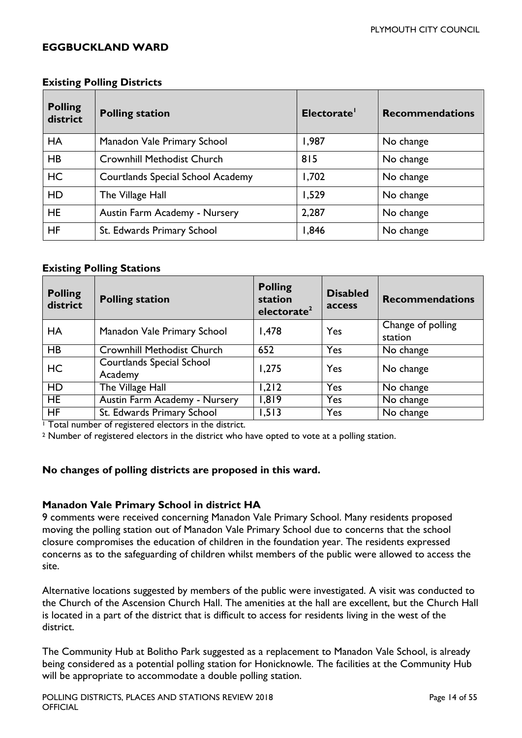## EGGBUCKLAND WARD

### Existing Polling Districts

| Polling district | Polling station | Electorate[1] | Recommendations |
|---|---|---|---|
| HA | Manadon Vale Primary School | 1,987 | No change |
| HB | Crownhill Methodist Church | 815 | No change |
| HC | Courtlands Special School Academy | 1,702 | No change |
| HD | The Village Hall | 1,529 | No change |
| HE | Austin Farm Academy - Nursery | 2,287 | No change |
| HF | St. Edwards Primary School | 1,846 | No change |

### Existing Polling Stations

| Polling district | Polling station | Polling station electorate[2] | Disabled access | Recommendations |
|---|---|---|---|---|
| HA | Manadon Vale Primary School | 1,478 | Yes | Change of polling station |
| HB | Crownhill Methodist Church | 652 | Yes | No change |
| HC | Courtlands Special School Academy | 1,275 | Yes | No change |
| HD | The Village Hall | 1,212 | Yes | No change |
| HE | Austin Farm Academy - Nursery | 1,819 | Yes | No change |
| HF | St. Edwards Primary School | 1,513 | Yes | No change |

[1] Total number of registered electors in the district.

[2] Number of registered electors in the district who have opted to vote at a polling station.

**No changes of polling districts are proposed in this ward.**

**Manadon Vale Primary School in district HA**

9 comments were received concerning Manadon Vale Primary School. Many residents proposed moving the polling station out of Manadon Vale Primary School due to concerns that the school closure compromises the education of children in the foundation year. The residents expressed concerns as to the safeguarding of children whilst members of the public were allowed to access the site.

Alternative locations suggested by members of the public were investigated. A visit was conducted to the Church of the Ascension Church Hall. The amenities at the hall are excellent, but the Church Hall is located in a part of the district that is difficult to access for residents living in the west of the district.

The Community Hub at Bolitho Park suggested as a replacement to Manadon Vale School, is already being considered as a potential polling station for Honicknowle. The facilities at the Community Hub will be appropriate to accommodate a double polling station.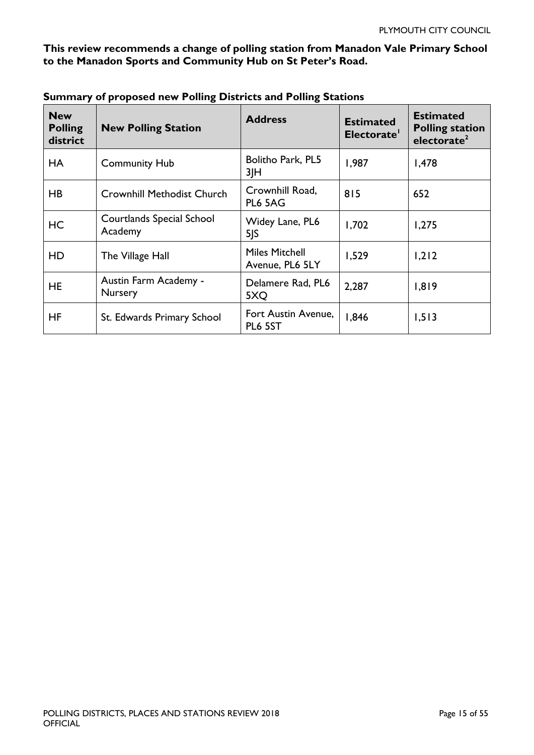**This review recommends a change of polling station from Manadon Vale Primary School to the Manadon Sports and Community Hub on St Peter's Road.**

**Summary of proposed new Polling Districts and Polling Stations**

| New Polling district | New Polling Station | Address | Estimated Electorate[1] | Estimated Polling station electorate[2] |
|---|---|---|---|---|
| HA | Community Hub | Bolitho Park, PL5 3JH | 1,987 | 1,478 |
| HB | Crownhill Methodist Church | Crownhill Road, PL6 5AG | 815 | 652 |
| HC | Courtlands Special School Academy | Widey Lane, PL6 5JS | 1,702 | 1,275 |
| HD | The Village Hall | Miles Mitchell Avenue, PL6 5LY | 1,529 | 1,212 |
| HE | Austin Farm Academy - Nursery | Delamere Rad, PL6 5XQ | 2,287 | 1,819 |
| HF | St. Edwards Primary School | Fort Austin Avenue, PL6 5ST | 1,846 | 1,513 |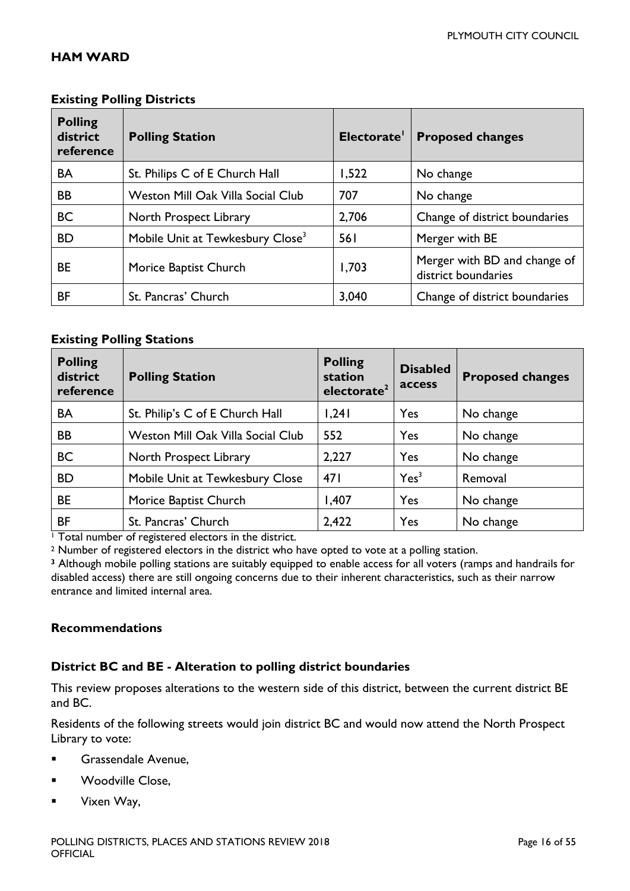## HAM WARD

### Existing Polling Districts

| Polling district reference | Polling Station | Electorate[1] | Proposed changes |
|---|---|---|---|
| BA | St. Philips C of E Church Hall | 1,522 | No change |
| BB | Weston Mill Oak Villa Social Club | 707 | No change |
| BC | North Prospect Library | 2,706 | Change of district boundaries |
| BD | Mobile Unit at Tewkesbury Close[3] | 561 | Merger with BE |
| BE | Morice Baptist Church | 1,703 | Merger with BD and change of district boundaries |
| BF | St. Pancras' Church | 3,040 | Change of district boundaries |

### Existing Polling Stations

| Polling district reference | Polling Station | Polling station electorate[2] | Disabled access | Proposed changes |
|---|---|---|---|---|
| BA | St. Philip's C of E Church Hall | 1,241 | Yes | No change |
| BB | Weston Mill Oak Villa Social Club | 552 | Yes | No change |
| BC | North Prospect Library | 2,227 | Yes | No change |
| BD | Mobile Unit at Tewkesbury Close | 471 | Yes[3] | Removal |
| BE | Morice Baptist Church | 1,407 | Yes | No change |
| BF | St. Pancras' Church | 2,422 | Yes | No change |

[1] Total number of registered electors in the district.

[2] Number of registered electors in the district who have opted to vote at a polling station.

[3] Although mobile polling stations are suitably equipped to enable access for all voters (ramps and handrails for disabled access) there are still ongoing concerns due to their inherent characteristics, such as their narrow entrance and limited internal area.

### Recommendations

#### District BC and BE - Alteration to polling district boundaries

This review proposes alterations to the western side of this district, between the current district BE and BC.

Residents of the following streets would join district BC and would now attend the North Prospect Library to vote:

- Grassendale Avenue,
- Woodville Close,
- Vixen Way,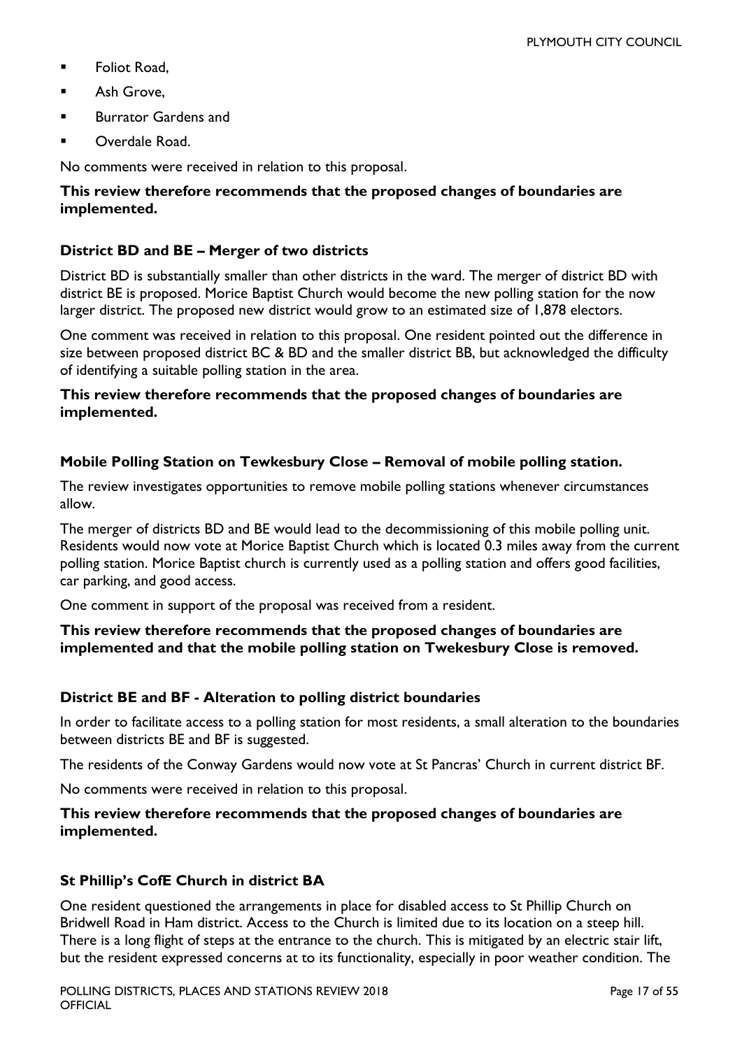- Foliot Road,
- Ash Grove,
- Burrator Gardens and
- Overdale Road.

No comments were received in relation to this proposal.

**This review therefore recommends that the proposed changes of boundaries are implemented.**

### District BD and BE – Merger of two districts

District BD is substantially smaller than other districts in the ward. The merger of district BD with district BE is proposed. Morice Baptist Church would become the new polling station for the now larger district. The proposed new district would grow to an estimated size of 1,878 electors.

One comment was received in relation to this proposal. One resident pointed out the difference in size between proposed district BC & BD and the smaller district BB, but acknowledged the difficulty of identifying a suitable polling station in the area.

**This review therefore recommends that the proposed changes of boundaries are implemented.**

### Mobile Polling Station on Tewkesbury Close – Removal of mobile polling station.

The review investigates opportunities to remove mobile polling stations whenever circumstances allow.

The merger of districts BD and BE would lead to the decommissioning of this mobile polling unit. Residents would now vote at Morice Baptist Church which is located 0.3 miles away from the current polling station. Morice Baptist church is currently used as a polling station and offers good facilities, car parking, and good access.

One comment in support of the proposal was received from a resident.

**This review therefore recommends that the proposed changes of boundaries are implemented and that the mobile polling station on Twekesbury Close is removed.**

### District BE and BF - Alteration to polling district boundaries

In order to facilitate access to a polling station for most residents, a small alteration to the boundaries between districts BE and BF is suggested.

The residents of the Conway Gardens would now vote at St Pancras' Church in current district BF.

No comments were received in relation to this proposal.

**This review therefore recommends that the proposed changes of boundaries are implemented.**

### St Phillip's CofE Church in district BA

One resident questioned the arrangements in place for disabled access to St Phillip Church on Bridwell Road in Ham district. Access to the Church is limited due to its location on a steep hill. There is a long flight of steps at the entrance to the church. This is mitigated by an electric stair lift, but the resident expressed concerns at to its functionality, especially in poor weather condition. The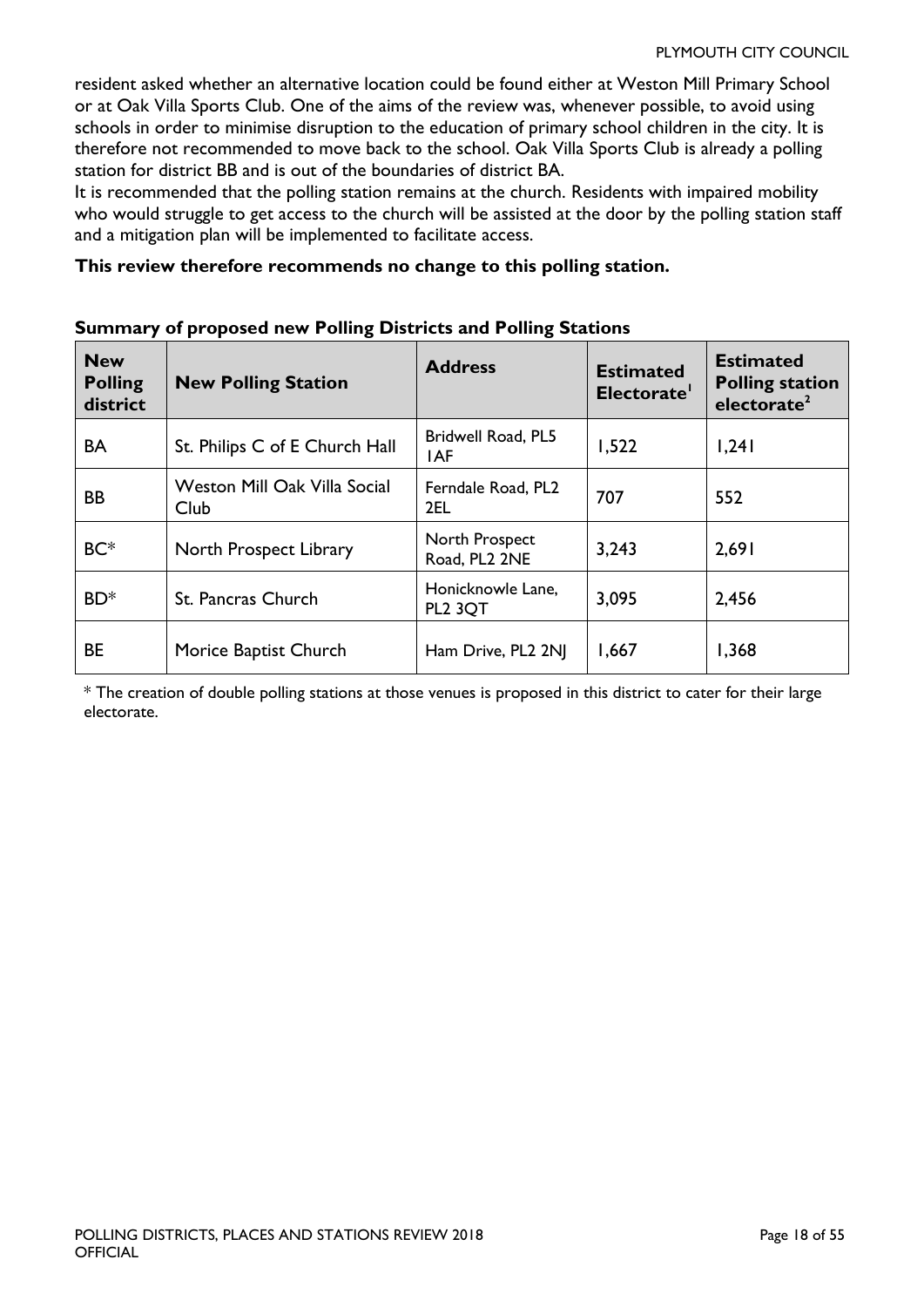resident asked whether an alternative location could be found either at Weston Mill Primary School or at Oak Villa Sports Club. One of the aims of the review was, whenever possible, to avoid using schools in order to minimise disruption to the education of primary school children in the city. It is therefore not recommended to move back to the school. Oak Villa Sports Club is already a polling station for district BB and is out of the boundaries of district BA.

It is recommended that the polling station remains at the church. Residents with impaired mobility who would struggle to get access to the church will be assisted at the door by the polling station staff and a mitigation plan will be implemented to facilitate access.

**This review therefore recommends no change to this polling station.**

**Summary of proposed new Polling Districts and Polling Stations**

| New Polling district | New Polling Station | Address | Estimated Electorate[1] | Estimated Polling station electorate[2] |
|---|---|---|---|---|
| BA | St. Philips C of E Church Hall | Bridwell Road, PL5 1AF | 1,522 | 1,241 |
| BB | Weston Mill Oak Villa Social Club | Ferndale Road, PL2 2EL | 707 | 552 |
| BC* | North Prospect Library | North Prospect Road, PL2 2NE | 3,243 | 2,691 |
| BD* | St. Pancras Church | Honicknowle Lane, PL2 3QT | 3,095 | 2,456 |
| BE | Morice Baptist Church | Ham Drive, PL2 2NJ | 1,667 | 1,368 |

* The creation of double polling stations at those venues is proposed in this district to cater for their large electorate.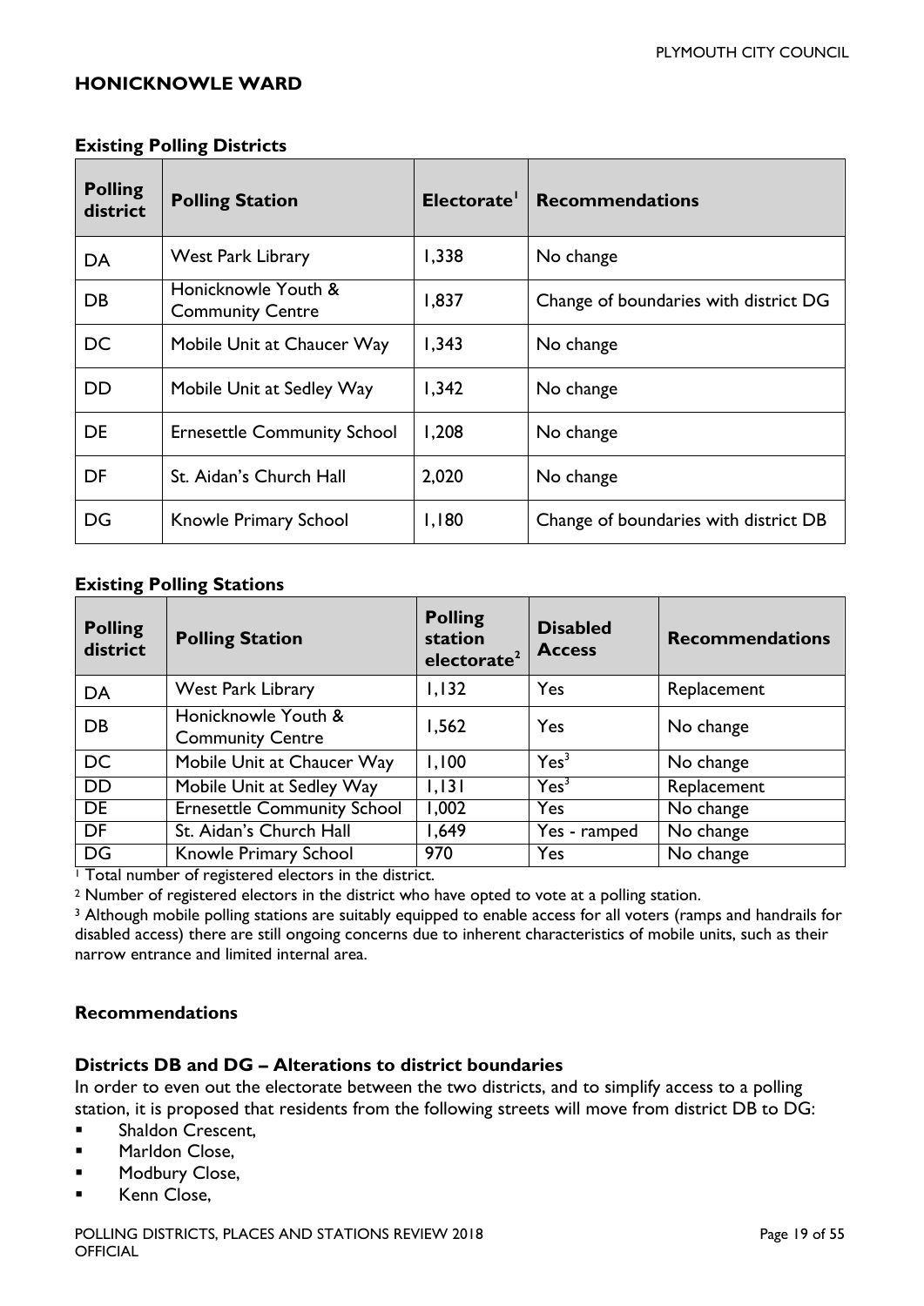## HONICKNOWLE WARD

### Existing Polling Districts

| Polling district | Polling Station | Electorate[1] | Recommendations |
|---|---|---|---|
| DA | West Park Library | 1,338 | No change |
| DB | Honicknowle Youth & Community Centre | 1,837 | Change of boundaries with district DG |
| DC | Mobile Unit at Chaucer Way | 1,343 | No change |
| DD | Mobile Unit at Sedley Way | 1,342 | No change |
| DE | Ernesettle Community School | 1,208 | No change |
| DF | St. Aidan's Church Hall | 2,020 | No change |
| DG | Knowle Primary School | 1,180 | Change of boundaries with district DB |

### Existing Polling Stations

| Polling district | Polling Station | Polling station electorate[2] | Disabled Access | Recommendations |
|---|---|---|---|---|
| DA | West Park Library | 1,132 | Yes | Replacement |
| DB | Honicknowle Youth & Community Centre | 1,562 | Yes | No change |
| DC | Mobile Unit at Chaucer Way | 1,100 | Yes[3] | No change |
| DD | Mobile Unit at Sedley Way | 1,131 | Yes[3] | Replacement |
| DE | Ernesettle Community School | 1,002 | Yes | No change |
| DF | St. Aidan's Church Hall | 1,649 | Yes - ramped | No change |
| DG | Knowle Primary School | 970 | Yes | No change |

[1] Total number of registered electors in the district.

[2] Number of registered electors in the district who have opted to vote at a polling station.

[3] Although mobile polling stations are suitably equipped to enable access for all voters (ramps and handrails for disabled access) there are still ongoing concerns due to inherent characteristics of mobile units, such as their narrow entrance and limited internal area.

### Recommendations

#### Districts DB and DG – Alterations to district boundaries

In order to even out the electorate between the two districts, and to simplify access to a polling station, it is proposed that residents from the following streets will move from district DB to DG:

- Shaldon Crescent,
- Marldon Close,
- Modbury Close,
- Kenn Close,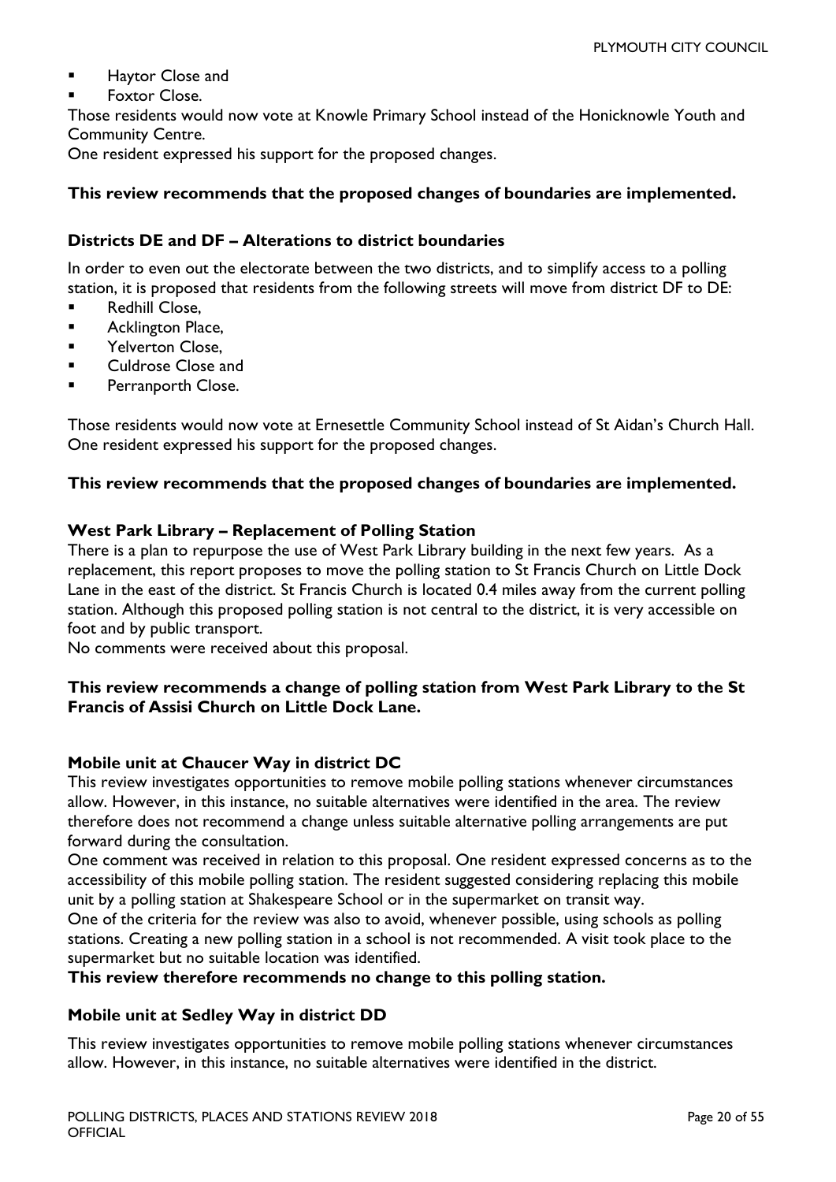- Haytor Close and
- Foxtor Close.

Those residents would now vote at Knowle Primary School instead of the Honicknowle Youth and Community Centre.

One resident expressed his support for the proposed changes.

**This review recommends that the proposed changes of boundaries are implemented.**

### Districts DE and DF – Alterations to district boundaries

In order to even out the electorate between the two districts, and to simplify access to a polling station, it is proposed that residents from the following streets will move from district DF to DE:

- Redhill Close,
- Acklington Place,
- Yelverton Close,
- Culdrose Close and
- Perranporth Close.

Those residents would now vote at Ernesettle Community School instead of St Aidan's Church Hall. One resident expressed his support for the proposed changes.

**This review recommends that the proposed changes of boundaries are implemented.**

### West Park Library – Replacement of Polling Station

There is a plan to repurpose the use of West Park Library building in the next few years. As a replacement, this report proposes to move the polling station to St Francis Church on Little Dock Lane in the east of the district. St Francis Church is located 0.4 miles away from the current polling station. Although this proposed polling station is not central to the district, it is very accessible on foot and by public transport.

No comments were received about this proposal.

**This review recommends a change of polling station from West Park Library to the St Francis of Assisi Church on Little Dock Lane.**

### Mobile unit at Chaucer Way in district DC

This review investigates opportunities to remove mobile polling stations whenever circumstances allow. However, in this instance, no suitable alternatives were identified in the area. The review therefore does not recommend a change unless suitable alternative polling arrangements are put forward during the consultation.

One comment was received in relation to this proposal. One resident expressed concerns as to the accessibility of this mobile polling station. The resident suggested considering replacing this mobile unit by a polling station at Shakespeare School or in the supermarket on transit way.

One of the criteria for the review was also to avoid, whenever possible, using schools as polling stations. Creating a new polling station in a school is not recommended. A visit took place to the supermarket but no suitable location was identified.

**This review therefore recommends no change to this polling station.**

### Mobile unit at Sedley Way in district DD

This review investigates opportunities to remove mobile polling stations whenever circumstances allow. However, in this instance, no suitable alternatives were identified in the district.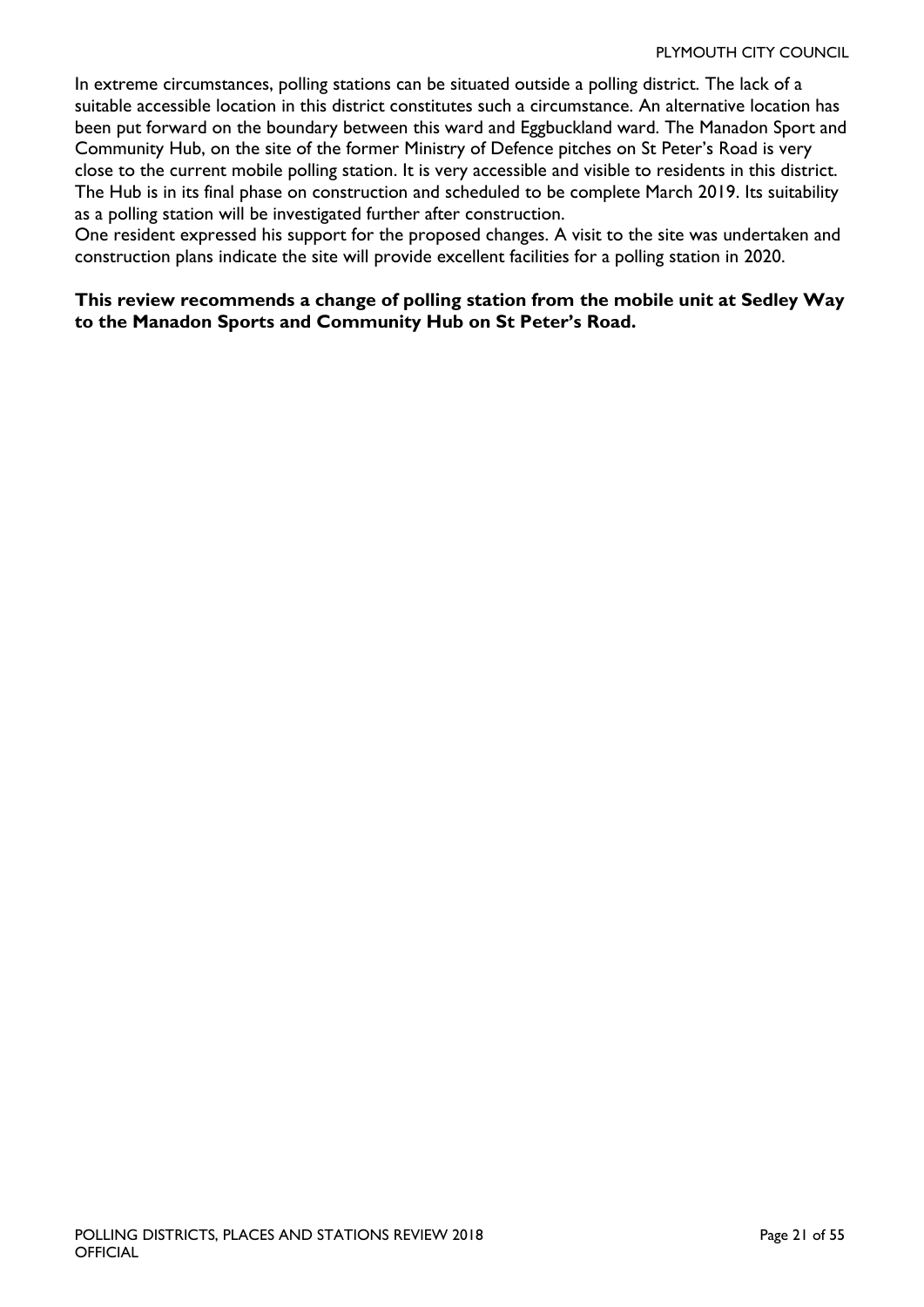In extreme circumstances, polling stations can be situated outside a polling district. The lack of a suitable accessible location in this district constitutes such a circumstance. An alternative location has been put forward on the boundary between this ward and Eggbuckland ward. The Manadon Sport and Community Hub, on the site of the former Ministry of Defence pitches on St Peter's Road is very close to the current mobile polling station. It is very accessible and visible to residents in this district. The Hub is in its final phase on construction and scheduled to be complete March 2019. Its suitability as a polling station will be investigated further after construction.

One resident expressed his support for the proposed changes. A visit to the site was undertaken and construction plans indicate the site will provide excellent facilities for a polling station in 2020.

**This review recommends a change of polling station from the mobile unit at Sedley Way to the Manadon Sports and Community Hub on St Peter's Road.**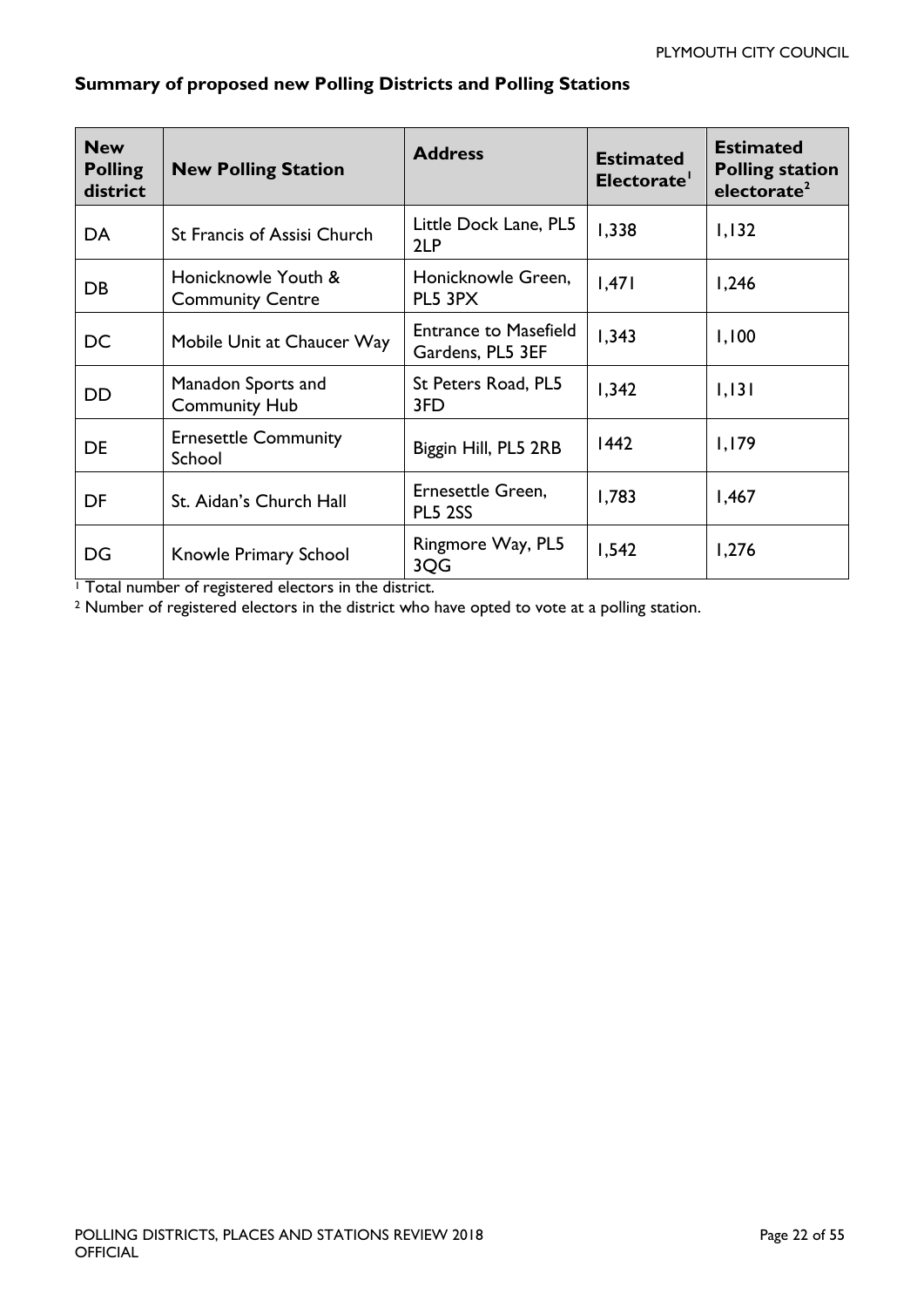### Summary of proposed new Polling Districts and Polling Stations

| New Polling district | New Polling Station | Address | Estimated Electorate[1] | Estimated Polling station electorate[2] |
|---|---|---|---|---|
| DA | St Francis of Assisi Church | Little Dock Lane, PL5 2LP | 1,338 | 1,132 |
| DB | Honicknowle Youth & Community Centre | Honicknowle Green, PL5 3PX | 1,471 | 1,246 |
| DC | Mobile Unit at Chaucer Way | Entrance to Masefield Gardens, PL5 3EF | 1,343 | 1,100 |
| DD | Manadon Sports and Community Hub | St Peters Road, PL5 3FD | 1,342 | 1,131 |
| DE | Ernesettle Community School | Biggin Hill, PL5 2RB | 1442 | 1,179 |
| DF | St. Aidan's Church Hall | Ernesettle Green, PL5 2SS | 1,783 | 1,467 |
| DG | Knowle Primary School | Ringmore Way, PL5 3QG | 1,542 | 1,276 |

[1] Total number of registered electors in the district.

[2] Number of registered electors in the district who have opted to vote at a polling station.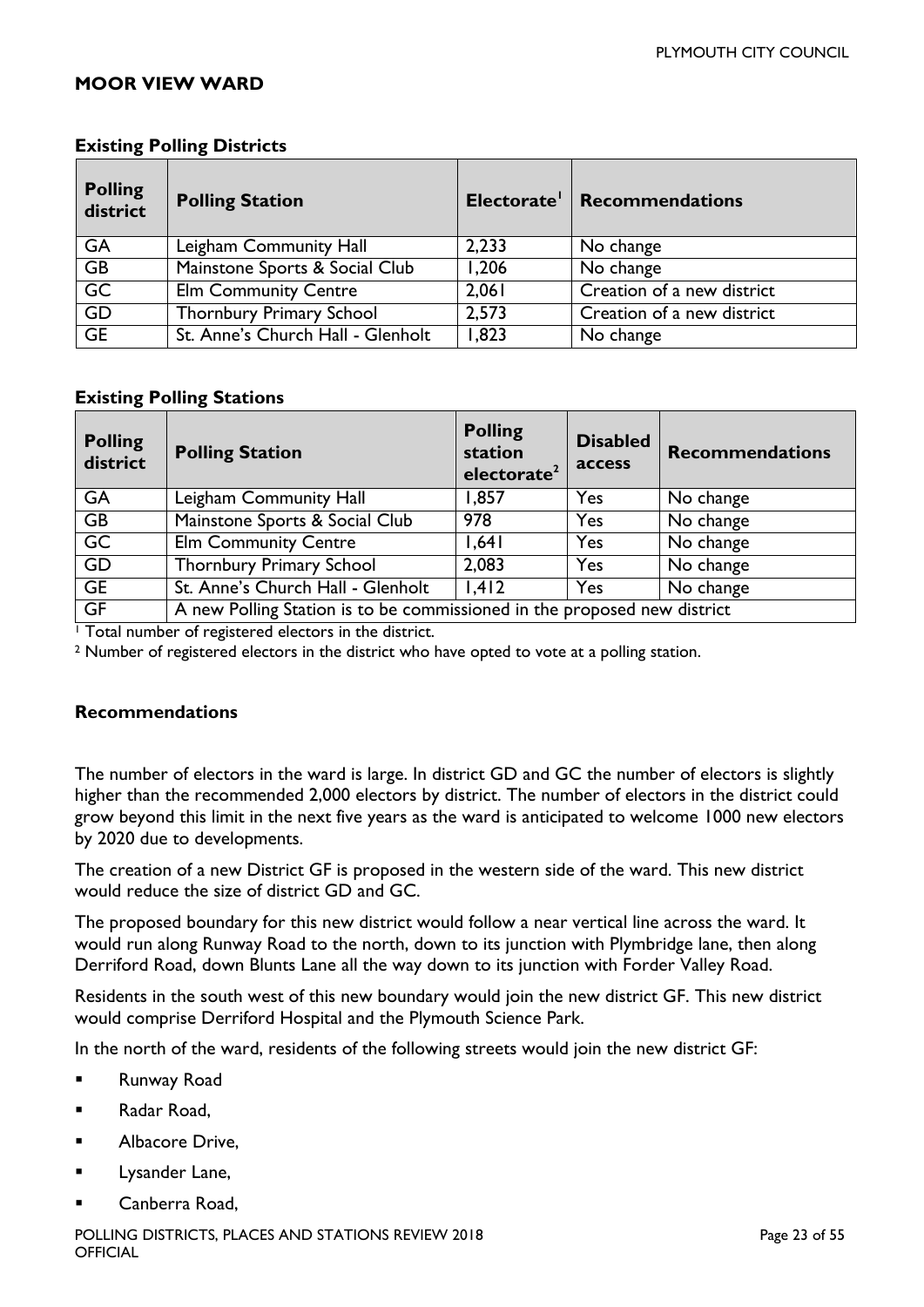## MOOR VIEW WARD

### Existing Polling Districts

| Polling district | Polling Station | Electorate[1] | Recommendations |
|---|---|---|---|
| GA | Leigham Community Hall | 2,233 | No change |
| GB | Mainstone Sports & Social Club | 1,206 | No change |
| GC | Elm Community Centre | 2,061 | Creation of a new district |
| GD | Thornbury Primary School | 2,573 | Creation of a new district |
| GE | St. Anne's Church Hall - Glenholt | 1,823 | No change |

### Existing Polling Stations

| Polling district | Polling Station | Polling station electorate[2] | Disabled access | Recommendations |
|---|---|---|---|---|
| GA | Leigham Community Hall | 1,857 | Yes | No change |
| GB | Mainstone Sports & Social Club | 978 | Yes | No change |
| GC | Elm Community Centre | 1,641 | Yes | No change |
| GD | Thornbury Primary School | 2,083 | Yes | No change |
| GE | St. Anne's Church Hall - Glenholt | 1,412 | Yes | No change |
| GF | A new Polling Station is to be commissioned in the proposed new district | | | |

[1] Total number of registered electors in the district.

[2] Number of registered electors in the district who have opted to vote at a polling station.

### Recommendations

The number of electors in the ward is large. In district GD and GC the number of electors is slightly higher than the recommended 2,000 electors by district. The number of electors in the district could grow beyond this limit in the next five years as the ward is anticipated to welcome 1000 new electors by 2020 due to developments.

The creation of a new District GF is proposed in the western side of the ward. This new district would reduce the size of district GD and GC.

The proposed boundary for this new district would follow a near vertical line across the ward. It would run along Runway Road to the north, down to its junction with Plymbridge lane, then along Derriford Road, down Blunts Lane all the way down to its junction with Forder Valley Road.

Residents in the south west of this new boundary would join the new district GF. This new district would comprise Derriford Hospital and the Plymouth Science Park.

In the north of the ward, residents of the following streets would join the new district GF:

- Runway Road
- Radar Road,
- Albacore Drive,
- Lysander Lane,
- Canberra Road,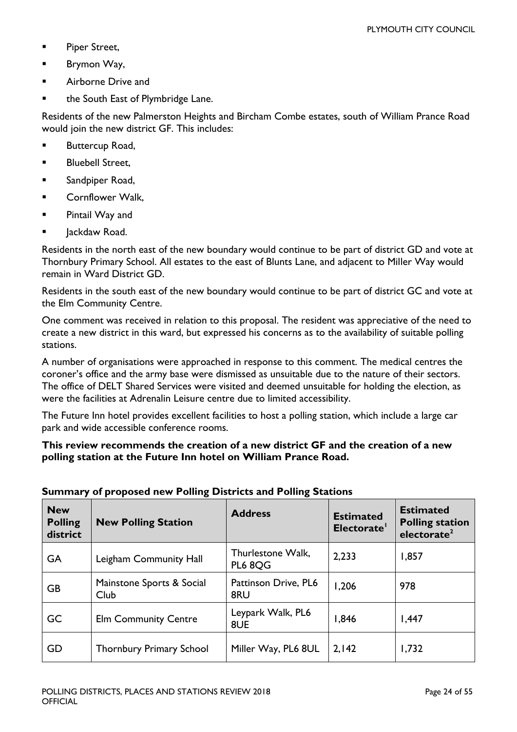- Piper Street,
- Brymon Way,
- Airborne Drive and
- the South East of Plymbridge Lane.

Residents of the new Palmerston Heights and Bircham Combe estates, south of William Prance Road would join the new district GF. This includes:

- Buttercup Road,
- Bluebell Street,
- Sandpiper Road,
- Cornflower Walk,
- Pintail Way and
- Jackdaw Road.

Residents in the north east of the new boundary would continue to be part of district GD and vote at Thornbury Primary School. All estates to the east of Blunts Lane, and adjacent to Miller Way would remain in Ward District GD.

Residents in the south east of the new boundary would continue to be part of district GC and vote at the Elm Community Centre.

One comment was received in relation to this proposal. The resident was appreciative of the need to create a new district in this ward, but expressed his concerns as to the availability of suitable polling stations.

A number of organisations were approached in response to this comment. The medical centres the coroner's office and the army base were dismissed as unsuitable due to the nature of their sectors. The office of DELT Shared Services were visited and deemed unsuitable for holding the election, as were the facilities at Adrenalin Leisure centre due to limited accessibility.

The Future Inn hotel provides excellent facilities to host a polling station, which include a large car park and wide accessible conference rooms.

**This review recommends the creation of a new district GF and the creation of a new polling station at the Future Inn hotel on William Prance Road.**

**Summary of proposed new Polling Districts and Polling Stations**

| New Polling district | New Polling Station | Address | Estimated Electorate[1] | Estimated Polling station electorate[2] |
|---|---|---|---|---|
| GA | Leigham Community Hall | Thurlestone Walk, PL6 8QG | 2,233 | 1,857 |
| GB | Mainstone Sports & Social Club | Pattinson Drive, PL6 8RU | 1,206 | 978 |
| GC | Elm Community Centre | Leypark Walk, PL6 8UE | 1,846 | 1,447 |
| GD | Thornbury Primary School | Miller Way, PL6 8UL | 2,142 | 1,732 |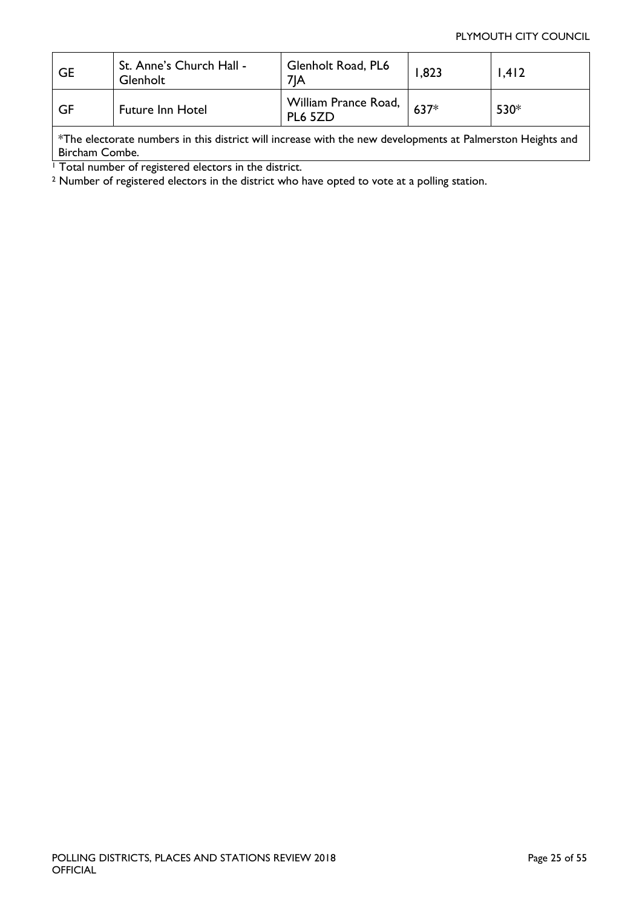| GE | St. Anne's Church Hall - Glenholt | Glenholt Road, PL6 7JA | 1,823 | 1,412 |
|---|---|---|---|---|
| GF | Future Inn Hotel | William Prance Road, PL6 5ZD | 637* | 530* |
| *The electorate numbers in this district will increase with the new developments at Palmerston Heights and Bircham Combe. | | | | |

[1] Total number of registered electors in the district.

[2] Number of registered electors in the district who have opted to vote at a polling station.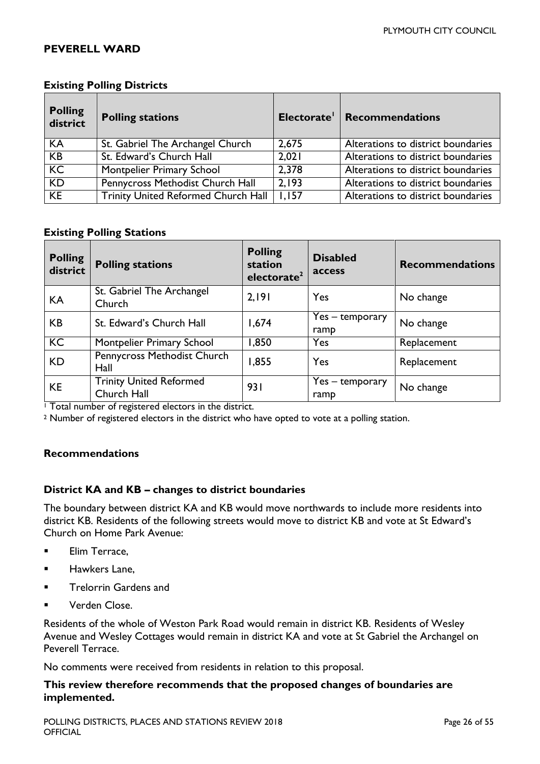## PEVERELL WARD

### Existing Polling Districts

| Polling district | Polling stations | Electorate[1] | Recommendations |
|---|---|---|---|
| KA | St. Gabriel The Archangel Church | 2,675 | Alterations to district boundaries |
| KB | St. Edward's Church Hall | 2,021 | Alterations to district boundaries |
| KC | Montpelier Primary School | 2,378 | Alterations to district boundaries |
| KD | Pennycross Methodist Church Hall | 2,193 | Alterations to district boundaries |
| KE | Trinity United Reformed Church Hall | 1,157 | Alterations to district boundaries |

### Existing Polling Stations

| Polling district | Polling stations | Polling station electorate[2] | Disabled access | Recommendations |
|---|---|---|---|---|
| KA | St. Gabriel The Archangel Church | 2,191 | Yes | No change |
| KB | St. Edward's Church Hall | 1,674 | Yes – temporary ramp | No change |
| KC | Montpelier Primary School | 1,850 | Yes | Replacement |
| KD | Pennycross Methodist Church Hall | 1,855 | Yes | Replacement |
| KE | Trinity United Reformed Church Hall | 931 | Yes – temporary ramp | No change |

[1] Total number of registered electors in the district.

[2] Number of registered electors in the district who have opted to vote at a polling station.

### Recommendations

### District KA and KB – changes to district boundaries

The boundary between district KA and KB would move northwards to include more residents into district KB. Residents of the following streets would move to district KB and vote at St Edward's Church on Home Park Avenue:

- Elim Terrace,
- Hawkers Lane,
- Trelorrin Gardens and
- Verden Close.

Residents of the whole of Weston Park Road would remain in district KB. Residents of Wesley Avenue and Wesley Cottages would remain in district KA and vote at St Gabriel the Archangel on Peverell Terrace.

No comments were received from residents in relation to this proposal.

**This review therefore recommends that the proposed changes of boundaries are implemented.**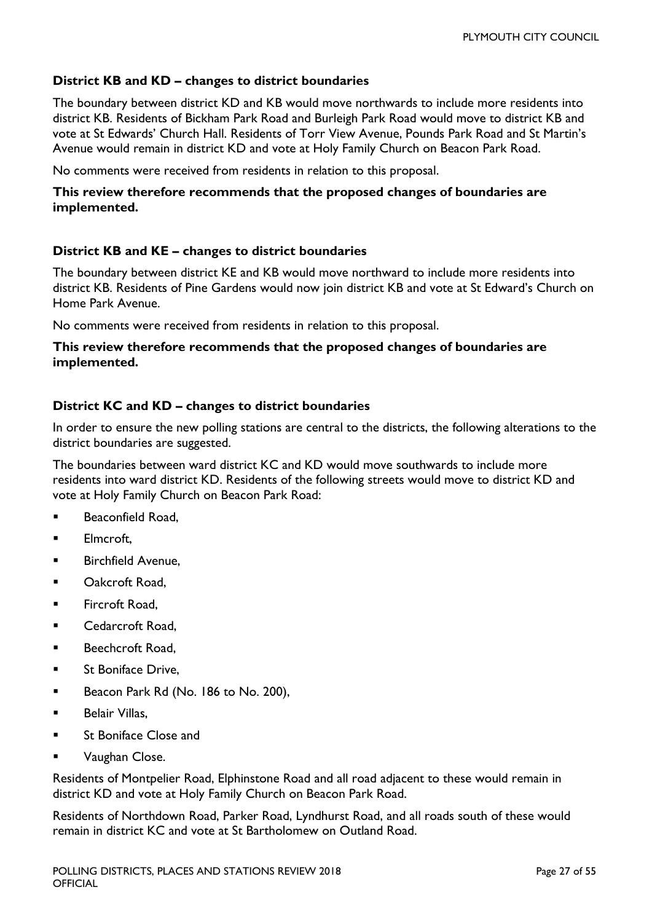### District KB and KD – changes to district boundaries

The boundary between district KD and KB would move northwards to include more residents into district KB. Residents of Bickham Park Road and Burleigh Park Road would move to district KB and vote at St Edwards' Church Hall. Residents of Torr View Avenue, Pounds Park Road and St Martin's Avenue would remain in district KD and vote at Holy Family Church on Beacon Park Road.

No comments were received from residents in relation to this proposal.

**This review therefore recommends that the proposed changes of boundaries are implemented.**

### District KB and KE – changes to district boundaries

The boundary between district KE and KB would move northward to include more residents into district KB. Residents of Pine Gardens would now join district KB and vote at St Edward's Church on Home Park Avenue.

No comments were received from residents in relation to this proposal.

**This review therefore recommends that the proposed changes of boundaries are implemented.**

### District KC and KD – changes to district boundaries

In order to ensure the new polling stations are central to the districts, the following alterations to the district boundaries are suggested.

The boundaries between ward district KC and KD would move southwards to include more residents into ward district KD. Residents of the following streets would move to district KD and vote at Holy Family Church on Beacon Park Road:

- Beaconfield Road,
- Elmcroft,
- Birchfield Avenue,
- Oakcroft Road,
- Fircroft Road,
- Cedarcroft Road,
- Beechcroft Road,
- St Boniface Drive,
- Beacon Park Rd (No. 186 to No. 200),
- Belair Villas,
- St Boniface Close and
- Vaughan Close.

Residents of Montpelier Road, Elphinstone Road and all road adjacent to these would remain in district KD and vote at Holy Family Church on Beacon Park Road.

Residents of Northdown Road, Parker Road, Lyndhurst Road, and all roads south of these would remain in district KC and vote at St Bartholomew on Outland Road.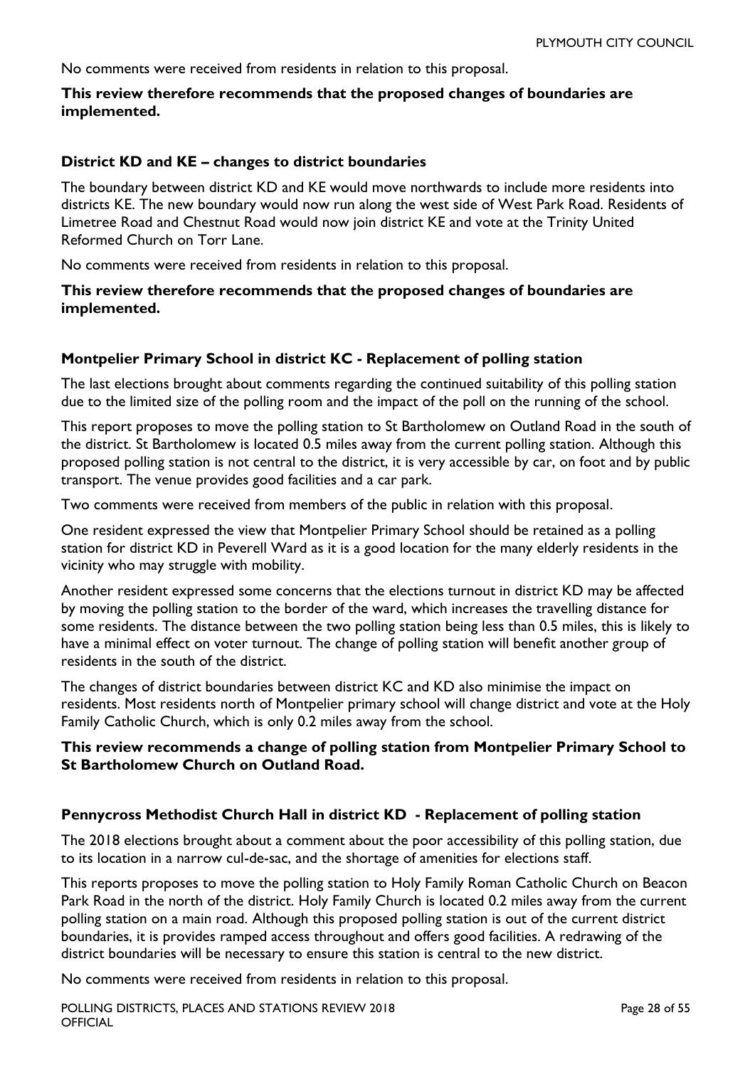No comments were received from residents in relation to this proposal.

**This review therefore recommends that the proposed changes of boundaries are implemented.**

### District KD and KE – changes to district boundaries

The boundary between district KD and KE would move northwards to include more residents into districts KE. The new boundary would now run along the west side of West Park Road. Residents of Limetree Road and Chestnut Road would now join district KE and vote at the Trinity United Reformed Church on Torr Lane.

No comments were received from residents in relation to this proposal.

**This review therefore recommends that the proposed changes of boundaries are implemented.**

### Montpelier Primary School in district KC - Replacement of polling station

The last elections brought about comments regarding the continued suitability of this polling station due to the limited size of the polling room and the impact of the poll on the running of the school.

This report proposes to move the polling station to St Bartholomew on Outland Road in the south of the district. St Bartholomew is located 0.5 miles away from the current polling station. Although this proposed polling station is not central to the district, it is very accessible by car, on foot and by public transport. The venue provides good facilities and a car park.

Two comments were received from members of the public in relation with this proposal.

One resident expressed the view that Montpelier Primary School should be retained as a polling station for district KD in Peverell Ward as it is a good location for the many elderly residents in the vicinity who may struggle with mobility.

Another resident expressed some concerns that the elections turnout in district KD may be affected by moving the polling station to the border of the ward, which increases the travelling distance for some residents. The distance between the two polling station being less than 0.5 miles, this is likely to have a minimal effect on voter turnout. The change of polling station will benefit another group of residents in the south of the district.

The changes of district boundaries between district KC and KD also minimise the impact on residents. Most residents north of Montpelier primary school will change district and vote at the Holy Family Catholic Church, which is only 0.2 miles away from the school.

**This review recommends a change of polling station from Montpelier Primary School to St Bartholomew Church on Outland Road.**

### Pennycross Methodist Church Hall in district KD - Replacement of polling station

The 2018 elections brought about a comment about the poor accessibility of this polling station, due to its location in a narrow cul-de-sac, and the shortage of amenities for elections staff.

This reports proposes to move the polling station to Holy Family Roman Catholic Church on Beacon Park Road in the north of the district. Holy Family Church is located 0.2 miles away from the current polling station on a main road. Although this proposed polling station is out of the current district boundaries, it is provides ramped access throughout and offers good facilities. A redrawing of the district boundaries will be necessary to ensure this station is central to the new district.

No comments were received from residents in relation to this proposal.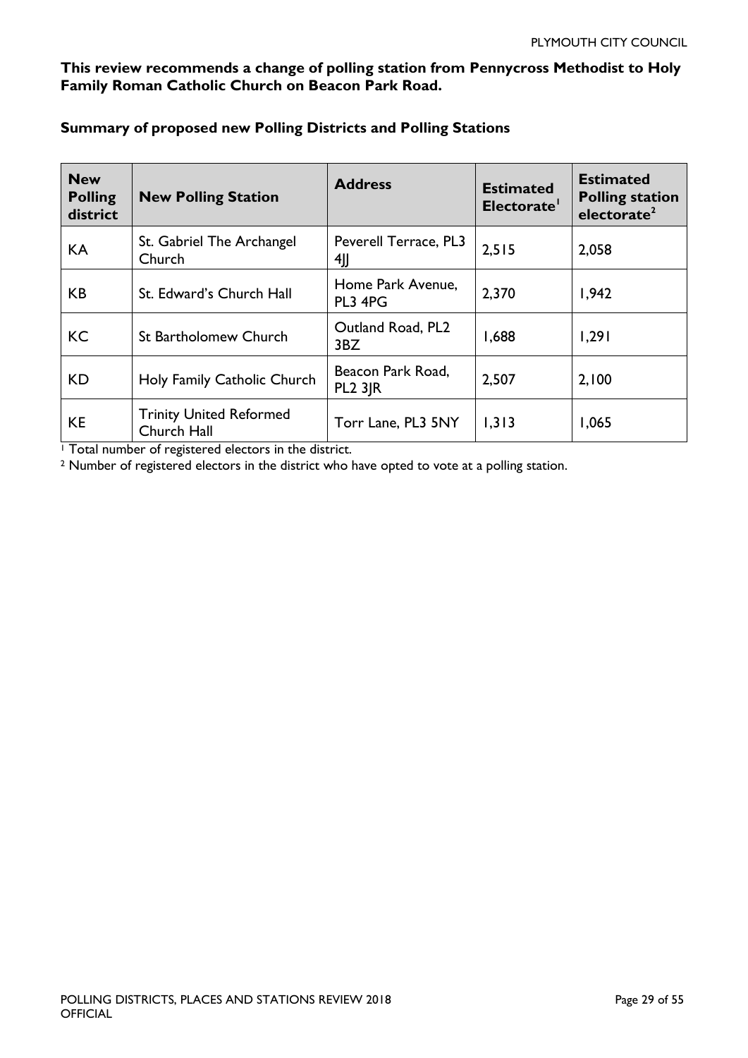**This review recommends a change of polling station from Pennycross Methodist to Holy Family Roman Catholic Church on Beacon Park Road.**

**Summary of proposed new Polling Districts and Polling Stations**

| New Polling district | New Polling Station | Address | Estimated Electorate[1] | Estimated Polling station electorate[2] |
|---|---|---|---|---|
| KA | St. Gabriel The Archangel Church | Peverell Terrace, PL3 4JJ | 2,515 | 2,058 |
| KB | St. Edward's Church Hall | Home Park Avenue, PL3 4PG | 2,370 | 1,942 |
| KC | St Bartholomew Church | Outland Road, PL2 3BZ | 1,688 | 1,291 |
| KD | Holy Family Catholic Church | Beacon Park Road, PL2 3JR | 2,507 | 2,100 |
| KE | Trinity United Reformed Church Hall | Torr Lane, PL3 5NY | 1,313 | 1,065 |

[1] Total number of registered electors in the district.

[2] Number of registered electors in the district who have opted to vote at a polling station.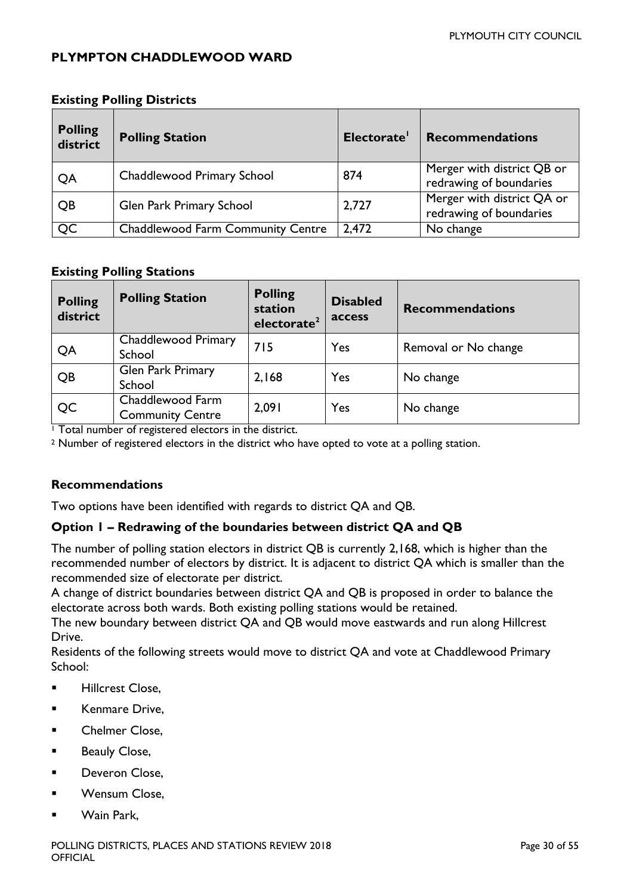## PLYMPTON CHADDLEWOOD WARD

### Existing Polling Districts

| Polling district | Polling Station | Electorate[1] | Recommendations |
|---|---|---|---|
| QA | Chaddlewood Primary School | 874 | Merger with district QB or redrawing of boundaries |
| QB | Glen Park Primary School | 2,727 | Merger with district QA or redrawing of boundaries |
| QC | Chaddlewood Farm Community Centre | 2,472 | No change |

### Existing Polling Stations

| Polling district | Polling Station | Polling station electorate[2] | Disabled access | Recommendations |
|---|---|---|---|---|
| QA | Chaddlewood Primary School | 715 | Yes | Removal or No change |
| QB | Glen Park Primary School | 2,168 | Yes | No change |
| QC | Chaddlewood Farm Community Centre | 2,091 | Yes | No change |

[1] Total number of registered electors in the district.

[2] Number of registered electors in the district who have opted to vote at a polling station.

### Recommendations

Two options have been identified with regards to district QA and QB.

#### Option 1 – Redrawing of the boundaries between district QA and QB

The number of polling station electors in district QB is currently 2,168, which is higher than the recommended number of electors by district. It is adjacent to district QA which is smaller than the recommended size of electorate per district.

A change of district boundaries between district QA and QB is proposed in order to balance the electorate across both wards. Both existing polling stations would be retained.

The new boundary between district QA and QB would move eastwards and run along Hillcrest Drive.

Residents of the following streets would move to district QA and vote at Chaddlewood Primary School:

- Hillcrest Close,
- Kenmare Drive,
- Chelmer Close,
- Beauly Close,
- Deveron Close,
- Wensum Close,
- Wain Park,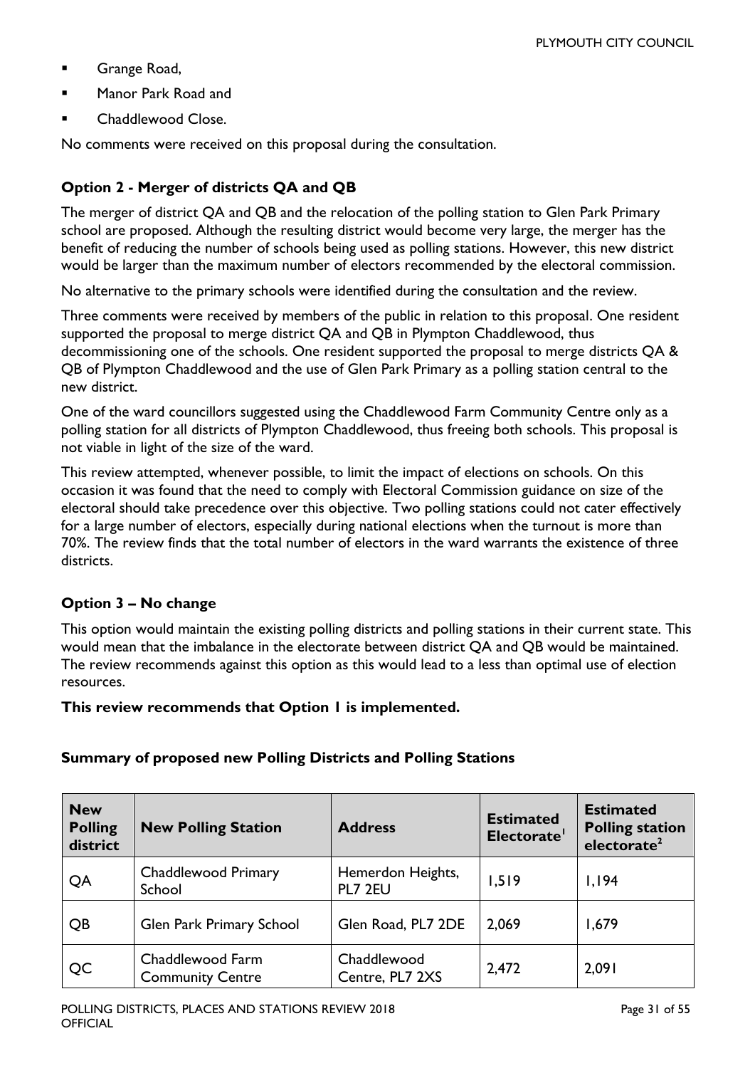- Grange Road,
- Manor Park Road and
- Chaddlewood Close.

No comments were received on this proposal during the consultation.

### Option 2 - Merger of districts QA and QB

The merger of district QA and QB and the relocation of the polling station to Glen Park Primary school are proposed. Although the resulting district would become very large, the merger has the benefit of reducing the number of schools being used as polling stations. However, this new district would be larger than the maximum number of electors recommended by the electoral commission.

No alternative to the primary schools were identified during the consultation and the review.

Three comments were received by members of the public in relation to this proposal. One resident supported the proposal to merge district QA and QB in Plympton Chaddlewood, thus decommissioning one of the schools. One resident supported the proposal to merge districts QA & QB of Plympton Chaddlewood and the use of Glen Park Primary as a polling station central to the new district.

One of the ward councillors suggested using the Chaddlewood Farm Community Centre only as a polling station for all districts of Plympton Chaddlewood, thus freeing both schools. This proposal is not viable in light of the size of the ward.

This review attempted, whenever possible, to limit the impact of elections on schools. On this occasion it was found that the need to comply with Electoral Commission guidance on size of the electoral should take precedence over this objective. Two polling stations could not cater effectively for a large number of electors, especially during national elections when the turnout is more than 70%. The review finds that the total number of electors in the ward warrants the existence of three districts.

### Option 3 – No change

This option would maintain the existing polling districts and polling stations in their current state. This would mean that the imbalance in the electorate between district QA and QB would be maintained. The review recommends against this option as this would lead to a less than optimal use of election resources.

**This review recommends that Option 1 is implemented.**

### Summary of proposed new Polling Districts and Polling Stations

| New Polling district | New Polling Station | Address | Estimated Electorate[1] | Estimated Polling station electorate[2] |
|---|---|---|---|---|
| QA | Chaddlewood Primary School | Hemerdon Heights, PL7 2EU | 1,519 | 1,194 |
| QB | Glen Park Primary School | Glen Road, PL7 2DE | 2,069 | 1,679 |
| QC | Chaddlewood Farm Community Centre | Chaddlewood Centre, PL7 2XS | 2,472 | 2,091 |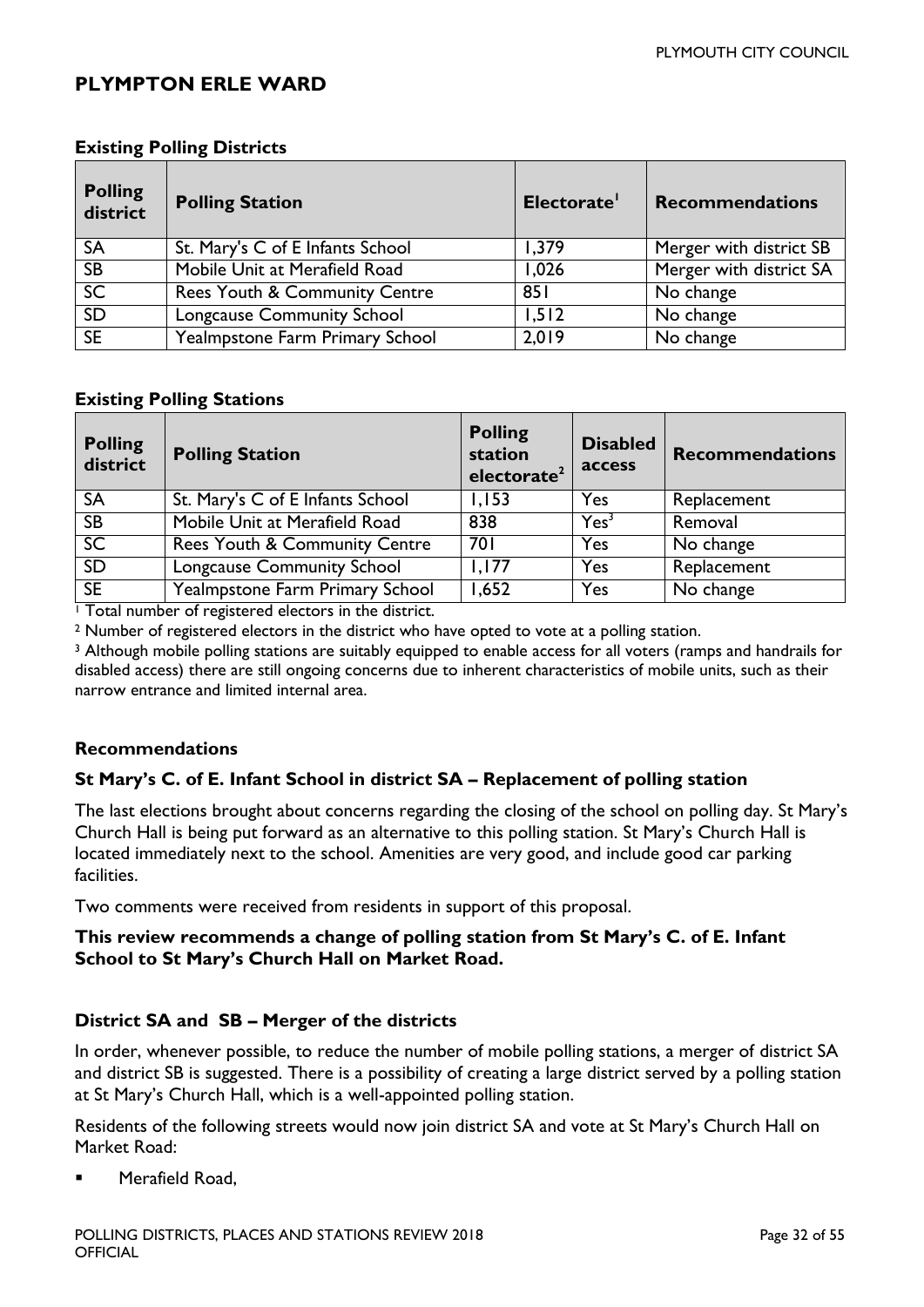## PLYMPTON ERLE WARD

### Existing Polling Districts

| Polling district | Polling Station | Electorate[1] | Recommendations |
|---|---|---|---|
| SA | St. Mary's C of E Infants School | 1,379 | Merger with district SB |
| SB | Mobile Unit at Merafield Road | 1,026 | Merger with district SA |
| SC | Rees Youth & Community Centre | 851 | No change |
| SD | Longcause Community School | 1,512 | No change |
| SE | Yealmpstone Farm Primary School | 2,019 | No change |

### Existing Polling Stations

| Polling district | Polling Station | Polling station electorate[2] | Disabled access | Recommendations |
|---|---|---|---|---|
| SA | St. Mary's C of E Infants School | 1,153 | Yes | Replacement |
| SB | Mobile Unit at Merafield Road | 838 | Yes[3] | Removal |
| SC | Rees Youth & Community Centre | 701 | Yes | No change |
| SD | Longcause Community School | 1,177 | Yes | Replacement |
| SE | Yealmpstone Farm Primary School | 1,652 | Yes | No change |

[1] Total number of registered electors in the district.

[2] Number of registered electors in the district who have opted to vote at a polling station.

[3] Although mobile polling stations are suitably equipped to enable access for all voters (ramps and handrails for disabled access) there are still ongoing concerns due to inherent characteristics of mobile units, such as their narrow entrance and limited internal area.

### Recommendations

#### St Mary's C. of E. Infant School in district SA – Replacement of polling station

The last elections brought about concerns regarding the closing of the school on polling day. St Mary's Church Hall is being put forward as an alternative to this polling station. St Mary's Church Hall is located immediately next to the school. Amenities are very good, and include good car parking facilities.

Two comments were received from residents in support of this proposal.

**This review recommends a change of polling station from St Mary's C. of E. Infant School to St Mary's Church Hall on Market Road.**

#### District SA and SB – Merger of the districts

In order, whenever possible, to reduce the number of mobile polling stations, a merger of district SA and district SB is suggested. There is a possibility of creating a large district served by a polling station at St Mary's Church Hall, which is a well-appointed polling station.

Residents of the following streets would now join district SA and vote at St Mary's Church Hall on Market Road:

- Merafield Road,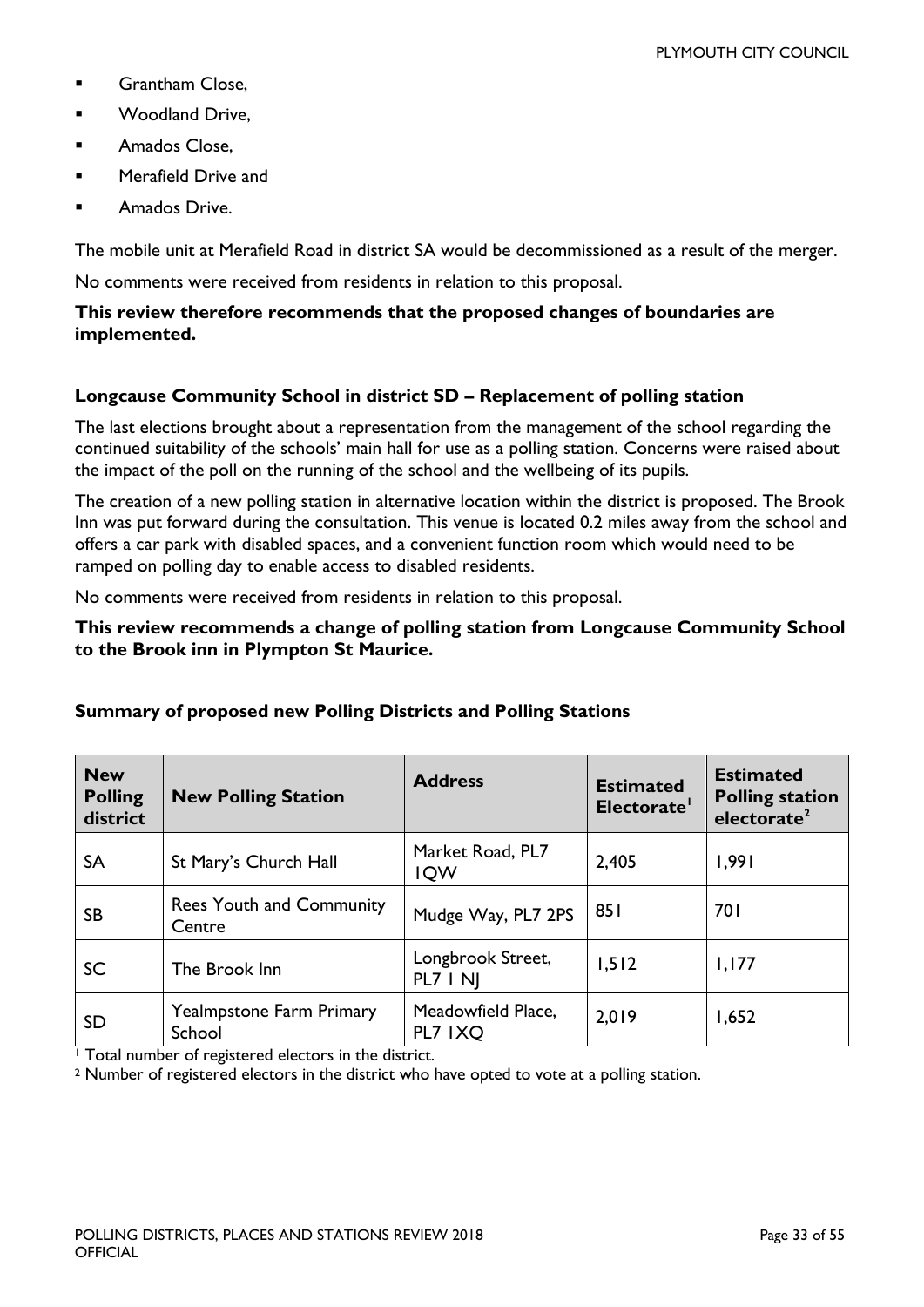- Grantham Close,
- Woodland Drive,
- Amados Close,
- Merafield Drive and
- Amados Drive.

The mobile unit at Merafield Road in district SA would be decommissioned as a result of the merger.

No comments were received from residents in relation to this proposal.

**This review therefore recommends that the proposed changes of boundaries are implemented.**

### Longcause Community School in district SD – Replacement of polling station

The last elections brought about a representation from the management of the school regarding the continued suitability of the schools' main hall for use as a polling station. Concerns were raised about the impact of the poll on the running of the school and the wellbeing of its pupils.

The creation of a new polling station in alternative location within the district is proposed. The Brook Inn was put forward during the consultation. This venue is located 0.2 miles away from the school and offers a car park with disabled spaces, and a convenient function room which would need to be ramped on polling day to enable access to disabled residents.

No comments were received from residents in relation to this proposal.

**This review recommends a change of polling station from Longcause Community School to the Brook inn in Plympton St Maurice.**

### Summary of proposed new Polling Districts and Polling Stations

| New Polling district | New Polling Station | Address | Estimated Electorate[1] | Estimated Polling station electorate[2] |
|---|---|---|---|---|
| SA | St Mary's Church Hall | Market Road, PL7 1QW | 2,405 | 1,991 |
| SB | Rees Youth and Community Centre | Mudge Way, PL7 2PS | 851 | 701 |
| SC | The Brook Inn | Longbrook Street, PL7 1 NJ | 1,512 | 1,177 |
| SD | Yealmpstone Farm Primary School | Meadowfield Place, PL7 1XQ | 2,019 | 1,652 |

[1] Total number of registered electors in the district.

[2] Number of registered electors in the district who have opted to vote at a polling station.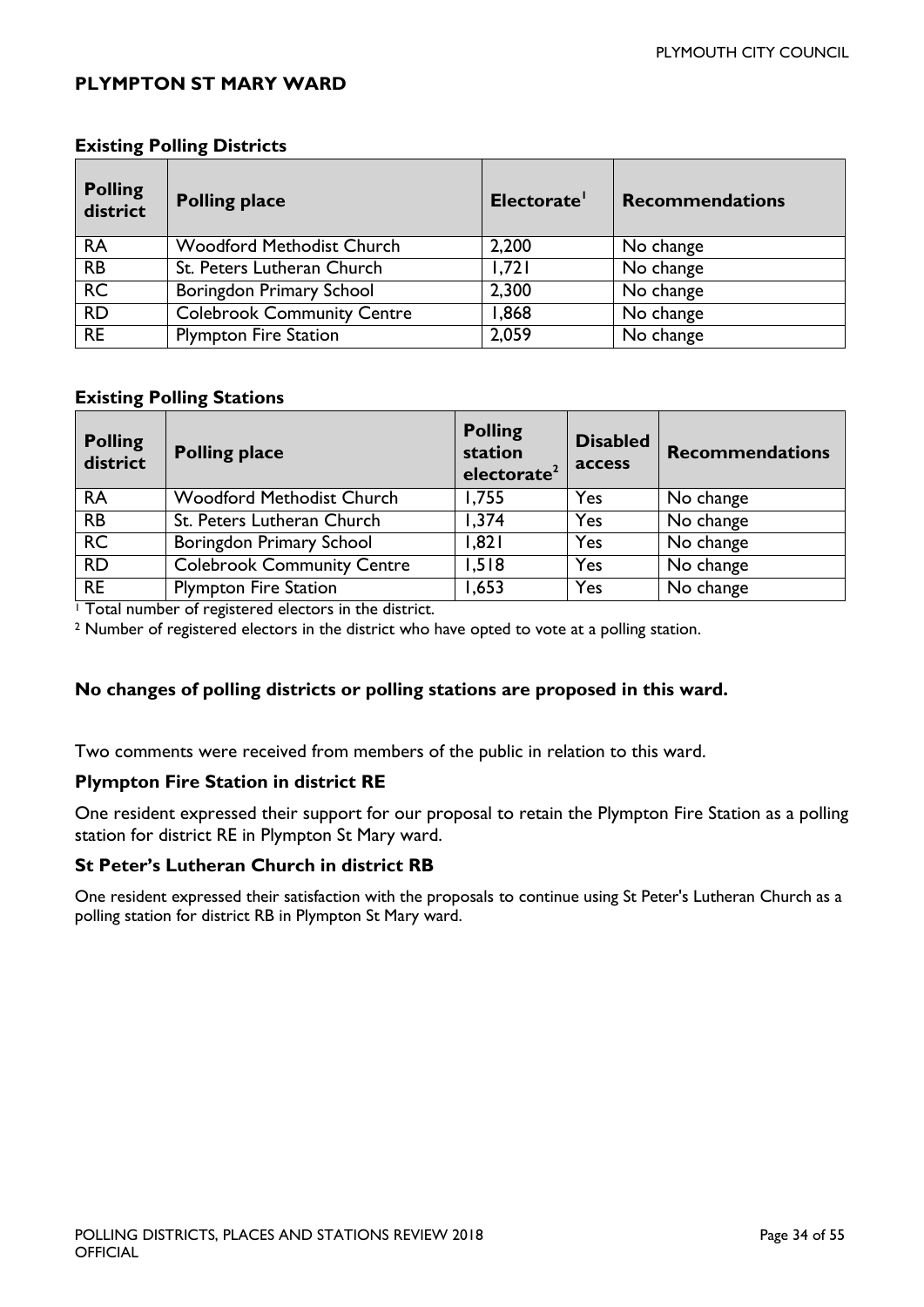## PLYMPTON ST MARY WARD

### Existing Polling Districts

| Polling district | Polling place | Electorate[1] | Recommendations |
|---|---|---|---|
| RA | Woodford Methodist Church | 2,200 | No change |
| RB | St. Peters Lutheran Church | 1,721 | No change |
| RC | Boringdon Primary School | 2,300 | No change |
| RD | Colebrook Community Centre | 1,868 | No change |
| RE | Plympton Fire Station | 2,059 | No change |

### Existing Polling Stations

| Polling district | Polling place | Polling station electorate[2] | Disabled access | Recommendations |
|---|---|---|---|---|
| RA | Woodford Methodist Church | 1,755 | Yes | No change |
| RB | St. Peters Lutheran Church | 1,374 | Yes | No change |
| RC | Boringdon Primary School | 1,821 | Yes | No change |
| RD | Colebrook Community Centre | 1,518 | Yes | No change |
| RE | Plympton Fire Station | 1,653 | Yes | No change |

[1] Total number of registered electors in the district.

[2] Number of registered electors in the district who have opted to vote at a polling station.

**No changes of polling districts or polling stations are proposed in this ward.**

Two comments were received from members of the public in relation to this ward.

### Plympton Fire Station in district RE

One resident expressed their support for our proposal to retain the Plympton Fire Station as a polling station for district RE in Plympton St Mary ward.

### St Peter's Lutheran Church in district RB

One resident expressed their satisfaction with the proposals to continue using St Peter's Lutheran Church as a polling station for district RB in Plympton St Mary ward.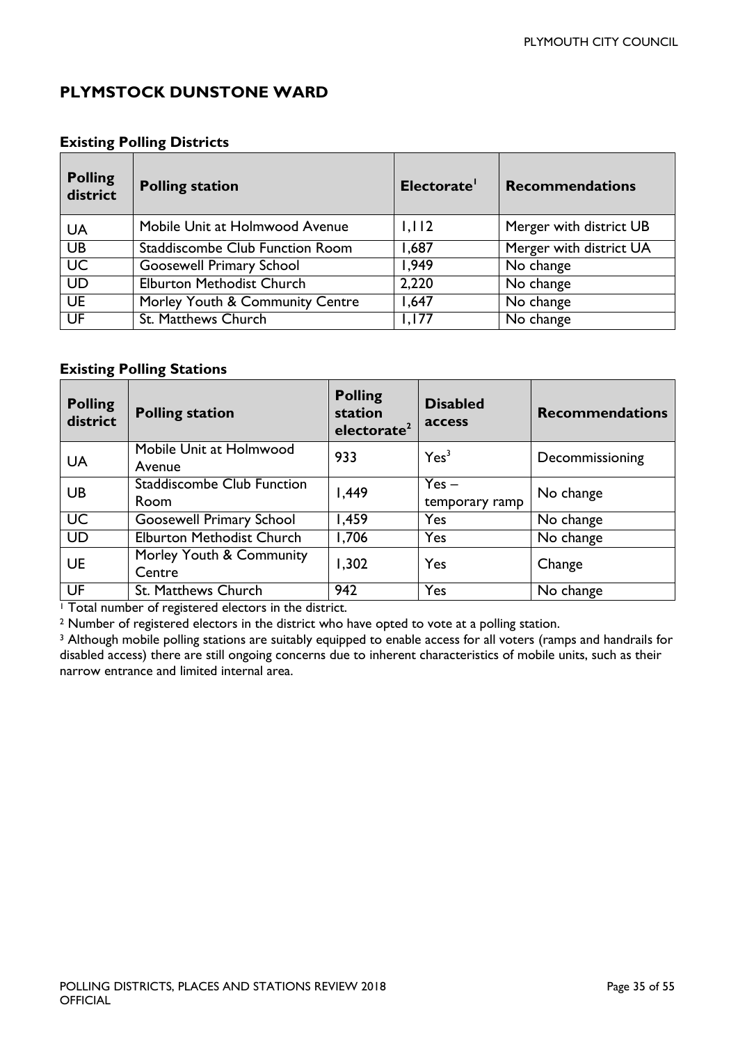## PLYMSTOCK DUNSTONE WARD

### Existing Polling Districts

| Polling district | Polling station | Electorate[1] | Recommendations |
|---|---|---|---|
| UA | Mobile Unit at Holmwood Avenue | 1,112 | Merger with district UB |
| UB | Staddiscombe Club Function Room | 1,687 | Merger with district UA |
| UC | Goosewell Primary School | 1,949 | No change |
| UD | Elburton Methodist Church | 2,220 | No change |
| UE | Morley Youth & Community Centre | 1,647 | No change |
| UF | St. Matthews Church | 1,177 | No change |

### Existing Polling Stations

| Polling district | Polling station | Polling station electorate[2] | Disabled access | Recommendations |
|---|---|---|---|---|
| UA | Mobile Unit at Holmwood Avenue | 933 | Yes[3] | Decommissioning |
| UB | Staddiscombe Club Function Room | 1,449 | Yes – temporary ramp | No change |
| UC | Goosewell Primary School | 1,459 | Yes | No change |
| UD | Elburton Methodist Church | 1,706 | Yes | No change |
| UE | Morley Youth & Community Centre | 1,302 | Yes | Change |
| UF | St. Matthews Church | 942 | Yes | No change |

[1] Total number of registered electors in the district.

[2] Number of registered electors in the district who have opted to vote at a polling station.

[3] Although mobile polling stations are suitably equipped to enable access for all voters (ramps and handrails for disabled access) there are still ongoing concerns due to inherent characteristics of mobile units, such as their narrow entrance and limited internal area.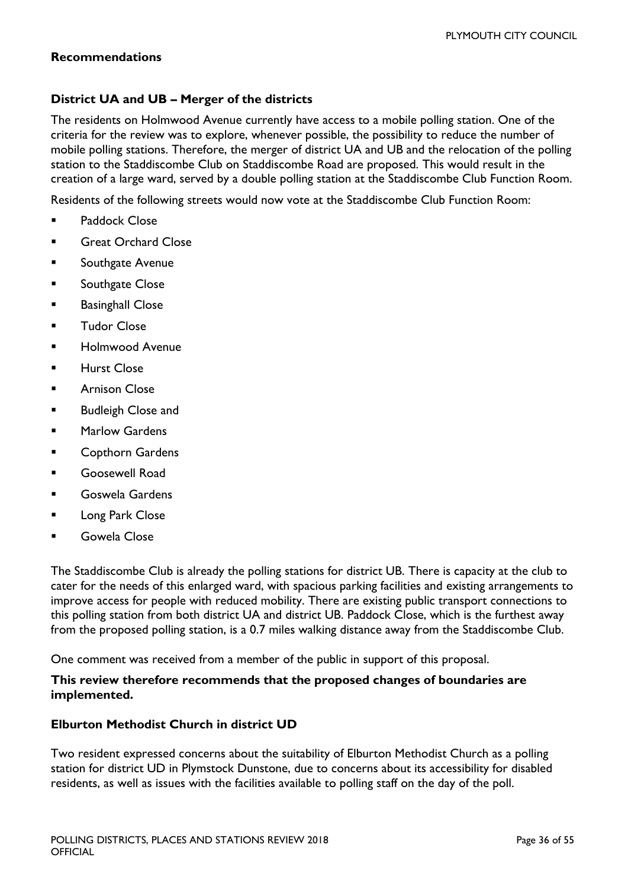**Recommendations**

**District UA and UB – Merger of the districts**

The residents on Holmwood Avenue currently have access to a mobile polling station. One of the criteria for the review was to explore, whenever possible, the possibility to reduce the number of mobile polling stations. Therefore, the merger of district UA and UB and the relocation of the polling station to the Staddiscombe Club on Staddiscombe Road are proposed. This would result in the creation of a large ward, served by a double polling station at the Staddiscombe Club Function Room.

Residents of the following streets would now vote at the Staddiscombe Club Function Room:

- Paddock Close
- Great Orchard Close
- Southgate Avenue
- Southgate Close
- Basinghall Close
- Tudor Close
- Holmwood Avenue
- Hurst Close
- Arnison Close
- Budleigh Close and
- Marlow Gardens
- Copthorn Gardens
- Goosewell Road
- Goswela Gardens
- Long Park Close
- Gowela Close

The Staddiscombe Club is already the polling stations for district UB. There is capacity at the club to cater for the needs of this enlarged ward, with spacious parking facilities and existing arrangements to improve access for people with reduced mobility. There are existing public transport connections to this polling station from both district UA and district UB. Paddock Close, which is the furthest away from the proposed polling station, is a 0.7 miles walking distance away from the Staddiscombe Club.

One comment was received from a member of the public in support of this proposal.

**This review therefore recommends that the proposed changes of boundaries are implemented.**

**Elburton Methodist Church in district UD**

Two resident expressed concerns about the suitability of Elburton Methodist Church as a polling station for district UD in Plymstock Dunstone, due to concerns about its accessibility for disabled residents, as well as issues with the facilities available to polling staff on the day of the poll.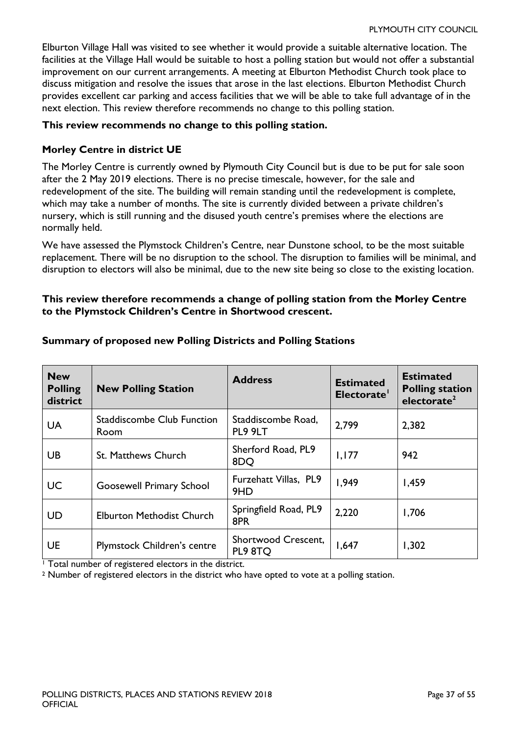Elburton Village Hall was visited to see whether it would provide a suitable alternative location. The facilities at the Village Hall would be suitable to host a polling station but would not offer a substantial improvement on our current arrangements. A meeting at Elburton Methodist Church took place to discuss mitigation and resolve the issues that arose in the last elections. Elburton Methodist Church provides excellent car parking and access facilities that we will be able to take full advantage of in the next election. This review therefore recommends no change to this polling station.

**This review recommends no change to this polling station.**

### Morley Centre in district UE

The Morley Centre is currently owned by Plymouth City Council but is due to be put for sale soon after the 2 May 2019 elections. There is no precise timescale, however, for the sale and redevelopment of the site. The building will remain standing until the redevelopment is complete, which may take a number of months. The site is currently divided between a private children's nursery, which is still running and the disused youth centre's premises where the elections are normally held.

We have assessed the Plymstock Children's Centre, near Dunstone school, to be the most suitable replacement. There will be no disruption to the school. The disruption to families will be minimal, and disruption to electors will also be minimal, due to the new site being so close to the existing location.

**This review therefore recommends a change of polling station from the Morley Centre to the Plymstock Children's Centre in Shortwood crescent.**

### Summary of proposed new Polling Districts and Polling Stations

| New Polling district | New Polling Station | Address | Estimated Electorate[1] | Estimated Polling station electorate[2] |
|---|---|---|---|---|
| UA | Staddiscombe Club Function Room | Staddiscombe Road, PL9 9LT | 2,799 | 2,382 |
| UB | St. Matthews Church | Sherford Road, PL9 8DQ | 1,177 | 942 |
| UC | Goosewell Primary School | Furzehatt Villas, PL9 9HD | 1,949 | 1,459 |
| UD | Elburton Methodist Church | Springfield Road, PL9 8PR | 2,220 | 1,706 |
| UE | Plymstock Children's centre | Shortwood Crescent, PL9 8TQ | 1,647 | 1,302 |

[1] Total number of registered electors in the district.

[2] Number of registered electors in the district who have opted to vote at a polling station.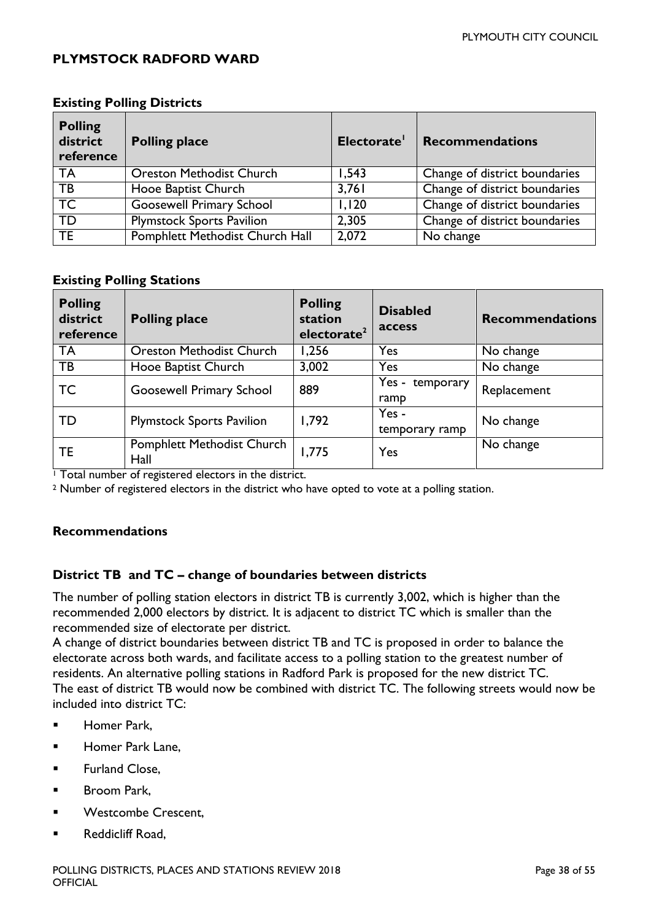## PLYMSTOCK RADFORD WARD

### Existing Polling Districts

| Polling district reference | Polling place | Electorate[1] | Recommendations |
|---|---|---|---|
| TA | Oreston Methodist Church | 1,543 | Change of district boundaries |
| TB | Hooe Baptist Church | 3,761 | Change of district boundaries |
| TC | Goosewell Primary School | 1,120 | Change of district boundaries |
| TD | Plymstock Sports Pavilion | 2,305 | Change of district boundaries |
| TE | Pomphlett Methodist Church Hall | 2,072 | No change |

### Existing Polling Stations

| Polling district reference | Polling place | Polling station electorate[2] | Disabled access | Recommendations |
|---|---|---|---|---|
| TA | Oreston Methodist Church | 1,256 | Yes | No change |
| TB | Hooe Baptist Church | 3,002 | Yes | No change |
| TC | Goosewell Primary School | 889 | Yes - temporary ramp | Replacement |
| TD | Plymstock Sports Pavilion | 1,792 | Yes - temporary ramp | No change |
| TE | Pomphlett Methodist Church Hall | 1,775 | Yes | No change |

[1] Total number of registered electors in the district.

[2] Number of registered electors in the district who have opted to vote at a polling station.

### Recommendations

#### District TB and TC – change of boundaries between districts

The number of polling station electors in district TB is currently 3,002, which is higher than the recommended 2,000 electors by district. It is adjacent to district TC which is smaller than the recommended size of electorate per district.

A change of district boundaries between district TB and TC is proposed in order to balance the electorate across both wards, and facilitate access to a polling station to the greatest number of residents. An alternative polling stations in Radford Park is proposed for the new district TC.

The east of district TB would now be combined with district TC. The following streets would now be included into district TC:

- Homer Park,
- Homer Park Lane,
- Furland Close,
- Broom Park,
- Westcombe Crescent,
- Reddicliff Road,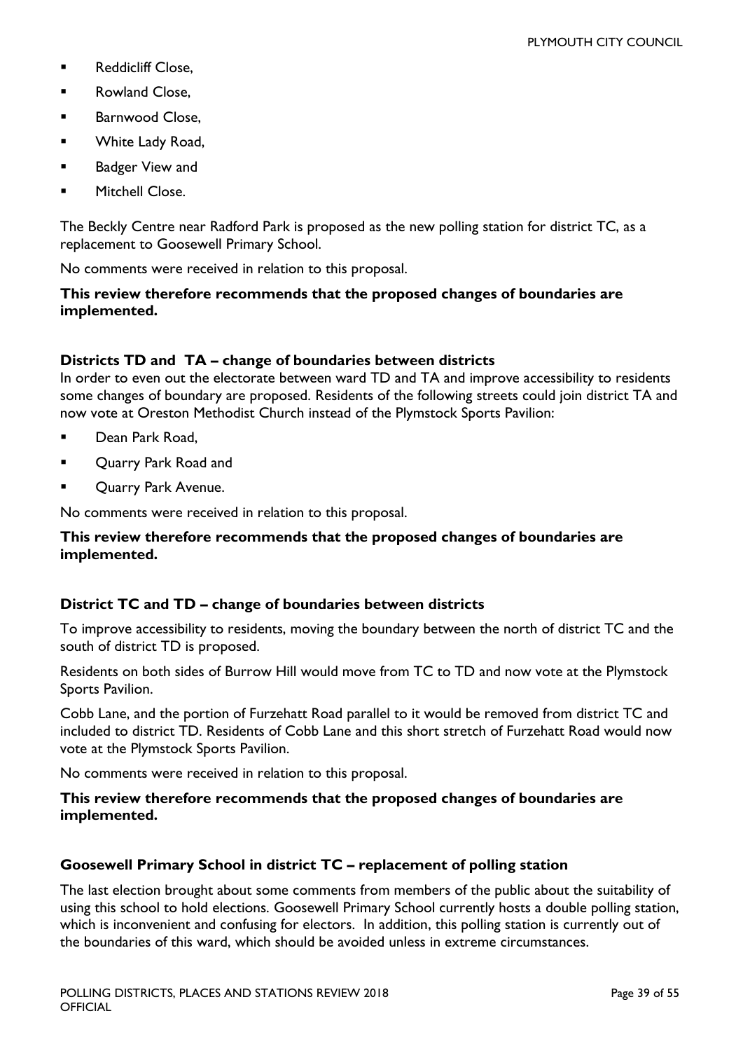- Reddicliff Close,
- Rowland Close,
- Barnwood Close,
- White Lady Road,
- Badger View and
- Mitchell Close.

The Beckly Centre near Radford Park is proposed as the new polling station for district TC, as a replacement to Goosewell Primary School.

No comments were received in relation to this proposal.

**This review therefore recommends that the proposed changes of boundaries are implemented.**

### Districts TD and TA – change of boundaries between districts

In order to even out the electorate between ward TD and TA and improve accessibility to residents some changes of boundary are proposed. Residents of the following streets could join district TA and now vote at Oreston Methodist Church instead of the Plymstock Sports Pavilion:

- Dean Park Road,
- Quarry Park Road and
- Quarry Park Avenue.

No comments were received in relation to this proposal.

**This review therefore recommends that the proposed changes of boundaries are implemented.**

### District TC and TD – change of boundaries between districts

To improve accessibility to residents, moving the boundary between the north of district TC and the south of district TD is proposed.

Residents on both sides of Burrow Hill would move from TC to TD and now vote at the Plymstock Sports Pavilion.

Cobb Lane, and the portion of Furzehatt Road parallel to it would be removed from district TC and included to district TD. Residents of Cobb Lane and this short stretch of Furzehatt Road would now vote at the Plymstock Sports Pavilion.

No comments were received in relation to this proposal.

**This review therefore recommends that the proposed changes of boundaries are implemented.**

### Goosewell Primary School in district TC – replacement of polling station

The last election brought about some comments from members of the public about the suitability of using this school to hold elections. Goosewell Primary School currently hosts a double polling station, which is inconvenient and confusing for electors. In addition, this polling station is currently out of the boundaries of this ward, which should be avoided unless in extreme circumstances.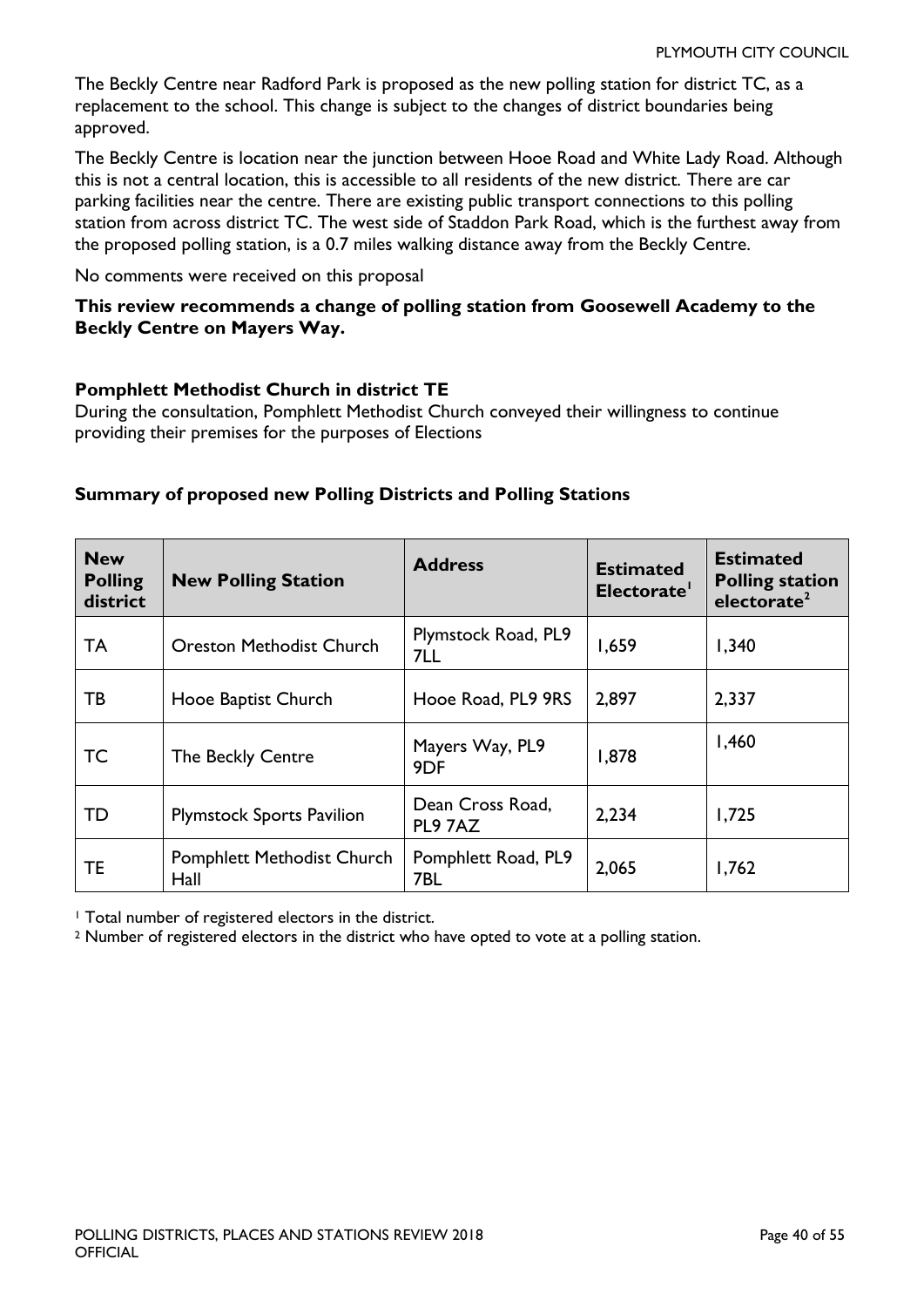The Beckly Centre near Radford Park is proposed as the new polling station for district TC, as a replacement to the school. This change is subject to the changes of district boundaries being approved.

The Beckly Centre is location near the junction between Hooe Road and White Lady Road. Although this is not a central location, this is accessible to all residents of the new district. There are car parking facilities near the centre. There are existing public transport connections to this polling station from across district TC. The west side of Staddon Park Road, which is the furthest away from the proposed polling station, is a 0.7 miles walking distance away from the Beckly Centre.

No comments were received on this proposal

**This review recommends a change of polling station from Goosewell Academy to the Beckly Centre on Mayers Way.**

**Pomphlett Methodist Church in district TE**

During the consultation, Pomphlett Methodist Church conveyed their willingness to continue providing their premises for the purposes of Elections

**Summary of proposed new Polling Districts and Polling Stations**

| New Polling district | New Polling Station | Address | Estimated Electorate[1] | Estimated Polling station electorate[2] |
|---|---|---|---|---|
| TA | Oreston Methodist Church | Plymstock Road, PL9 7LL | 1,659 | 1,340 |
| TB | Hooe Baptist Church | Hooe Road, PL9 9RS | 2,897 | 2,337 |
| TC | The Beckly Centre | Mayers Way, PL9 9DF | 1,878 | 1,460 |
| TD | Plymstock Sports Pavilion | Dean Cross Road, PL9 7AZ | 2,234 | 1,725 |
| TE | Pomphlett Methodist Church Hall | Pomphlett Road, PL9 7BL | 2,065 | 1,762 |

[1] Total number of registered electors in the district.

[2] Number of registered electors in the district who have opted to vote at a polling station.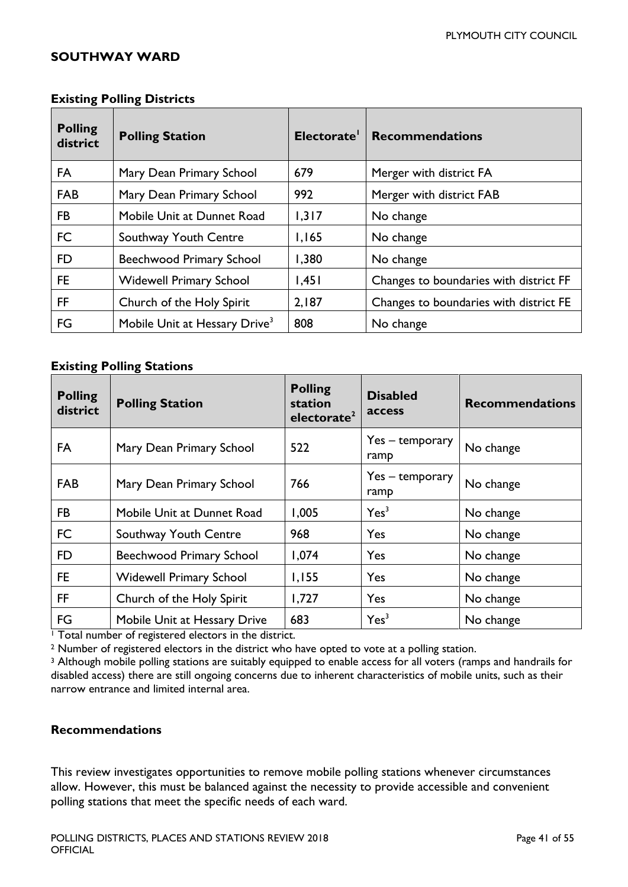## SOUTHWAY WARD

### Existing Polling Districts

| Polling district | Polling Station | Electorate[1] | Recommendations |
|---|---|---|---|
| FA | Mary Dean Primary School | 679 | Merger with district FA |
| FAB | Mary Dean Primary School | 992 | Merger with district FAB |
| FB | Mobile Unit at Dunnet Road | 1,317 | No change |
| FC | Southway Youth Centre | 1,165 | No change |
| FD | Beechwood Primary School | 1,380 | No change |
| FE | Widewell Primary School | 1,451 | Changes to boundaries with district FF |
| FF | Church of the Holy Spirit | 2,187 | Changes to boundaries with district FE |
| FG | Mobile Unit at Hessary Drive[3] | 808 | No change |

### Existing Polling Stations

| Polling district | Polling Station | Polling station electorate[2] | Disabled access | Recommendations |
|---|---|---|---|---|
| FA | Mary Dean Primary School | 522 | Yes – temporary ramp | No change |
| FAB | Mary Dean Primary School | 766 | Yes – temporary ramp | No change |
| FB | Mobile Unit at Dunnet Road | 1,005 | Yes[3] | No change |
| FC | Southway Youth Centre | 968 | Yes | No change |
| FD | Beechwood Primary School | 1,074 | Yes | No change |
| FE | Widewell Primary School | 1,155 | Yes | No change |
| FF | Church of the Holy Spirit | 1,727 | Yes | No change |
| FG | Mobile Unit at Hessary Drive | 683 | Yes[3] | No change |

[1] Total number of registered electors in the district.

[2] Number of registered electors in the district who have opted to vote at a polling station.

[3] Although mobile polling stations are suitably equipped to enable access for all voters (ramps and handrails for disabled access) there are still ongoing concerns due to inherent characteristics of mobile units, such as their narrow entrance and limited internal area.

### Recommendations

This review investigates opportunities to remove mobile polling stations whenever circumstances allow. However, this must be balanced against the necessity to provide accessible and convenient polling stations that meet the specific needs of each ward.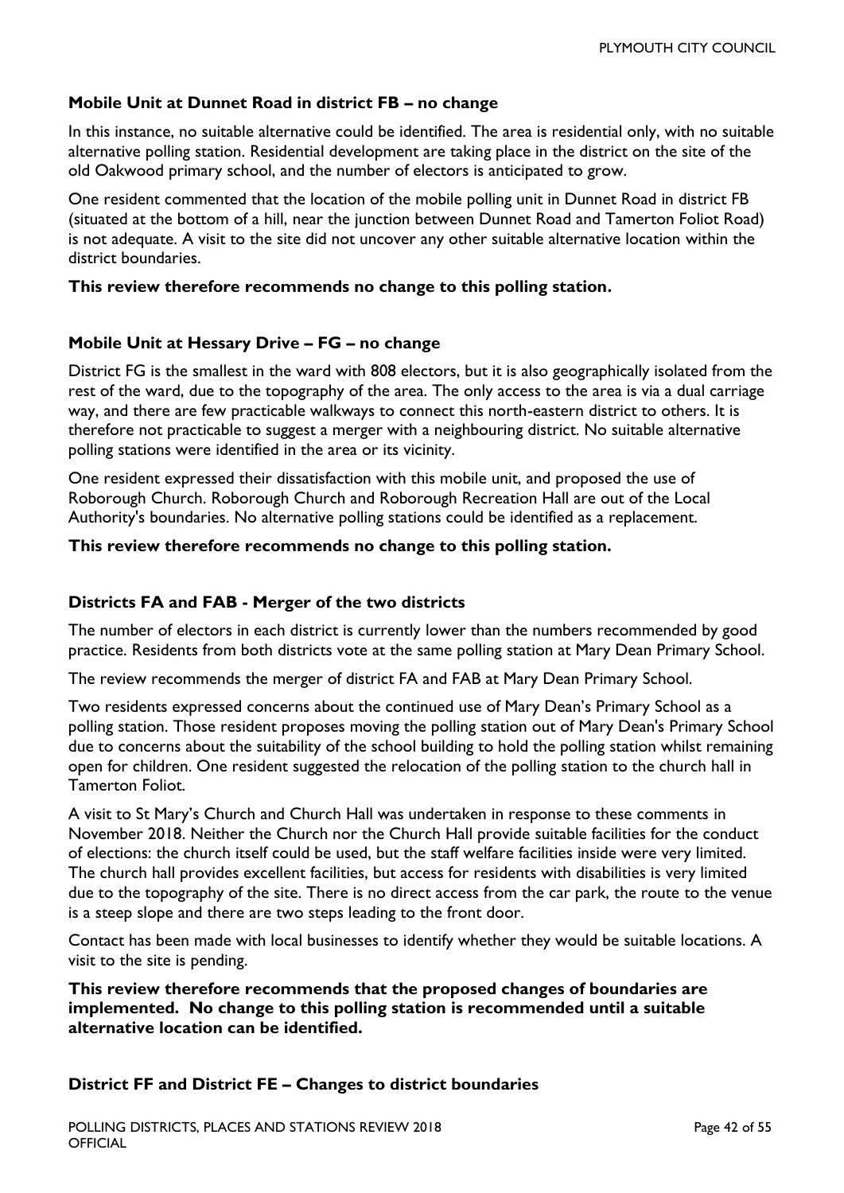### Mobile Unit at Dunnet Road in district FB – no change

In this instance, no suitable alternative could be identified. The area is residential only, with no suitable alternative polling station. Residential development are taking place in the district on the site of the old Oakwood primary school, and the number of electors is anticipated to grow.

One resident commented that the location of the mobile polling unit in Dunnet Road in district FB (situated at the bottom of a hill, near the junction between Dunnet Road and Tamerton Foliot Road) is not adequate. A visit to the site did not uncover any other suitable alternative location within the district boundaries.

**This review therefore recommends no change to this polling station.**

### Mobile Unit at Hessary Drive – FG – no change

District FG is the smallest in the ward with 808 electors, but it is also geographically isolated from the rest of the ward, due to the topography of the area. The only access to the area is via a dual carriage way, and there are few practicable walkways to connect this north-eastern district to others. It is therefore not practicable to suggest a merger with a neighbouring district. No suitable alternative polling stations were identified in the area or its vicinity.

One resident expressed their dissatisfaction with this mobile unit, and proposed the use of Roborough Church. Roborough Church and Roborough Recreation Hall are out of the Local Authority's boundaries. No alternative polling stations could be identified as a replacement.

**This review therefore recommends no change to this polling station.**

### Districts FA and FAB - Merger of the two districts

The number of electors in each district is currently lower than the numbers recommended by good practice. Residents from both districts vote at the same polling station at Mary Dean Primary School.

The review recommends the merger of district FA and FAB at Mary Dean Primary School.

Two residents expressed concerns about the continued use of Mary Dean's Primary School as a polling station. Those resident proposes moving the polling station out of Mary Dean's Primary School due to concerns about the suitability of the school building to hold the polling station whilst remaining open for children. One resident suggested the relocation of the polling station to the church hall in Tamerton Foliot.

A visit to St Mary's Church and Church Hall was undertaken in response to these comments in November 2018. Neither the Church nor the Church Hall provide suitable facilities for the conduct of elections: the church itself could be used, but the staff welfare facilities inside were very limited. The church hall provides excellent facilities, but access for residents with disabilities is very limited due to the topography of the site. There is no direct access from the car park, the route to the venue is a steep slope and there are two steps leading to the front door.

Contact has been made with local businesses to identify whether they would be suitable locations. A visit to the site is pending.

**This review therefore recommends that the proposed changes of boundaries are implemented. No change to this polling station is recommended until a suitable alternative location can be identified.**

### District FF and District FE – Changes to district boundaries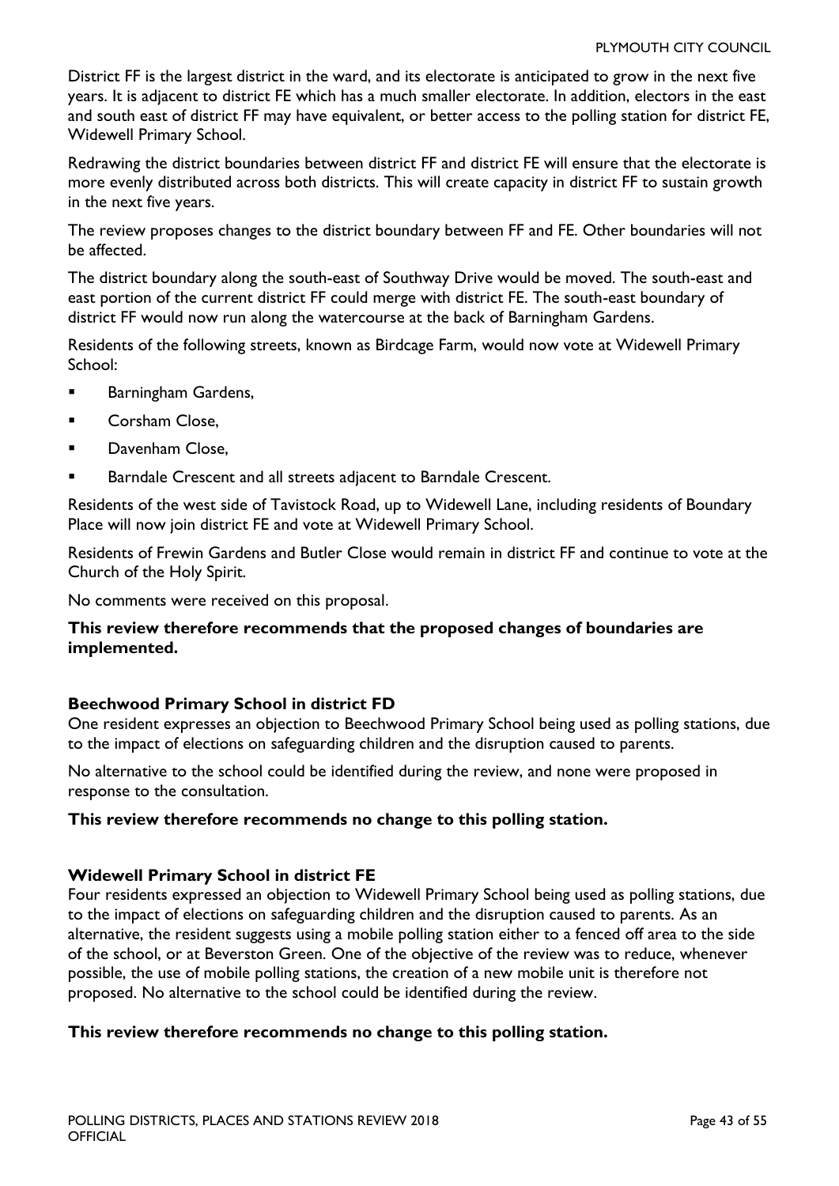District FF is the largest district in the ward, and its electorate is anticipated to grow in the next five years. It is adjacent to district FE which has a much smaller electorate. In addition, electors in the east and south east of district FF may have equivalent, or better access to the polling station for district FE, Widewell Primary School.

Redrawing the district boundaries between district FF and district FE will ensure that the electorate is more evenly distributed across both districts. This will create capacity in district FF to sustain growth in the next five years.

The review proposes changes to the district boundary between FF and FE. Other boundaries will not be affected.

The district boundary along the south-east of Southway Drive would be moved. The south-east and east portion of the current district FF could merge with district FE. The south-east boundary of district FF would now run along the watercourse at the back of Barningham Gardens.

Residents of the following streets, known as Birdcage Farm, would now vote at Widewell Primary School:

- Barningham Gardens,
- Corsham Close,
- Davenham Close,
- Barndale Crescent and all streets adjacent to Barndale Crescent.

Residents of the west side of Tavistock Road, up to Widewell Lane, including residents of Boundary Place will now join district FE and vote at Widewell Primary School.

Residents of Frewin Gardens and Butler Close would remain in district FF and continue to vote at the Church of the Holy Spirit.

No comments were received on this proposal.

**This review therefore recommends that the proposed changes of boundaries are implemented.**

### Beechwood Primary School in district FD

One resident expresses an objection to Beechwood Primary School being used as polling stations, due to the impact of elections on safeguarding children and the disruption caused to parents.

No alternative to the school could be identified during the review, and none were proposed in response to the consultation.

**This review therefore recommends no change to this polling station.**

### Widewell Primary School in district FE

Four residents expressed an objection to Widewell Primary School being used as polling stations, due to the impact of elections on safeguarding children and the disruption caused to parents. As an alternative, the resident suggests using a mobile polling station either to a fenced off area to the side of the school, or at Beverston Green. One of the objective of the review was to reduce, whenever possible, the use of mobile polling stations, the creation of a new mobile unit is therefore not proposed. No alternative to the school could be identified during the review.

**This review therefore recommends no change to this polling station.**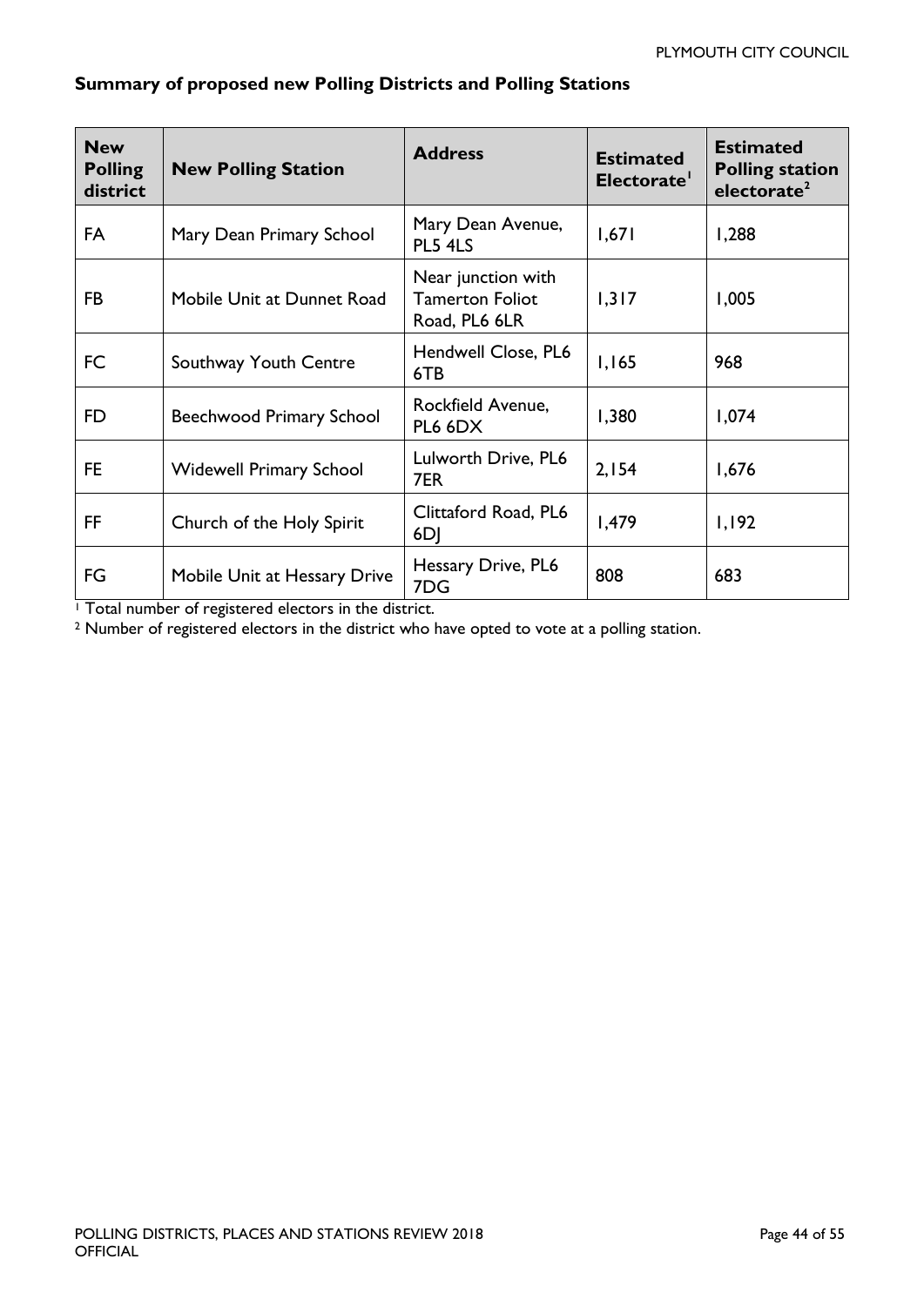**Summary of proposed new Polling Districts and Polling Stations**

| New Polling district | New Polling Station | Address | Estimated Electorate[1] | Estimated Polling station electorate[2] |
|---|---|---|---|---|
| FA | Mary Dean Primary School | Mary Dean Avenue, PL5 4LS | 1,671 | 1,288 |
| FB | Mobile Unit at Dunnet Road | Near junction with Tamerton Foliot Road, PL6 6LR | 1,317 | 1,005 |
| FC | Southway Youth Centre | Hendwell Close, PL6 6TB | 1,165 | 968 |
| FD | Beechwood Primary School | Rockfield Avenue, PL6 6DX | 1,380 | 1,074 |
| FE | Widewell Primary School | Lulworth Drive, PL6 7ER | 2,154 | 1,676 |
| FF | Church of the Holy Spirit | Clittaford Road, PL6 6DJ | 1,479 | 1,192 |
| FG | Mobile Unit at Hessary Drive | Hessary Drive, PL6 7DG | 808 | 683 |

[1] Total number of registered electors in the district.

[2] Number of registered electors in the district who have opted to vote at a polling station.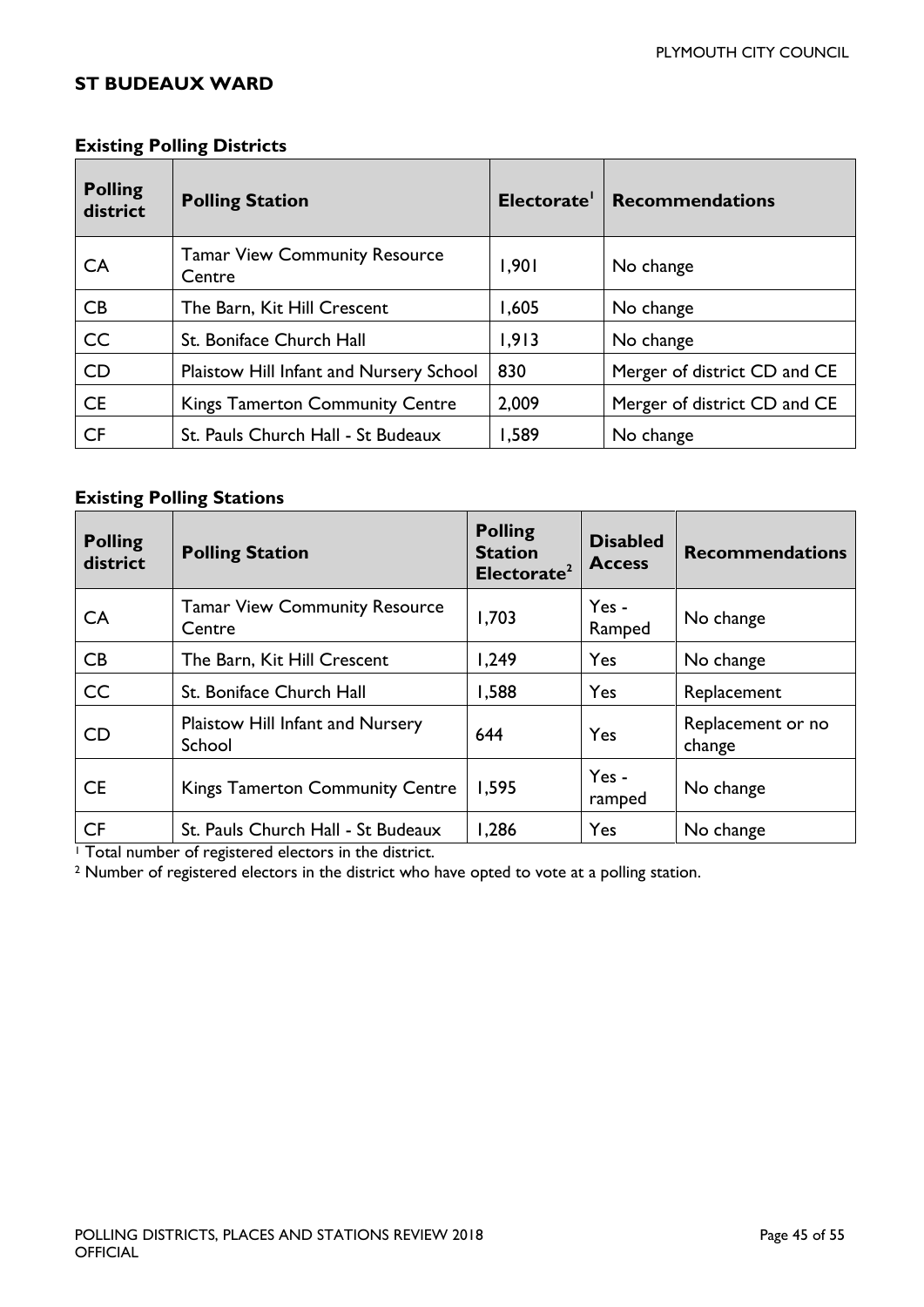## ST BUDEAUX WARD

### Existing Polling Districts

| Polling district | Polling Station | Electorate[1] | Recommendations |
|---|---|---|---|
| CA | Tamar View Community Resource Centre | 1,901 | No change |
| CB | The Barn, Kit Hill Crescent | 1,605 | No change |
| CC | St. Boniface Church Hall | 1,913 | No change |
| CD | Plaistow Hill Infant and Nursery School | 830 | Merger of district CD and CE |
| CE | Kings Tamerton Community Centre | 2,009 | Merger of district CD and CE |
| CF | St. Pauls Church Hall - St Budeaux | 1,589 | No change |

### Existing Polling Stations

| Polling district | Polling Station | Polling Station Electorate[2] | Disabled Access | Recommendations |
|---|---|---|---|---|
| CA | Tamar View Community Resource Centre | 1,703 | Yes - Ramped | No change |
| CB | The Barn, Kit Hill Crescent | 1,249 | Yes | No change |
| CC | St. Boniface Church Hall | 1,588 | Yes | Replacement |
| CD | Plaistow Hill Infant and Nursery School | 644 | Yes | Replacement or no change |
| CE | Kings Tamerton Community Centre | 1,595 | Yes - ramped | No change |
| CF | St. Pauls Church Hall - St Budeaux | 1,286 | Yes | No change |

[1] Total number of registered electors in the district.

[2] Number of registered electors in the district who have opted to vote at a polling station.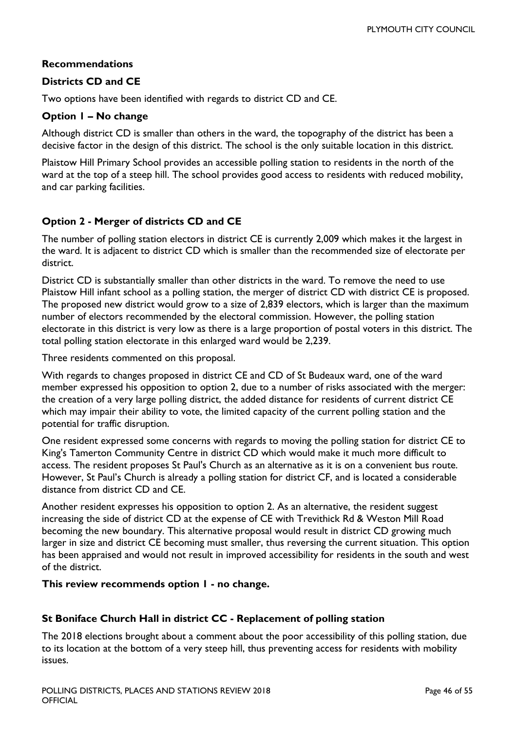**Recommendations**

**Districts CD and CE**

Two options have been identified with regards to district CD and CE.

**Option 1 – No change**

Although district CD is smaller than others in the ward, the topography of the district has been a decisive factor in the design of this district. The school is the only suitable location in this district.

Plaistow Hill Primary School provides an accessible polling station to residents in the north of the ward at the top of a steep hill. The school provides good access to residents with reduced mobility, and car parking facilities.

**Option 2 - Merger of districts CD and CE**

The number of polling station electors in district CE is currently 2,009 which makes it the largest in the ward. It is adjacent to district CD which is smaller than the recommended size of electorate per district.

District CD is substantially smaller than other districts in the ward. To remove the need to use Plaistow Hill infant school as a polling station, the merger of district CD with district CE is proposed. The proposed new district would grow to a size of 2,839 electors, which is larger than the maximum number of electors recommended by the electoral commission. However, the polling station electorate in this district is very low as there is a large proportion of postal voters in this district. The total polling station electorate in this enlarged ward would be 2,239.

Three residents commented on this proposal.

With regards to changes proposed in district CE and CD of St Budeaux ward, one of the ward member expressed his opposition to option 2, due to a number of risks associated with the merger: the creation of a very large polling district, the added distance for residents of current district CE which may impair their ability to vote, the limited capacity of the current polling station and the potential for traffic disruption.

One resident expressed some concerns with regards to moving the polling station for district CE to King's Tamerton Community Centre in district CD which would make it much more difficult to access. The resident proposes St Paul's Church as an alternative as it is on a convenient bus route. However, St Paul's Church is already a polling station for district CF, and is located a considerable distance from district CD and CE.

Another resident expresses his opposition to option 2. As an alternative, the resident suggest increasing the side of district CD at the expense of CE with Trevithick Rd & Weston Mill Road becoming the new boundary. This alternative proposal would result in district CD growing much larger in size and district CE becoming must smaller, thus reversing the current situation. This option has been appraised and would not result in improved accessibility for residents in the south and west of the district.

**This review recommends option 1 - no change.**

**St Boniface Church Hall in district CC - Replacement of polling station**

The 2018 elections brought about a comment about the poor accessibility of this polling station, due to its location at the bottom of a very steep hill, thus preventing access for residents with mobility issues.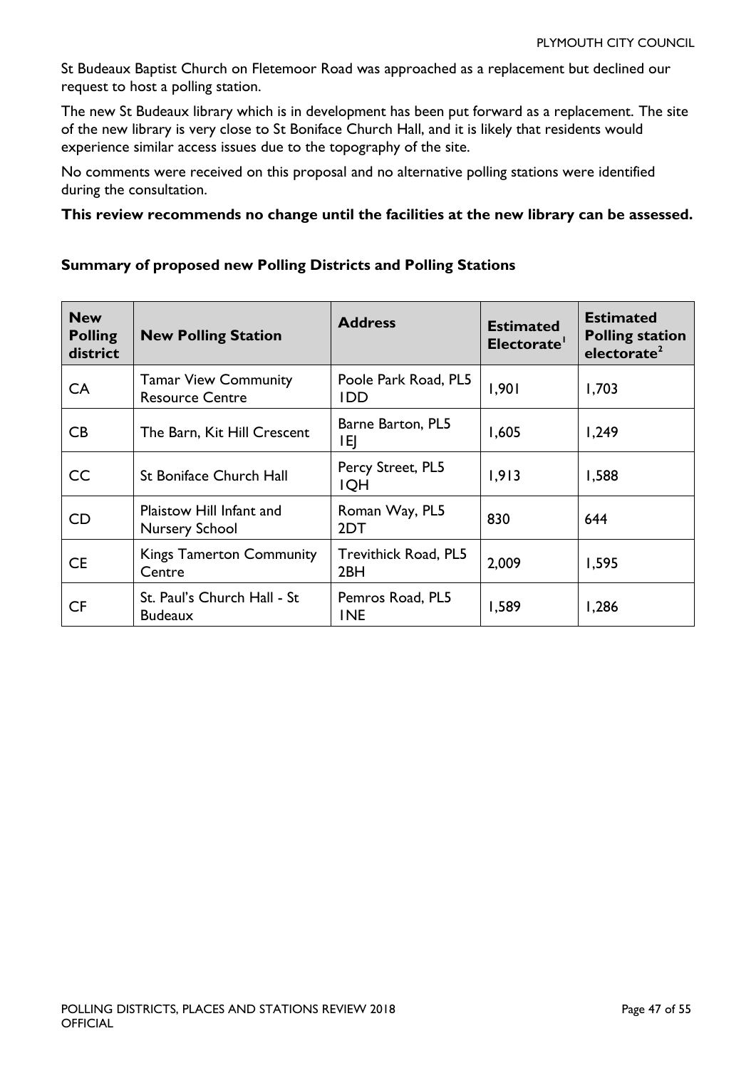St Budeaux Baptist Church on Fletemoor Road was approached as a replacement but declined our request to host a polling station.

The new St Budeaux library which is in development has been put forward as a replacement. The site of the new library is very close to St Boniface Church Hall, and it is likely that residents would experience similar access issues due to the topography of the site.

No comments were received on this proposal and no alternative polling stations were identified during the consultation.

**This review recommends no change until the facilities at the new library can be assessed.**

### Summary of proposed new Polling Districts and Polling Stations

| New Polling district | New Polling Station | Address | Estimated Electorate[1] | Estimated Polling station electorate[2] |
|---|---|---|---|---|
| CA | Tamar View Community Resource Centre | Poole Park Road, PL5 1DD | 1,901 | 1,703 |
| CB | The Barn, Kit Hill Crescent | Barne Barton, PL5 1EJ | 1,605 | 1,249 |
| CC | St Boniface Church Hall | Percy Street, PL5 1QH | 1,913 | 1,588 |
| CD | Plaistow Hill Infant and Nursery School | Roman Way, PL5 2DT | 830 | 644 |
| CE | Kings Tamerton Community Centre | Trevithick Road, PL5 2BH | 2,009 | 1,595 |
| CF | St. Paul's Church Hall - St Budeaux | Pemros Road, PL5 1NE | 1,589 | 1,286 |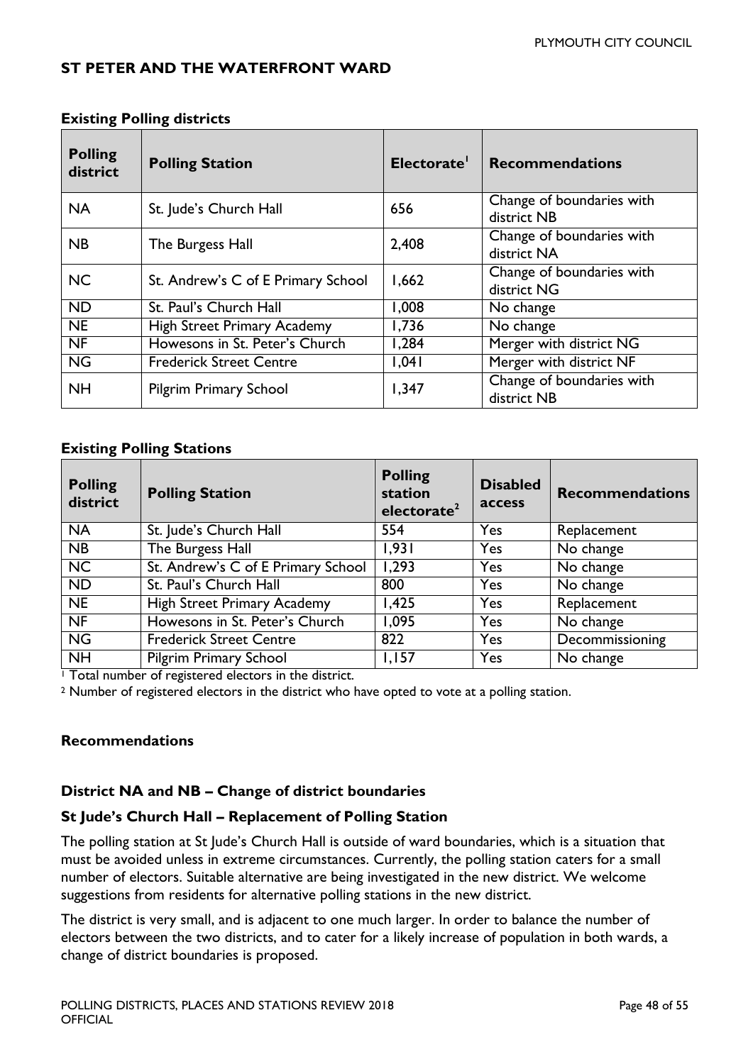## ST PETER AND THE WATERFRONT WARD

### Existing Polling districts

| Polling district | Polling Station | Electorate[1] | Recommendations |
|---|---|---|---|
| NA | St. Jude's Church Hall | 656 | Change of boundaries with district NB |
| NB | The Burgess Hall | 2,408 | Change of boundaries with district NA |
| NC | St. Andrew's C of E Primary School | 1,662 | Change of boundaries with district NG |
| ND | St. Paul's Church Hall | 1,008 | No change |
| NE | High Street Primary Academy | 1,736 | No change |
| NF | Howesons in St. Peter's Church | 1,284 | Merger with district NG |
| NG | Frederick Street Centre | 1,041 | Merger with district NF |
| NH | Pilgrim Primary School | 1,347 | Change of boundaries with district NB |

### Existing Polling Stations

| Polling district | Polling Station | Polling station electorate[2] | Disabled access | Recommendations |
|---|---|---|---|---|
| NA | St. Jude's Church Hall | 554 | Yes | Replacement |
| NB | The Burgess Hall | 1,931 | Yes | No change |
| NC | St. Andrew's C of E Primary School | 1,293 | Yes | No change |
| ND | St. Paul's Church Hall | 800 | Yes | No change |
| NE | High Street Primary Academy | 1,425 | Yes | Replacement |
| NF | Howesons in St. Peter's Church | 1,095 | Yes | No change |
| NG | Frederick Street Centre | 822 | Yes | Decommissioning |
| NH | Pilgrim Primary School | 1,157 | Yes | No change |

[1] Total number of registered electors in the district.

[2] Number of registered electors in the district who have opted to vote at a polling station.

### Recommendations

#### District NA and NB – Change of district boundaries

#### St Jude's Church Hall – Replacement of Polling Station

The polling station at St Jude's Church Hall is outside of ward boundaries, which is a situation that must be avoided unless in extreme circumstances. Currently, the polling station caters for a small number of electors. Suitable alternative are being investigated in the new district. We welcome suggestions from residents for alternative polling stations in the new district.

The district is very small, and is adjacent to one much larger. In order to balance the number of electors between the two districts, and to cater for a likely increase of population in both wards, a change of district boundaries is proposed.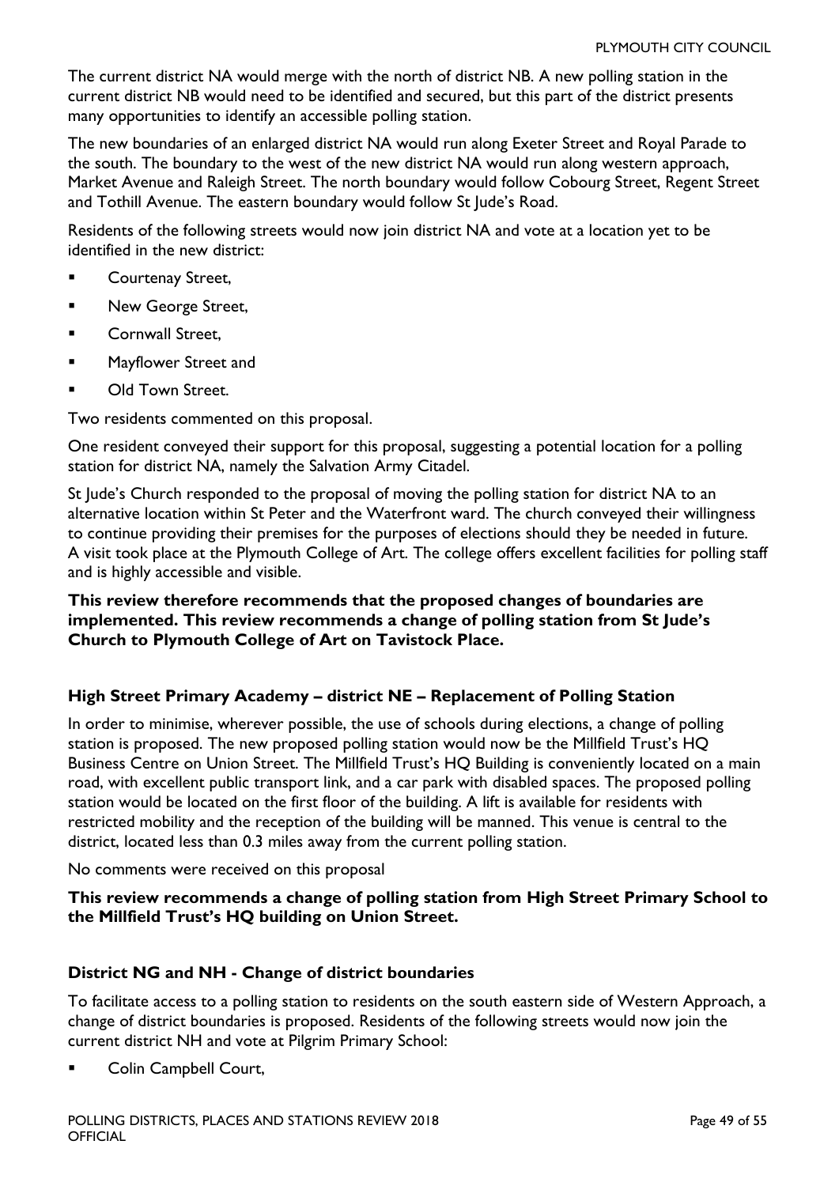The current district NA would merge with the north of district NB. A new polling station in the current district NB would need to be identified and secured, but this part of the district presents many opportunities to identify an accessible polling station.

The new boundaries of an enlarged district NA would run along Exeter Street and Royal Parade to the south. The boundary to the west of the new district NA would run along western approach, Market Avenue and Raleigh Street. The north boundary would follow Cobourg Street, Regent Street and Tothill Avenue. The eastern boundary would follow St Jude's Road.

Residents of the following streets would now join district NA and vote at a location yet to be identified in the new district:

- Courtenay Street,
- New George Street,
- Cornwall Street,
- Mayflower Street and
- Old Town Street.

Two residents commented on this proposal.

One resident conveyed their support for this proposal, suggesting a potential location for a polling station for district NA, namely the Salvation Army Citadel.

St Jude's Church responded to the proposal of moving the polling station for district NA to an alternative location within St Peter and the Waterfront ward. The church conveyed their willingness to continue providing their premises for the purposes of elections should they be needed in future. A visit took place at the Plymouth College of Art. The college offers excellent facilities for polling staff and is highly accessible and visible.

**This review therefore recommends that the proposed changes of boundaries are implemented. This review recommends a change of polling station from St Jude's Church to Plymouth College of Art on Tavistock Place.**

### High Street Primary Academy – district NE – Replacement of Polling Station

In order to minimise, wherever possible, the use of schools during elections, a change of polling station is proposed. The new proposed polling station would now be the Millfield Trust's HQ Business Centre on Union Street. The Millfield Trust's HQ Building is conveniently located on a main road, with excellent public transport link, and a car park with disabled spaces. The proposed polling station would be located on the first floor of the building. A lift is available for residents with restricted mobility and the reception of the building will be manned. This venue is central to the district, located less than 0.3 miles away from the current polling station.

No comments were received on this proposal

**This review recommends a change of polling station from High Street Primary School to the Millfield Trust's HQ building on Union Street.**

### District NG and NH - Change of district boundaries

To facilitate access to a polling station to residents on the south eastern side of Western Approach, a change of district boundaries is proposed. Residents of the following streets would now join the current district NH and vote at Pilgrim Primary School:

- Colin Campbell Court,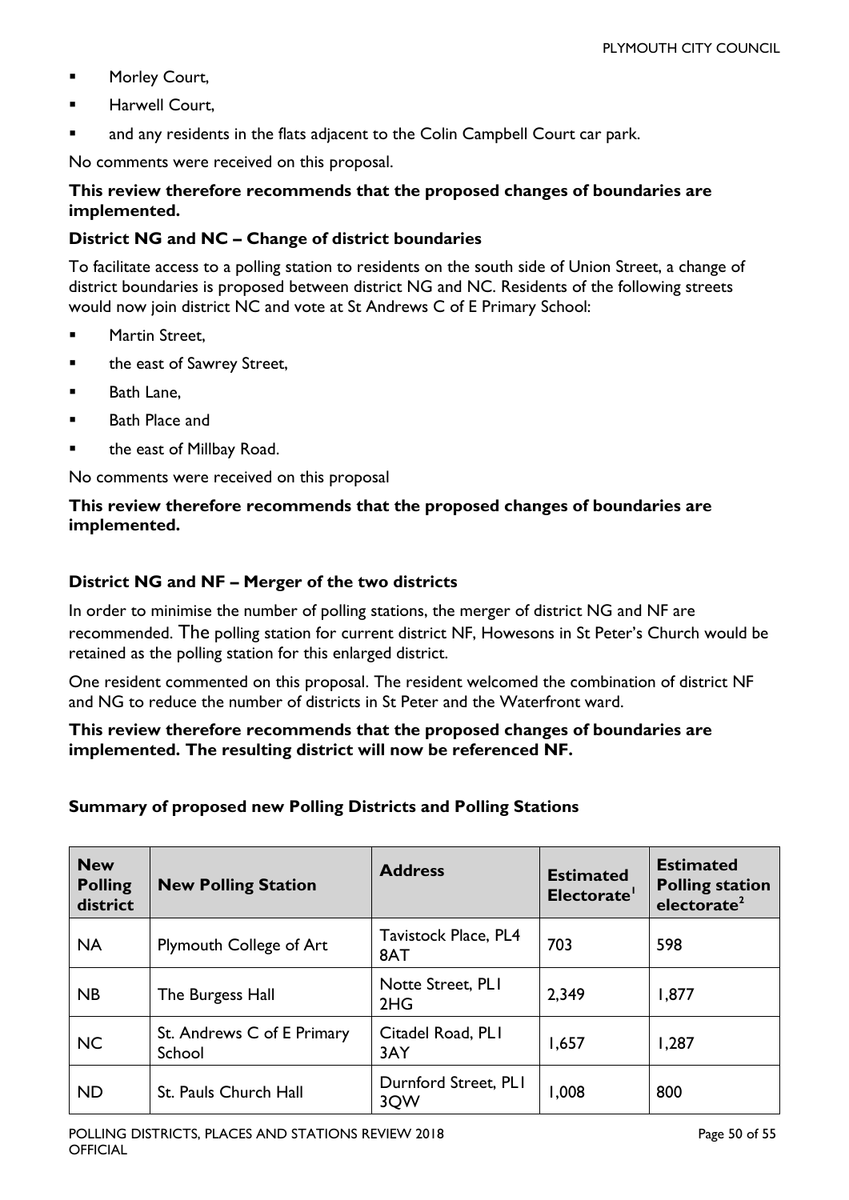- Morley Court,
- Harwell Court,
- and any residents in the flats adjacent to the Colin Campbell Court car park.

No comments were received on this proposal.

**This review therefore recommends that the proposed changes of boundaries are implemented.**

### District NG and NC – Change of district boundaries

To facilitate access to a polling station to residents on the south side of Union Street, a change of district boundaries is proposed between district NG and NC. Residents of the following streets would now join district NC and vote at St Andrews C of E Primary School:

- Martin Street,
- the east of Sawrey Street,
- Bath Lane,
- Bath Place and
- the east of Millbay Road.

No comments were received on this proposal

**This review therefore recommends that the proposed changes of boundaries are implemented.**

### District NG and NF – Merger of the two districts

In order to minimise the number of polling stations, the merger of district NG and NF are recommended. The polling station for current district NF, Howesons in St Peter's Church would be retained as the polling station for this enlarged district.

One resident commented on this proposal. The resident welcomed the combination of district NF and NG to reduce the number of districts in St Peter and the Waterfront ward.

**This review therefore recommends that the proposed changes of boundaries are implemented. The resulting district will now be referenced NF.**

### Summary of proposed new Polling Districts and Polling Stations

| New Polling district | New Polling Station | Address | Estimated Electorate[1] | Estimated Polling station electorate[2] |
|---|---|---|---|---|
| NA | Plymouth College of Art | Tavistock Place, PL4 8AT | 703 | 598 |
| NB | The Burgess Hall | Notte Street, PL1 2HG | 2,349 | 1,877 |
| NC | St. Andrews C of E Primary School | Citadel Road, PL1 3AY | 1,657 | 1,287 |
| ND | St. Pauls Church Hall | Durnford Street, PL1 3QW | 1,008 | 800 |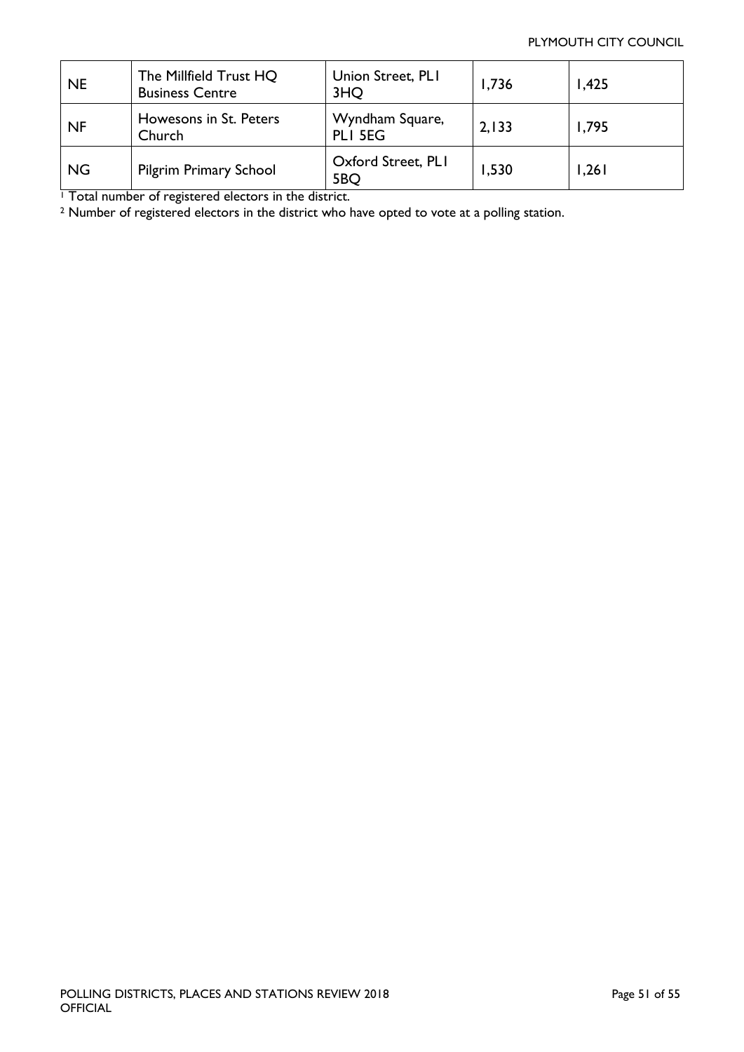| NE | The Millfield Trust HQ Business Centre | Union Street, PL1 3HQ | 1,736 | 1,425 |
|---|---|---|---|---|
| NF | Howesons in St. Peters Church | Wyndham Square, PL1 5EG | 2,133 | 1,795 |
| NG | Pilgrim Primary School | Oxford Street, PL1 5BQ | 1,530 | 1,261 |

[1] Total number of registered electors in the district.

[2] Number of registered electors in the district who have opted to vote at a polling station.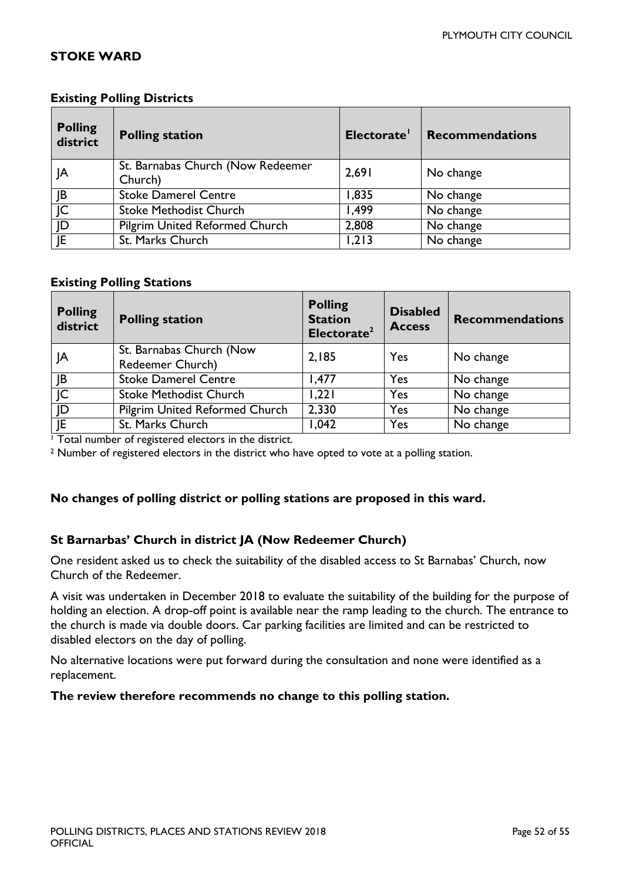## STOKE WARD

### Existing Polling Districts

| Polling district | Polling station | Electorate[1] | Recommendations |
|---|---|---|---|
| JA | St. Barnabas Church (Now Redeemer Church) | 2,691 | No change |
| JB | Stoke Damerel Centre | 1,835 | No change |
| JC | Stoke Methodist Church | 1,499 | No change |
| JD | Pilgrim United Reformed Church | 2,808 | No change |
| JE | St. Marks Church | 1,213 | No change |

### Existing Polling Stations

| Polling district | Polling station | Polling Station Electorate[2] | Disabled Access | Recommendations |
|---|---|---|---|---|
| JA | St. Barnabas Church (Now Redeemer Church) | 2,185 | Yes | No change |
| JB | Stoke Damerel Centre | 1,477 | Yes | No change |
| JC | Stoke Methodist Church | 1,221 | Yes | No change |
| JD | Pilgrim United Reformed Church | 2,330 | Yes | No change |
| JE | St. Marks Church | 1,042 | Yes | No change |

[1] Total number of registered electors in the district.

[2] Number of registered electors in the district who have opted to vote at a polling station.

**No changes of polling district or polling stations are proposed in this ward.**

### St Barnarbas' Church in district JA (Now Redeemer Church)

One resident asked us to check the suitability of the disabled access to St Barnabas' Church, now Church of the Redeemer.

A visit was undertaken in December 2018 to evaluate the suitability of the building for the purpose of holding an election. A drop-off point is available near the ramp leading to the church. The entrance to the church is made via double doors. Car parking facilities are limited and can be restricted to disabled electors on the day of polling.

No alternative locations were put forward during the consultation and none were identified as a replacement.

**The review therefore recommends no change to this polling station.**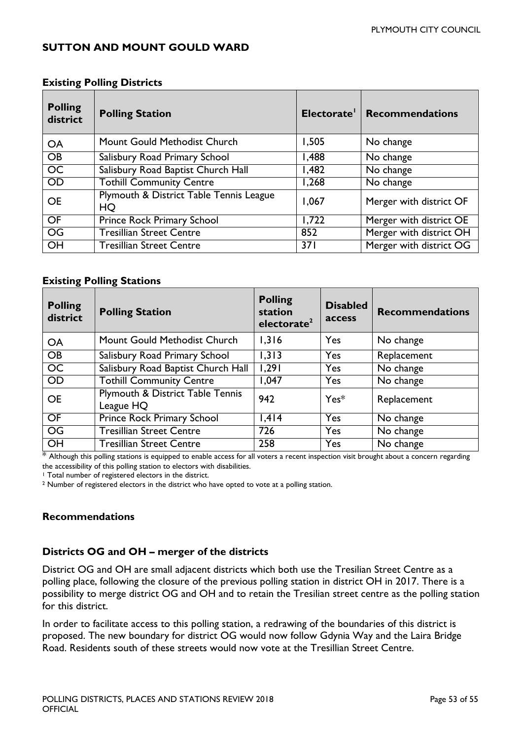## SUTTON AND MOUNT GOULD WARD

### Existing Polling Districts

| Polling district | Polling Station | Electorate[1] | Recommendations |
|---|---|---|---|
| OA | Mount Gould Methodist Church | 1,505 | No change |
| OB | Salisbury Road Primary School | 1,488 | No change |
| OC | Salisbury Road Baptist Church Hall | 1,482 | No change |
| OD | Tothill Community Centre | 1,268 | No change |
| OE | Plymouth & District Table Tennis League HQ | 1,067 | Merger with district OF |
| OF | Prince Rock Primary School | 1,722 | Merger with district OE |
| OG | Tresillian Street Centre | 852 | Merger with district OH |
| OH | Tresillian Street Centre | 371 | Merger with district OG |

### Existing Polling Stations

| Polling district | Polling Station | Polling station electorate[2] | Disabled access | Recommendations |
|---|---|---|---|---|
| OA | Mount Gould Methodist Church | 1,316 | Yes | No change |
| OB | Salisbury Road Primary School | 1,313 | Yes | Replacement |
| OC | Salisbury Road Baptist Church Hall | 1,291 | Yes | No change |
| OD | Tothill Community Centre | 1,047 | Yes | No change |
| OE | Plymouth & District Table Tennis League HQ | 942 | Yes* | Replacement |
| OF | Prince Rock Primary School | 1,414 | Yes | No change |
| OG | Tresillian Street Centre | 726 | Yes | No change |
| OH | Tresillian Street Centre | 258 | Yes | No change |

\* Although this polling stations is equipped to enable access for all voters a recent inspection visit brought about a concern regarding the accessibility of this polling station to electors with disabilities.

[1] Total number of registered electors in the district.

[2] Number of registered electors in the district who have opted to vote at a polling station.

### Recommendations

### Districts OG and OH – merger of the districts

District OG and OH are small adjacent districts which both use the Tresilian Street Centre as a polling place, following the closure of the previous polling station in district OH in 2017. There is a possibility to merge district OG and OH and to retain the Tresilian street centre as the polling station for this district.

In order to facilitate access to this polling station, a redrawing of the boundaries of this district is proposed. The new boundary for district OG would now follow Gdynia Way and the Laira Bridge Road. Residents south of these streets would now vote at the Tresillian Street Centre.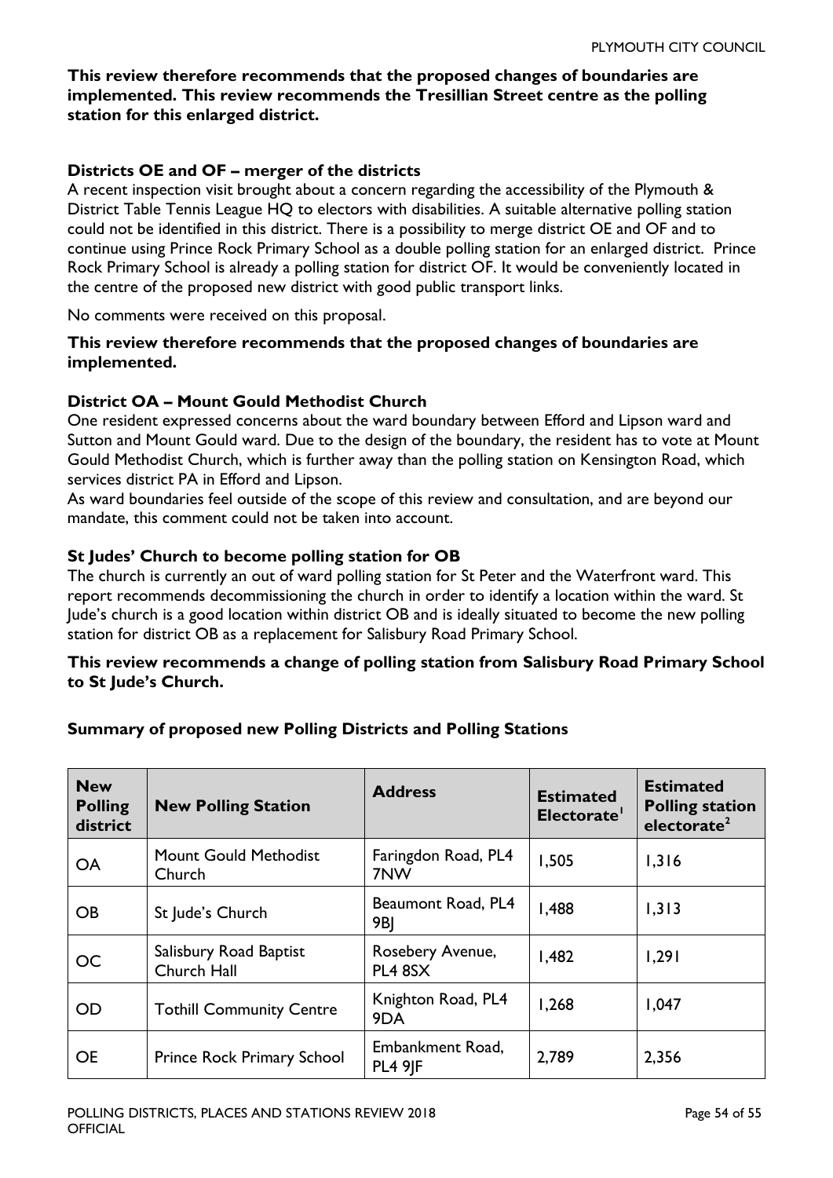**This review therefore recommends that the proposed changes of boundaries are implemented. This review recommends the Tresillian Street centre as the polling station for this enlarged district.**

### Districts OE and OF – merger of the districts

A recent inspection visit brought about a concern regarding the accessibility of the Plymouth & District Table Tennis League HQ to electors with disabilities. A suitable alternative polling station could not be identified in this district. There is a possibility to merge district OE and OF and to continue using Prince Rock Primary School as a double polling station for an enlarged district. Prince Rock Primary School is already a polling station for district OF. It would be conveniently located in the centre of the proposed new district with good public transport links.

No comments were received on this proposal.

**This review therefore recommends that the proposed changes of boundaries are implemented.**

### District OA – Mount Gould Methodist Church

One resident expressed concerns about the ward boundary between Efford and Lipson ward and Sutton and Mount Gould ward. Due to the design of the boundary, the resident has to vote at Mount Gould Methodist Church, which is further away than the polling station on Kensington Road, which services district PA in Efford and Lipson.

As ward boundaries feel outside of the scope of this review and consultation, and are beyond our mandate, this comment could not be taken into account.

### St Judes' Church to become polling station for OB

The church is currently an out of ward polling station for St Peter and the Waterfront ward. This report recommends decommissioning the church in order to identify a location within the ward. St Jude's church is a good location within district OB and is ideally situated to become the new polling station for district OB as a replacement for Salisbury Road Primary School.

**This review recommends a change of polling station from Salisbury Road Primary School to St Jude's Church.**

### Summary of proposed new Polling Districts and Polling Stations

| New Polling district | New Polling Station | Address | Estimated Electorate[1] | Estimated Polling station electorate[2] |
|---|---|---|---|---|
| OA | Mount Gould Methodist Church | Faringdon Road, PL4 7NW | 1,505 | 1,316 |
| OB | St Jude's Church | Beaumont Road, PL4 9BJ | 1,488 | 1,313 |
| OC | Salisbury Road Baptist Church Hall | Rosebery Avenue, PL4 8SX | 1,482 | 1,291 |
| OD | Tothill Community Centre | Knighton Road, PL4 9DA | 1,268 | 1,047 |
| OE | Prince Rock Primary School | Embankment Road, PL4 9JF | 2,789 | 2,356 |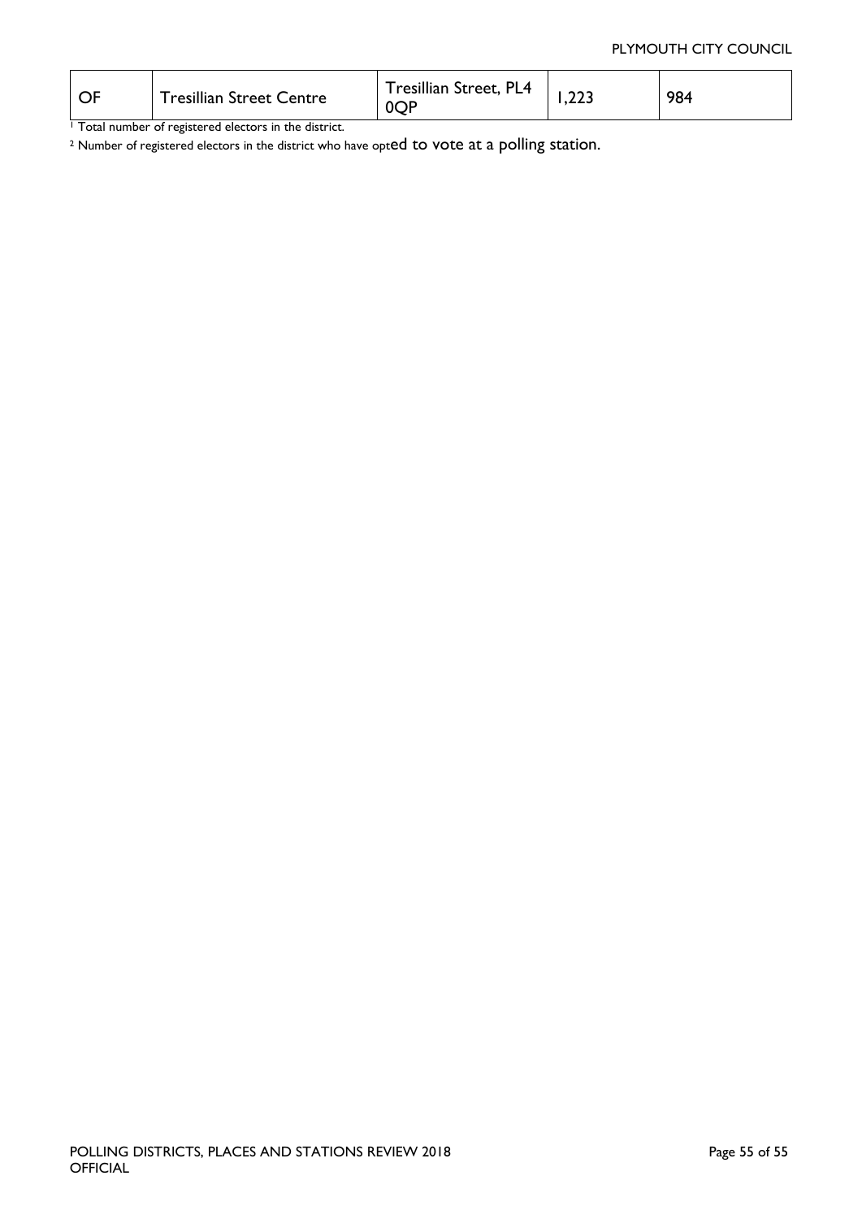| | | | | |
|---|---|---|---|---|
| OF | Tresillian Street Centre | Tresillian Street, PL4 0QP | 1,223 | 984 |

[1] Total number of registered electors in the district.

[2] Number of registered electors in the district who have opted to vote at a polling station.